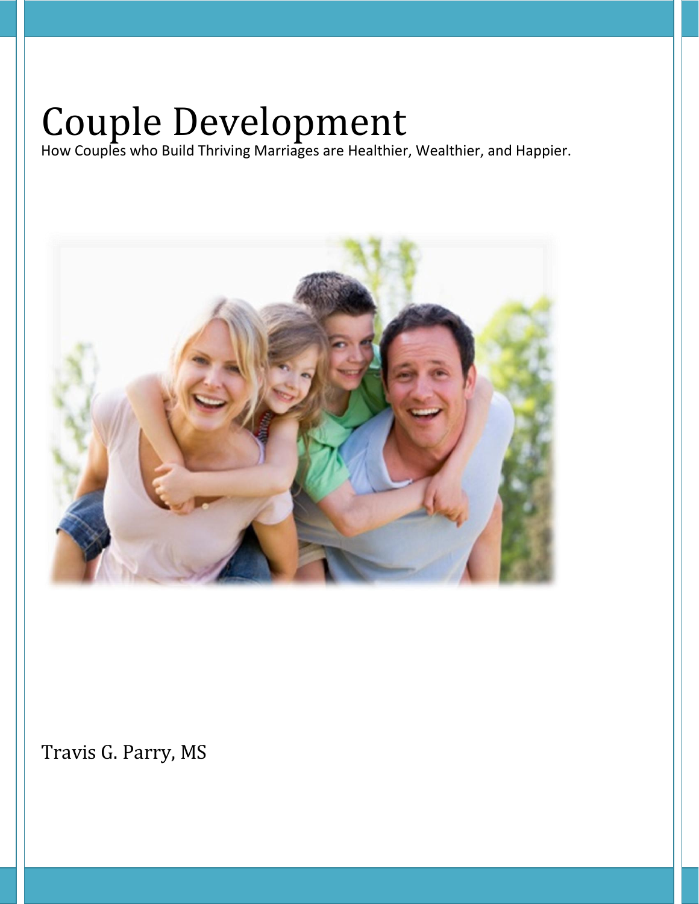# Couple Development

How Couples who Build Thriving Marriages are Healthier, Wealthier, and Happier.

Travis G. Parry, MS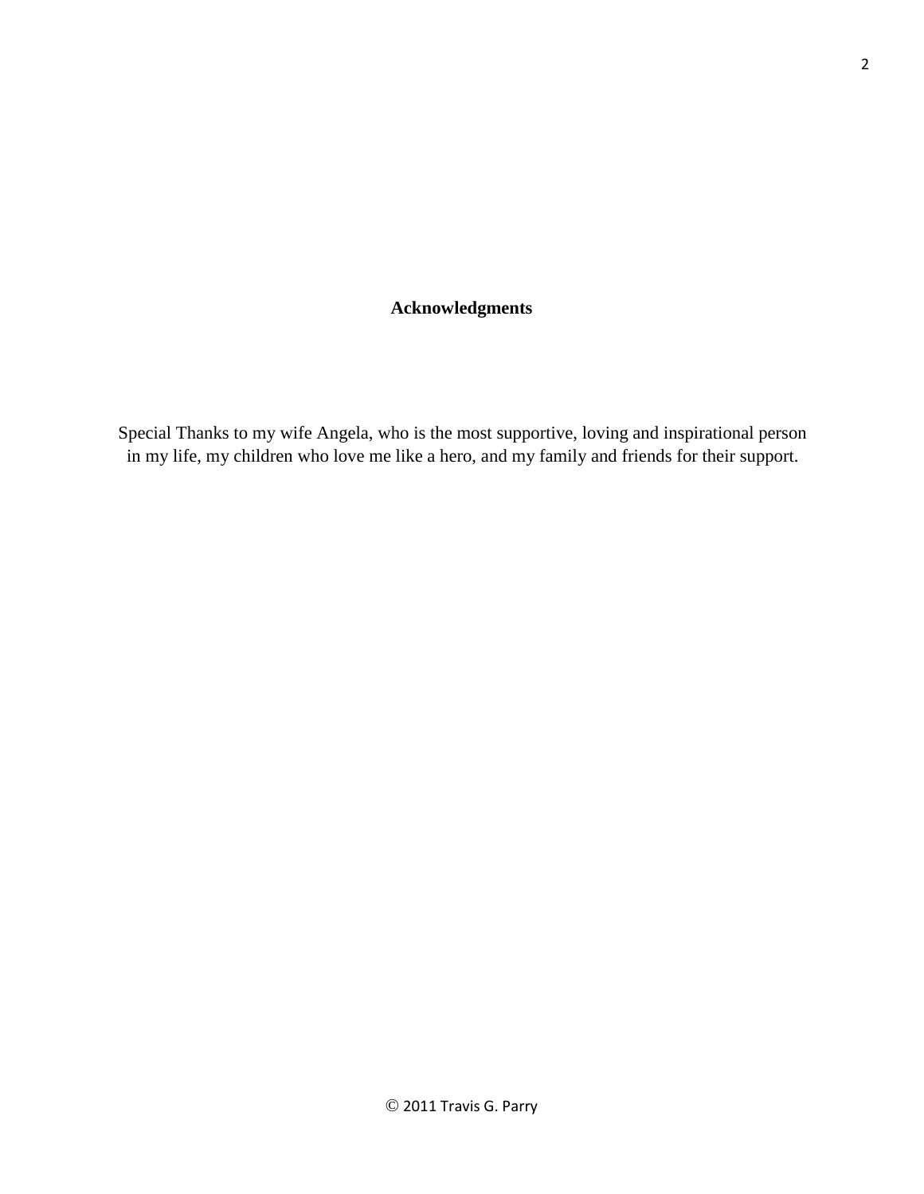# Acknowledgments

Special Thanks to my wife Angela, who is the most supportive, loving and inspirational person in my life, my children who love me like a hero, and my family and friends for their support.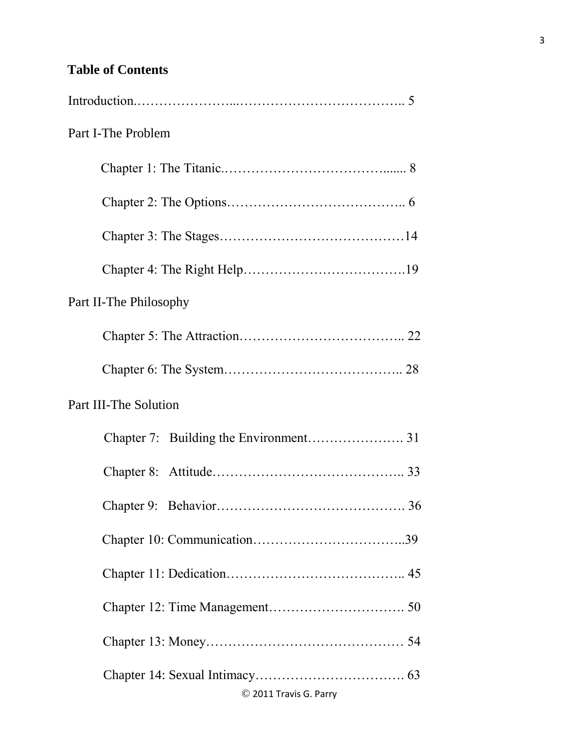## Table of Contents

Introduction.…………………...……………………………….. 5

Part I-The Problem

- Chapter 1: The Titanic.……………………………….…... 8
- Chapter 2: The Options………………………………….. 6
- Chapter 3: The Stages……………………………………14
- Chapter 4: The Right Help……………………………….19

Part II-The Philosophy

- Chapter 5: The Attraction……………………………….. 22
- Chapter 6: The System………………………………….. 28

Part III-The Solution

- Chapter 7: Building the Environment…………………. 31
- Chapter 8: Attitude…………………………………….. 33
- Chapter 9: Behavior……………………………………. 36
- Chapter 10: Communication……………………………..39
- Chapter 11: Dedication………………………………….. 45
- Chapter 12: Time Management…………………………. 50
- Chapter 13: Money……………………………………… 54
- Chapter 14: Sexual Intimacy……………………………. 63

© 2011 Travis G. Parry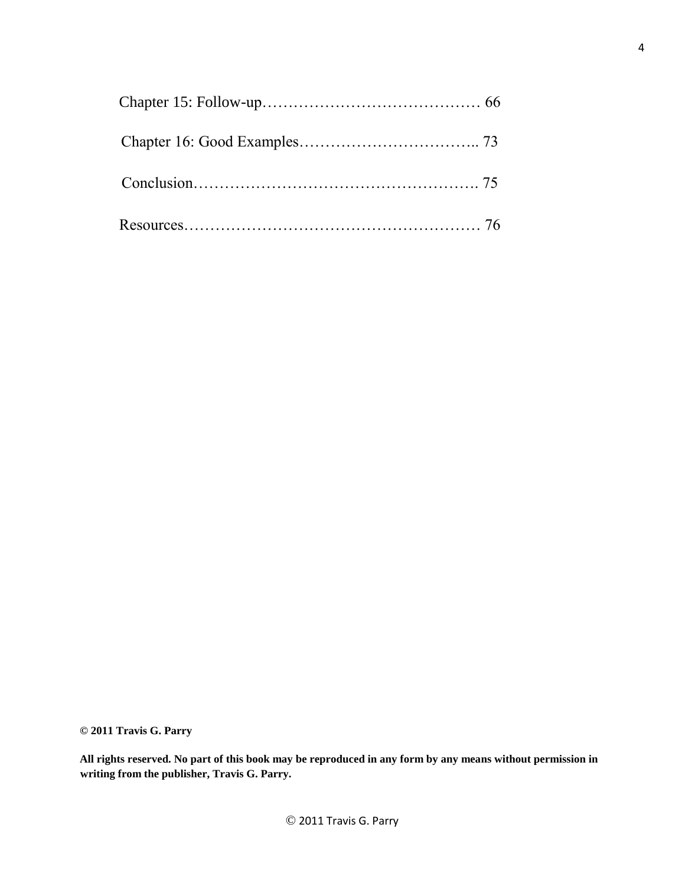Chapter 15: Follow-up…………………………………… 66

Chapter 16: Good Examples…………………………….. 73

Conclusion………………………………………………. 75

Resources………………………………………………… 76

**© 2011 Travis G. Parry**

**All rights reserved. No part of this book may be reproduced in any form by any means without permission in writing from the publisher, Travis G. Parry.**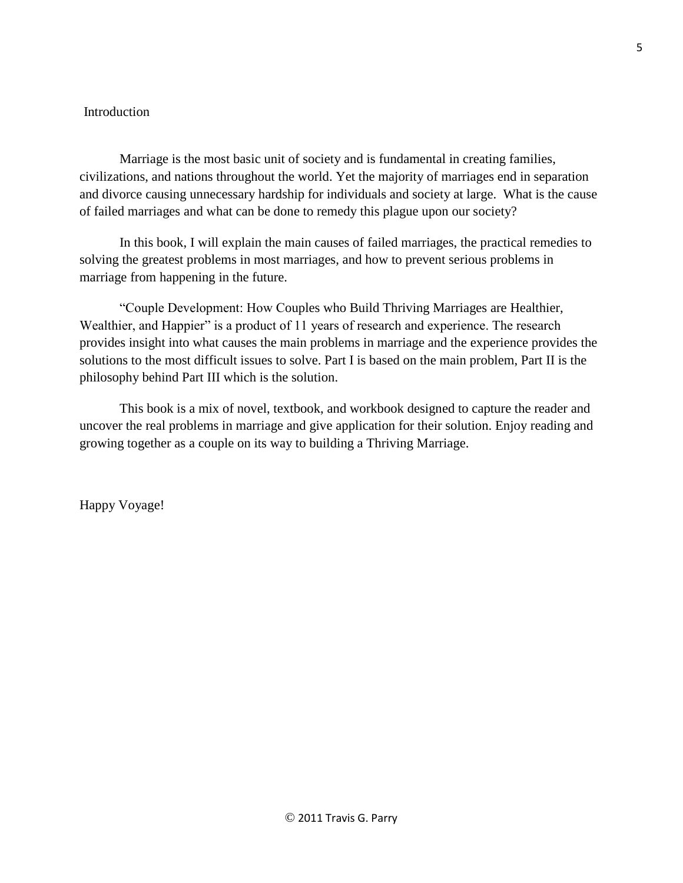# Introduction

Marriage is the most basic unit of society and is fundamental in creating families, civilizations, and nations throughout the world. Yet the majority of marriages end in separation and divorce causing unnecessary hardship for individuals and society at large. What is the cause of failed marriages and what can be done to remedy this plague upon our society?

In this book, I will explain the main causes of failed marriages, the practical remedies to solving the greatest problems in most marriages, and how to prevent serious problems in marriage from happening in the future.

"Couple Development: How Couples who Build Thriving Marriages are Healthier, Wealthier, and Happier" is a product of 11 years of research and experience. The research provides insight into what causes the main problems in marriage and the experience provides the solutions to the most difficult issues to solve. Part I is based on the main problem, Part II is the philosophy behind Part III which is the solution.

This book is a mix of novel, textbook, and workbook designed to capture the reader and uncover the real problems in marriage and give application for their solution. Enjoy reading and growing together as a couple on its way to building a Thriving Marriage.

Happy Voyage!

© 2011 Travis G. Parry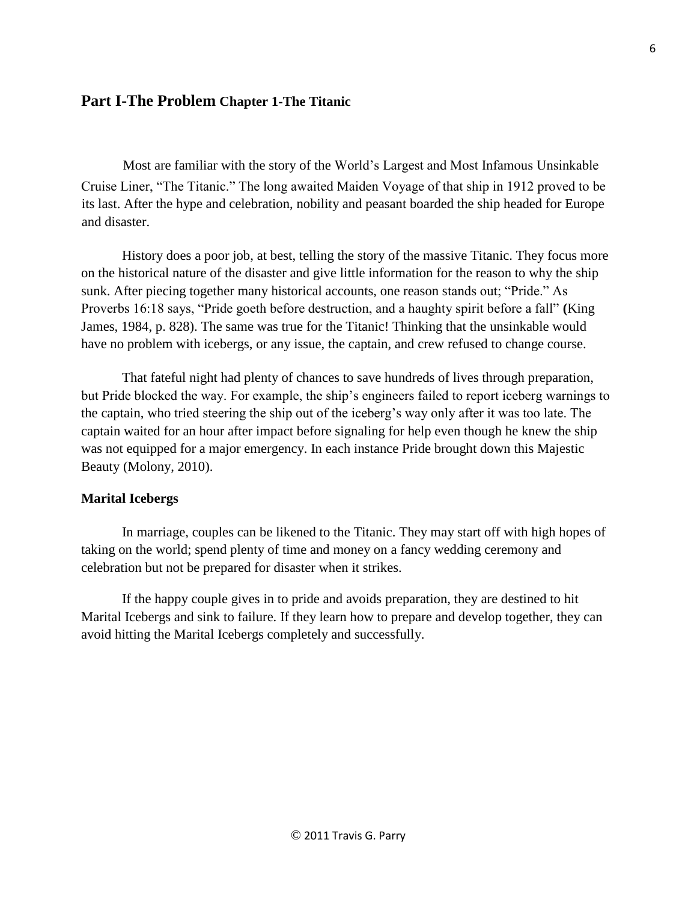# Part I-The Problem Chapter 1-The Titanic

Most are familiar with the story of the World's Largest and Most Infamous Unsinkable Cruise Liner, "The Titanic." The long awaited Maiden Voyage of that ship in 1912 proved to be its last. After the hype and celebration, nobility and peasant boarded the ship headed for Europe and disaster.

History does a poor job, at best, telling the story of the massive Titanic. They focus more on the historical nature of the disaster and give little information for the reason to why the ship sunk. After piecing together many historical accounts, one reason stands out; "Pride." As Proverbs 16:18 says, "Pride goeth before destruction, and a haughty spirit before a fall" **(**King James, 1984, p. 828). The same was true for the Titanic! Thinking that the unsinkable would have no problem with icebergs, or any issue, the captain, and crew refused to change course.

That fateful night had plenty of chances to save hundreds of lives through preparation, but Pride blocked the way. For example, the ship's engineers failed to report iceberg warnings to the captain, who tried steering the ship out of the iceberg's way only after it was too late. The captain waited for an hour after impact before signaling for help even though he knew the ship was not equipped for a major emergency. In each instance Pride brought down this Majestic Beauty (Molony, 2010).

## Marital Icebergs

In marriage, couples can be likened to the Titanic. They may start off with high hopes of taking on the world; spend plenty of time and money on a fancy wedding ceremony and celebration but not be prepared for disaster when it strikes.

If the happy couple gives in to pride and avoids preparation, they are destined to hit Marital Icebergs and sink to failure. If they learn how to prepare and develop together, they can avoid hitting the Marital Icebergs completely and successfully.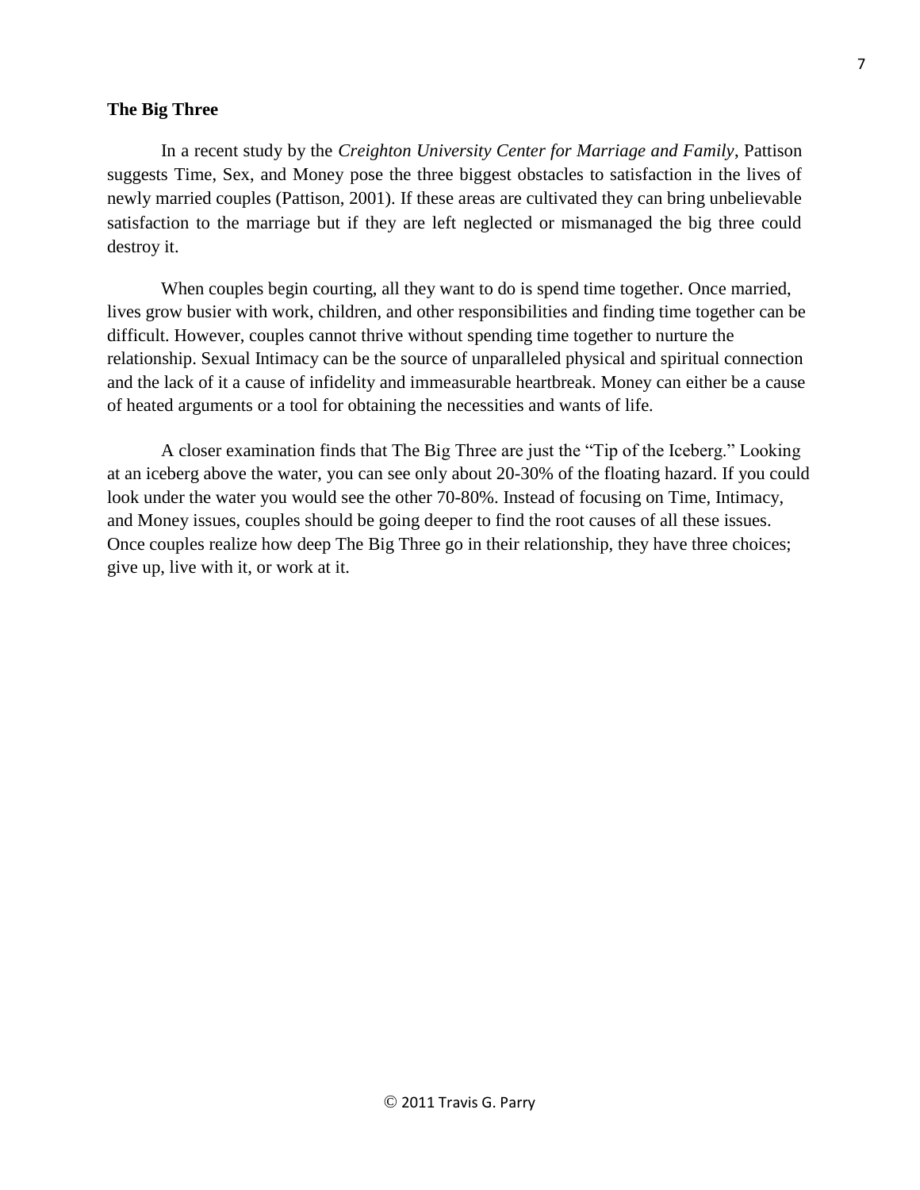**The Big Three**

In a recent study by the *Creighton University Center for Marriage and Family*, Pattison suggests Time, Sex, and Money pose the three biggest obstacles to satisfaction in the lives of newly married couples (Pattison, 2001). If these areas are cultivated they can bring unbelievable satisfaction to the marriage but if they are left neglected or mismanaged the big three could destroy it.

When couples begin courting, all they want to do is spend time together. Once married, lives grow busier with work, children, and other responsibilities and finding time together can be difficult. However, couples cannot thrive without spending time together to nurture the relationship. Sexual Intimacy can be the source of unparalleled physical and spiritual connection and the lack of it a cause of infidelity and immeasurable heartbreak. Money can either be a cause of heated arguments or a tool for obtaining the necessities and wants of life.

A closer examination finds that The Big Three are just the "Tip of the Iceberg." Looking at an iceberg above the water, you can see only about 20-30% of the floating hazard. If you could look under the water you would see the other 70-80%. Instead of focusing on Time, Intimacy, and Money issues, couples should be going deeper to find the root causes of all these issues. Once couples realize how deep The Big Three go in their relationship, they have three choices; give up, live with it, or work at it.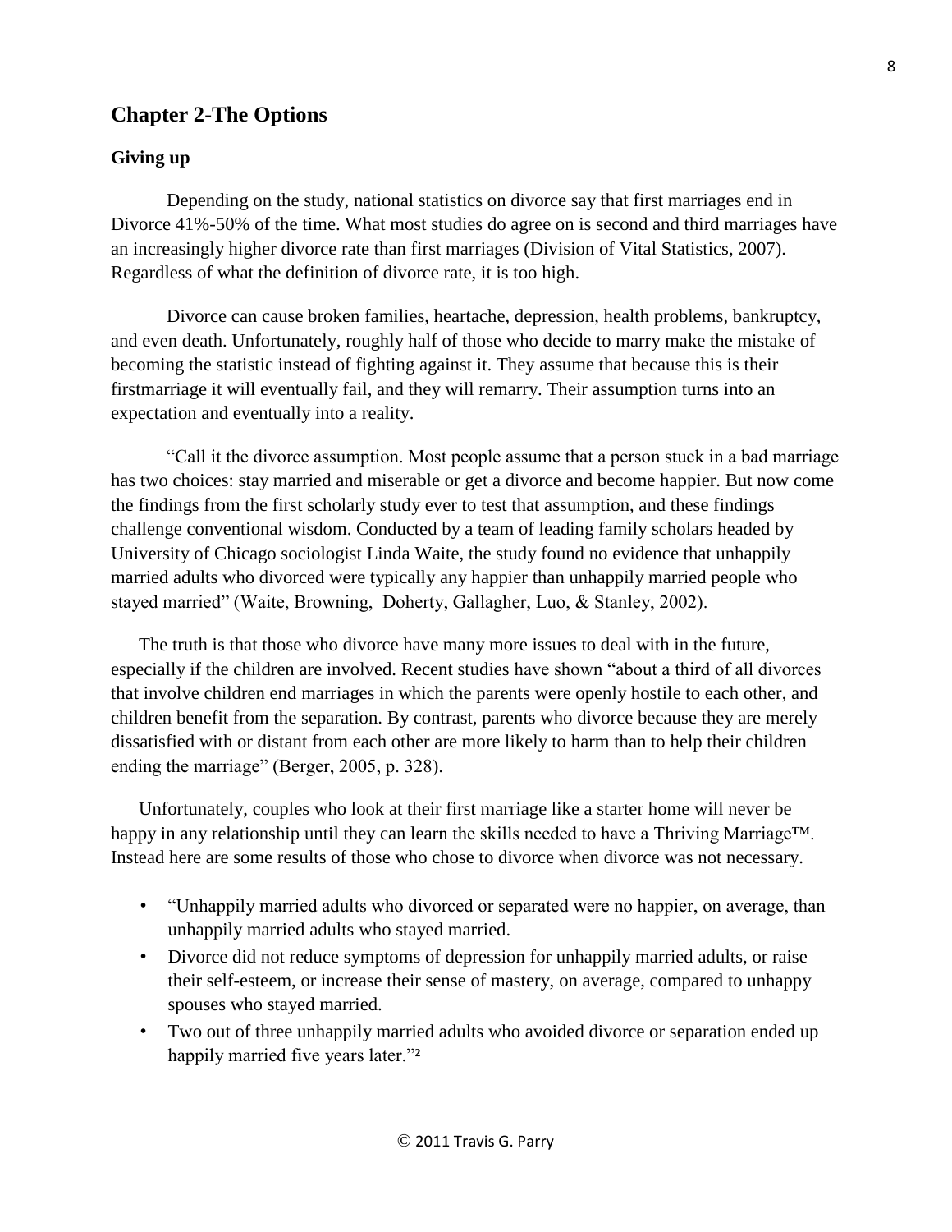## Chapter 2-The Options

### Giving up

Depending on the study, national statistics on divorce say that first marriages end in Divorce 41%-50% of the time. What most studies do agree on is second and third marriages have an increasingly higher divorce rate than first marriages (Division of Vital Statistics, 2007). Regardless of what the definition of divorce rate, it is too high.

Divorce can cause broken families, heartache, depression, health problems, bankruptcy, and even death. Unfortunately, roughly half of those who decide to marry make the mistake of becoming the statistic instead of fighting against it. They assume that because this is their firstmarriage it will eventually fail, and they will remarry. Their assumption turns into an expectation and eventually into a reality.

"Call it the divorce assumption. Most people assume that a person stuck in a bad marriage has two choices: stay married and miserable or get a divorce and become happier. But now come the findings from the first scholarly study ever to test that assumption, and these findings challenge conventional wisdom. Conducted by a team of leading family scholars headed by University of Chicago sociologist Linda Waite, the study found no evidence that unhappily married adults who divorced were typically any happier than unhappily married people who stayed married" (Waite, Browning, Doherty, Gallagher, Luo, & Stanley, 2002).

The truth is that those who divorce have many more issues to deal with in the future, especially if the children are involved. Recent studies have shown "about a third of all divorces that involve children end marriages in which the parents were openly hostile to each other, and children benefit from the separation. By contrast, parents who divorce because they are merely dissatisfied with or distant from each other are more likely to harm than to help their children ending the marriage" (Berger, 2005, p. 328).

Unfortunately, couples who look at their first marriage like a starter home will never be happy in any relationship until they can learn the skills needed to have a Thriving Marriage™. Instead here are some results of those who chose to divorce when divorce was not necessary.

- "Unhappily married adults who divorced or separated were no happier, on average, than unhappily married adults who stayed married.
- Divorce did not reduce symptoms of depression for unhappily married adults, or raise their self-esteem, or increase their sense of mastery, on average, compared to unhappy spouses who stayed married.
- Two out of three unhappily married adults who avoided divorce or separation ended up happily married five years later."[2]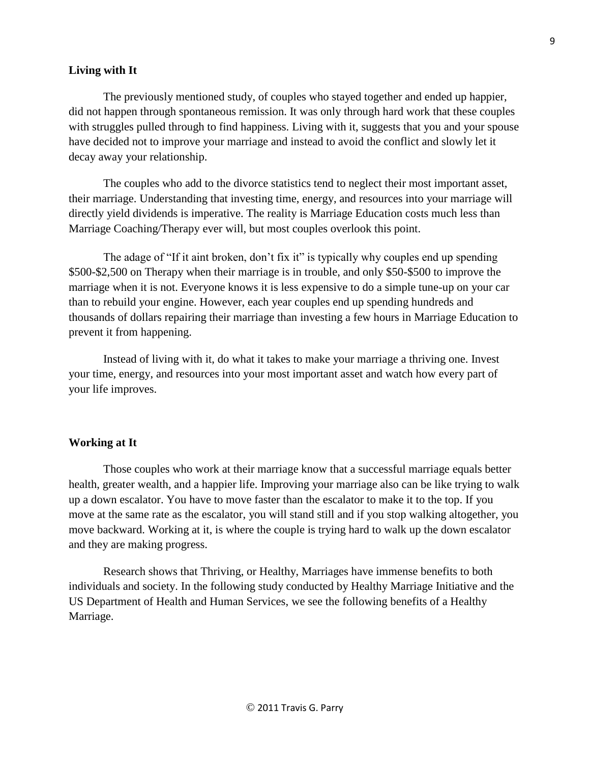**Living with It**

The previously mentioned study, of couples who stayed together and ended up happier, did not happen through spontaneous remission. It was only through hard work that these couples with struggles pulled through to find happiness. Living with it, suggests that you and your spouse have decided not to improve your marriage and instead to avoid the conflict and slowly let it decay away your relationship.

The couples who add to the divorce statistics tend to neglect their most important asset, their marriage. Understanding that investing time, energy, and resources into your marriage will directly yield dividends is imperative. The reality is Marriage Education costs much less than Marriage Coaching/Therapy ever will, but most couples overlook this point.

The adage of "If it aint broken, don't fix it" is typically why couples end up spending $500-$2,500 on Therapy when their marriage is in trouble, and only $50-$500 to improve the marriage when it is not. Everyone knows it is less expensive to do a simple tune-up on your car than to rebuild your engine. However, each year couples end up spending hundreds and thousands of dollars repairing their marriage than investing a few hours in Marriage Education to prevent it from happening.

Instead of living with it, do what it takes to make your marriage a thriving one. Invest your time, energy, and resources into your most important asset and watch how every part of your life improves.

**Working at It**

Those couples who work at their marriage know that a successful marriage equals better health, greater wealth, and a happier life. Improving your marriage also can be like trying to walk up a down escalator. You have to move faster than the escalator to make it to the top. If you move at the same rate as the escalator, you will stand still and if you stop walking altogether, you move backward. Working at it, is where the couple is trying hard to walk up the down escalator and they are making progress.

Research shows that Thriving, or Healthy, Marriages have immense benefits to both individuals and society. In the following study conducted by Healthy Marriage Initiative and the US Department of Health and Human Services, we see the following benefits of a Healthy Marriage.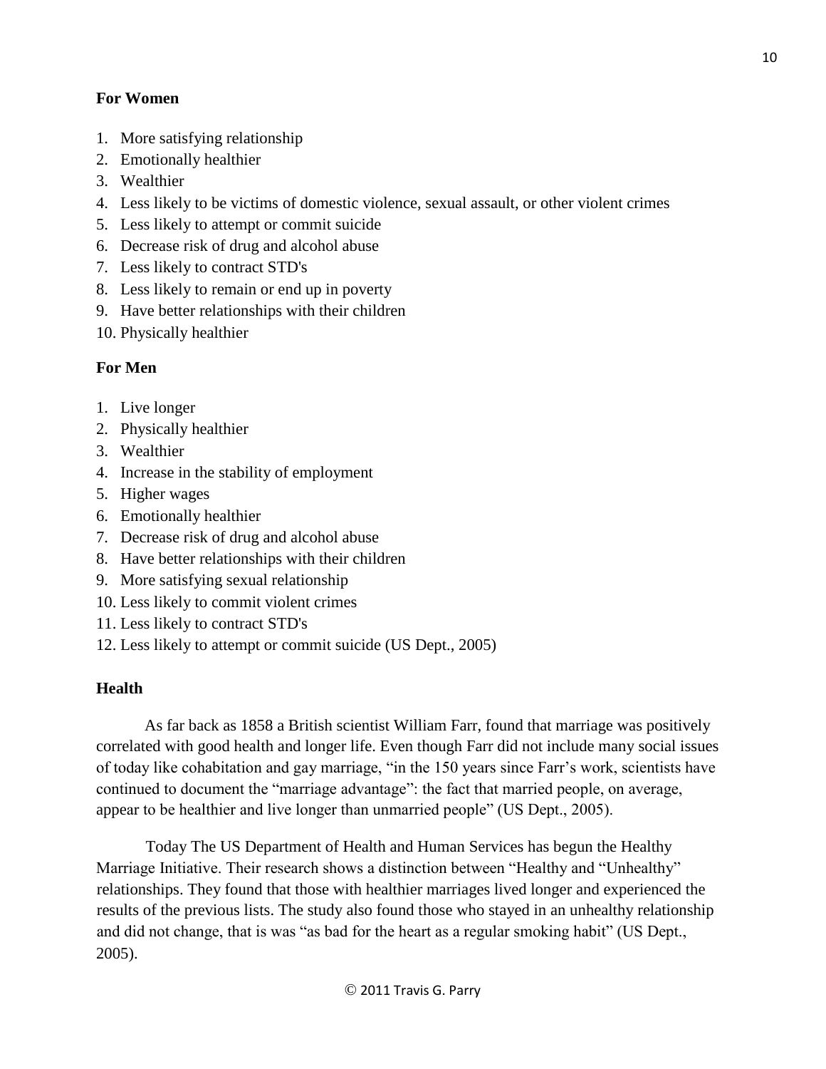**For Women**

1. More satisfying relationship
2. Emotionally healthier
3. Wealthier
4. Less likely to be victims of domestic violence, sexual assault, or other violent crimes
5. Less likely to attempt or commit suicide
6. Decrease risk of drug and alcohol abuse
7. Less likely to contract STD's
8. Less likely to remain or end up in poverty
9. Have better relationships with their children
10. Physically healthier

**For Men**

1. Live longer
2. Physically healthier
3. Wealthier
4. Increase in the stability of employment
5. Higher wages
6. Emotionally healthier
7. Decrease risk of drug and alcohol abuse
8. Have better relationships with their children
9. More satisfying sexual relationship
10. Less likely to commit violent crimes
11. Less likely to contract STD's
12. Less likely to attempt or commit suicide (US Dept., 2005)

**Health**

As far back as 1858 a British scientist William Farr, found that marriage was positively correlated with good health and longer life. Even though Farr did not include many social issues of today like cohabitation and gay marriage, "in the 150 years since Farr's work, scientists have continued to document the "marriage advantage": the fact that married people, on average, appear to be healthier and live longer than unmarried people" (US Dept., 2005).

Today The US Department of Health and Human Services has begun the Healthy Marriage Initiative. Their research shows a distinction between "Healthy and "Unhealthy" relationships. They found that those with healthier marriages lived longer and experienced the results of the previous lists. The study also found those who stayed in an unhealthy relationship and did not change, that is was "as bad for the heart as a regular smoking habit" (US Dept., 2005).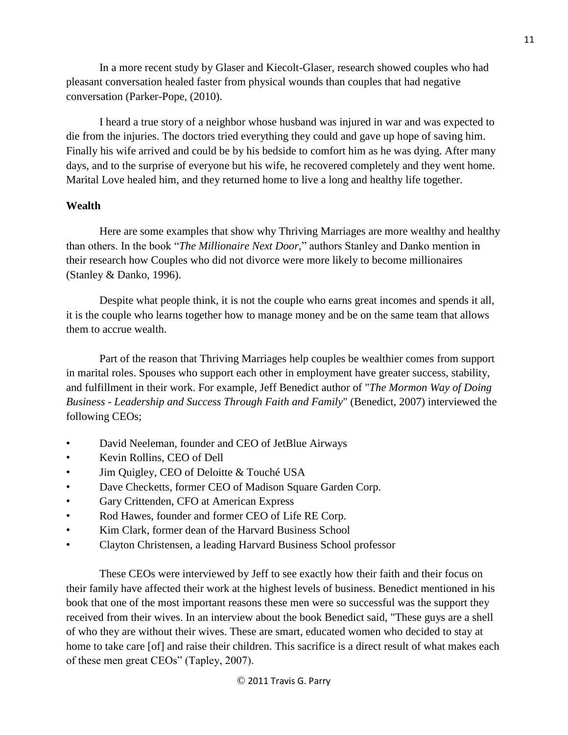In a more recent study by Glaser and Kiecolt-Glaser, research showed couples who had pleasant conversation healed faster from physical wounds than couples that had negative conversation (Parker-Pope, (2010).

I heard a true story of a neighbor whose husband was injured in war and was expected to die from the injuries. The doctors tried everything they could and gave up hope of saving him. Finally his wife arrived and could be by his bedside to comfort him as he was dying. After many days, and to the surprise of everyone but his wife, he recovered completely and they went home. Marital Love healed him, and they returned home to live a long and healthy life together.

**Wealth**

Here are some examples that show why Thriving Marriages are more wealthy and healthy than others. In the book "*The Millionaire Next Door,*" authors Stanley and Danko mention in their research how Couples who did not divorce were more likely to become millionaires (Stanley & Danko, 1996).

Despite what people think, it is not the couple who earns great incomes and spends it all, it is the couple who learns together how to manage money and be on the same team that allows them to accrue wealth.

Part of the reason that Thriving Marriages help couples be wealthier comes from support in marital roles. Spouses who support each other in employment have greater success, stability, and fulfillment in their work. For example, Jeff Benedict author of "*The Mormon Way of Doing Business - Leadership and Success Through Faith and Family*" (Benedict, 2007) interviewed the following CEOs;

- David Neeleman, founder and CEO of JetBlue Airways
- Kevin Rollins, CEO of Dell
- Jim Quigley, CEO of Deloitte & Touché USA
- Dave Checketts, former CEO of Madison Square Garden Corp.
- Gary Crittenden, CFO at American Express
- Rod Hawes, founder and former CEO of Life RE Corp.
- Kim Clark, former dean of the Harvard Business School
- Clayton Christensen, a leading Harvard Business School professor

These CEOs were interviewed by Jeff to see exactly how their faith and their focus on their family have affected their work at the highest levels of business. Benedict mentioned in his book that one of the most important reasons these men were so successful was the support they received from their wives. In an interview about the book Benedict said, "These guys are a shell of who they are without their wives. These are smart, educated women who decided to stay at home to take care [of] and raise their children. This sacrifice is a direct result of what makes each of these men great CEOs" (Tapley, 2007).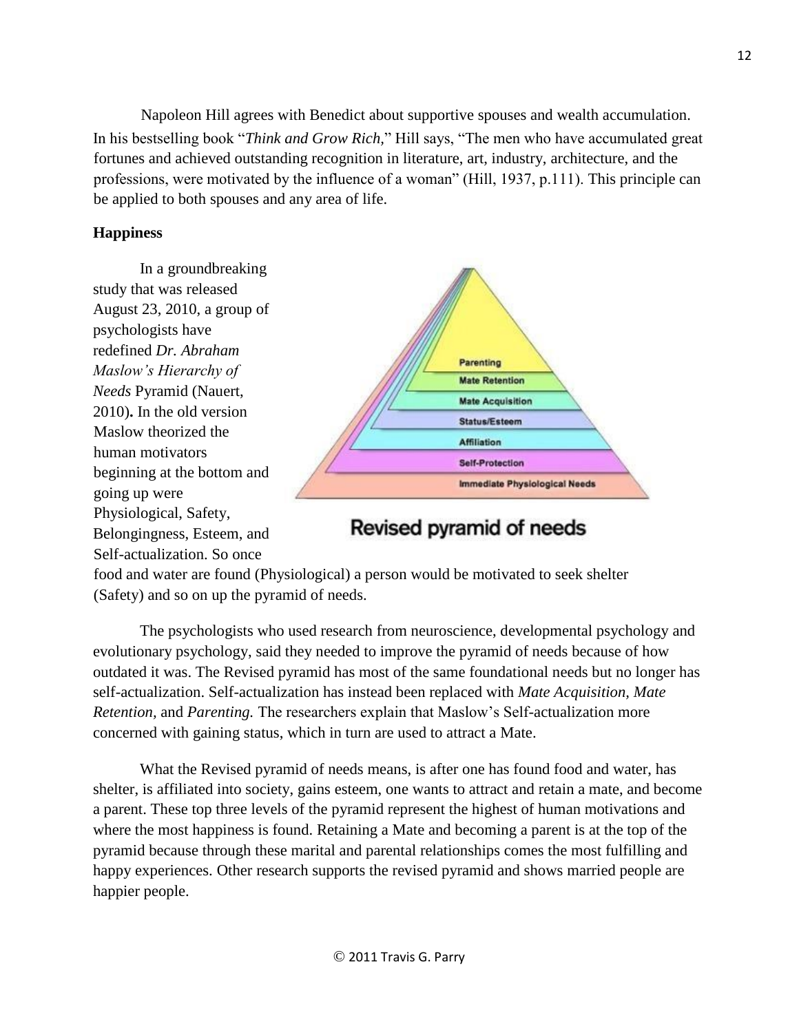Napoleon Hill agrees with Benedict about supportive spouses and wealth accumulation. In his bestselling book "*Think and Grow Rich,*" Hill says, "The men who have accumulated great fortunes and achieved outstanding recognition in literature, art, industry, architecture, and the professions, were motivated by the influence of a woman" (Hill, 1937, p.111). This principle can be applied to both spouses and any area of life.

**Happiness**

In a groundbreaking study that was released August 23, 2010, a group of psychologists have redefined *Dr. Abraham Maslow's Hierarchy of Needs* Pyramid (Nauert, 2010)**.** In the old version Maslow theorized the human motivators beginning at the bottom and going up were Physiological, Safety, Belongingness, Esteem, and Self-actualization. So once food and water are found (Physiological) a person would be motivated to seek shelter (Safety) and so on up the pyramid of needs.

Parenting
Mate Retention
Mate Acquisition
Status/Esteem
Affiliation
Self-Protection
Immediate Physiological Needs

Revised pyramid of needs

The psychologists who used research from neuroscience, developmental psychology and evolutionary psychology, said they needed to improve the pyramid of needs because of how outdated it was. The Revised pyramid has most of the same foundational needs but no longer has self-actualization. Self-actualization has instead been replaced with *Mate Acquisition, Mate Retention,* and *Parenting.* The researchers explain that Maslow's Self-actualization more concerned with gaining status, which in turn are used to attract a Mate.

What the Revised pyramid of needs means, is after one has found food and water, has shelter, is affiliated into society, gains esteem, one wants to attract and retain a mate, and become a parent. These top three levels of the pyramid represent the highest of human motivations and where the most happiness is found. Retaining a Mate and becoming a parent is at the top of the pyramid because through these marital and parental relationships comes the most fulfilling and happy experiences. Other research supports the revised pyramid and shows married people are happier people.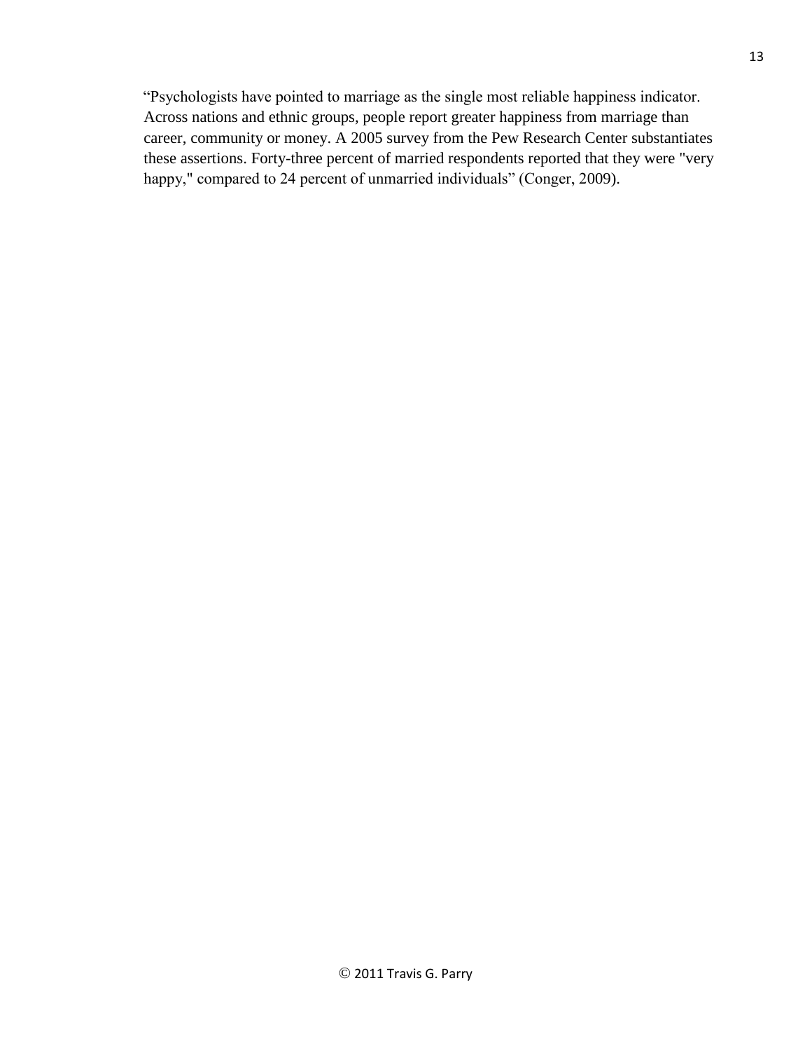"Psychologists have pointed to marriage as the single most reliable happiness indicator. Across nations and ethnic groups, people report greater happiness from marriage than career, community or money. A 2005 survey from the Pew Research Center substantiates these assertions. Forty-three percent of married respondents reported that they were "very happy," compared to 24 percent of unmarried individuals" (Conger, 2009).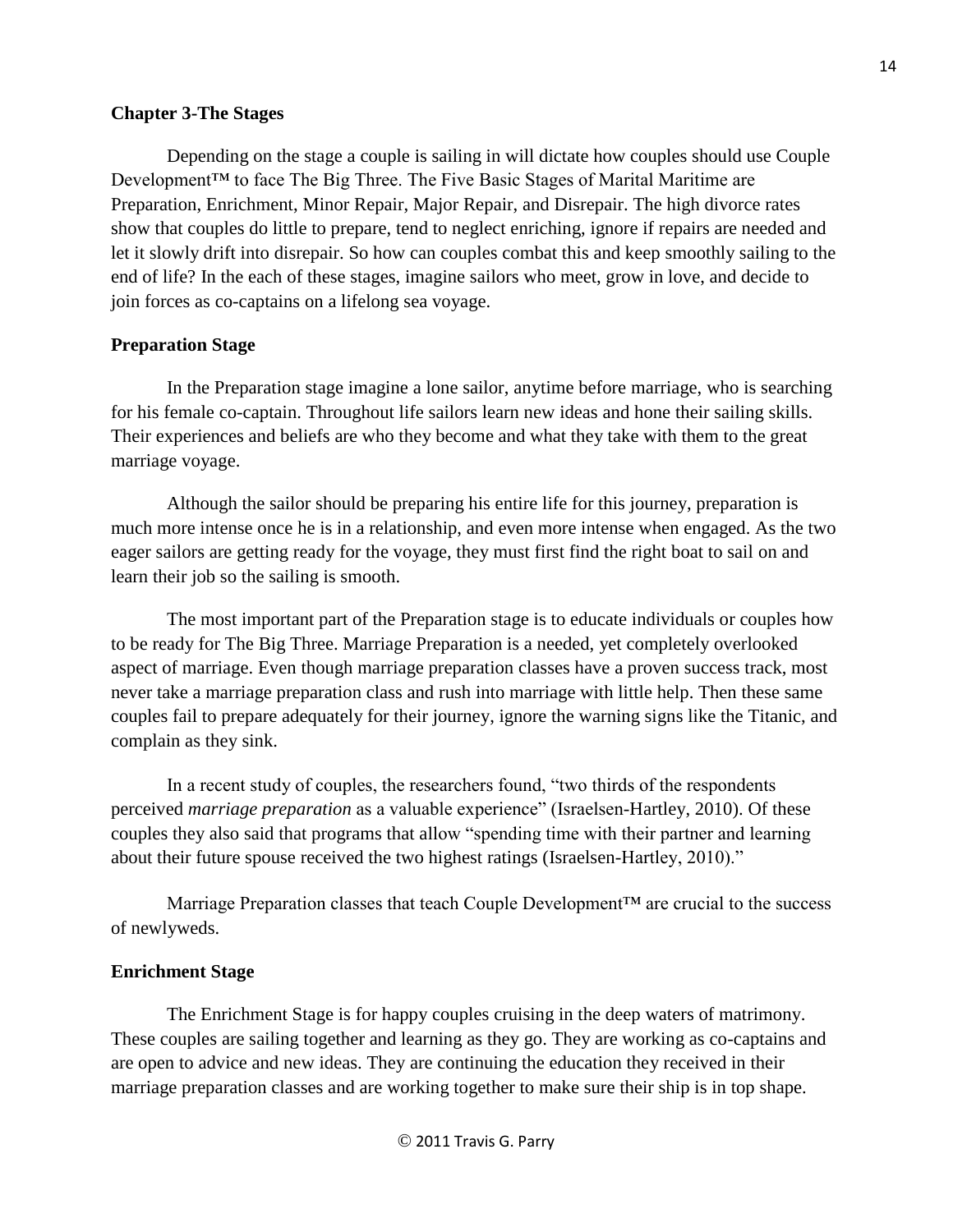## Chapter 3-The Stages

Depending on the stage a couple is sailing in will dictate how couples should use Couple Development™ to face The Big Three. The Five Basic Stages of Marital Maritime are Preparation, Enrichment, Minor Repair, Major Repair, and Disrepair. The high divorce rates show that couples do little to prepare, tend to neglect enriching, ignore if repairs are needed and let it slowly drift into disrepair. So how can couples combat this and keep smoothly sailing to the end of life? In the each of these stages, imagine sailors who meet, grow in love, and decide to join forces as co-captains on a lifelong sea voyage.

### Preparation Stage

In the Preparation stage imagine a lone sailor, anytime before marriage, who is searching for his female co-captain. Throughout life sailors learn new ideas and hone their sailing skills. Their experiences and beliefs are who they become and what they take with them to the great marriage voyage.

Although the sailor should be preparing his entire life for this journey, preparation is much more intense once he is in a relationship, and even more intense when engaged. As the two eager sailors are getting ready for the voyage, they must first find the right boat to sail on and learn their job so the sailing is smooth.

The most important part of the Preparation stage is to educate individuals or couples how to be ready for The Big Three. Marriage Preparation is a needed, yet completely overlooked aspect of marriage. Even though marriage preparation classes have a proven success track, most never take a marriage preparation class and rush into marriage with little help. Then these same couples fail to prepare adequately for their journey, ignore the warning signs like the Titanic, and complain as they sink.

In a recent study of couples, the researchers found, "two thirds of the respondents perceived *marriage preparation* as a valuable experience" (Israelsen-Hartley, 2010). Of these couples they also said that programs that allow "spending time with their partner and learning about their future spouse received the two highest ratings (Israelsen-Hartley, 2010)."

Marriage Preparation classes that teach Couple Development™ are crucial to the success of newlyweds.

### Enrichment Stage

The Enrichment Stage is for happy couples cruising in the deep waters of matrimony. These couples are sailing together and learning as they go. They are working as co-captains and are open to advice and new ideas. They are continuing the education they received in their marriage preparation classes and are working together to make sure their ship is in top shape.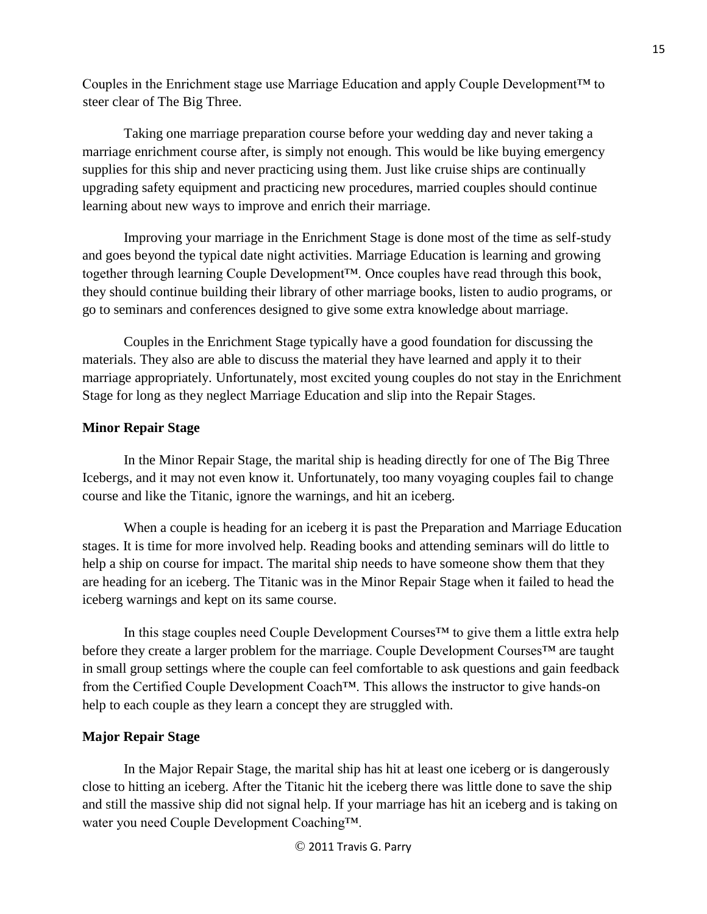Couples in the Enrichment stage use Marriage Education and apply Couple Development™ to steer clear of The Big Three.

Taking one marriage preparation course before your wedding day and never taking a marriage enrichment course after, is simply not enough. This would be like buying emergency supplies for this ship and never practicing using them. Just like cruise ships are continually upgrading safety equipment and practicing new procedures, married couples should continue learning about new ways to improve and enrich their marriage.

Improving your marriage in the Enrichment Stage is done most of the time as self-study and goes beyond the typical date night activities. Marriage Education is learning and growing together through learning Couple Development™. Once couples have read through this book, they should continue building their library of other marriage books, listen to audio programs, or go to seminars and conferences designed to give some extra knowledge about marriage.

Couples in the Enrichment Stage typically have a good foundation for discussing the materials. They also are able to discuss the material they have learned and apply it to their marriage appropriately. Unfortunately, most excited young couples do not stay in the Enrichment Stage for long as they neglect Marriage Education and slip into the Repair Stages.

**Minor Repair Stage**

In the Minor Repair Stage, the marital ship is heading directly for one of The Big Three Icebergs, and it may not even know it. Unfortunately, too many voyaging couples fail to change course and like the Titanic, ignore the warnings, and hit an iceberg.

When a couple is heading for an iceberg it is past the Preparation and Marriage Education stages. It is time for more involved help. Reading books and attending seminars will do little to help a ship on course for impact. The marital ship needs to have someone show them that they are heading for an iceberg. The Titanic was in the Minor Repair Stage when it failed to head the iceberg warnings and kept on its same course.

In this stage couples need Couple Development Courses™ to give them a little extra help before they create a larger problem for the marriage. Couple Development Courses™ are taught in small group settings where the couple can feel comfortable to ask questions and gain feedback from the Certified Couple Development Coach™. This allows the instructor to give hands-on help to each couple as they learn a concept they are struggled with.

**Major Repair Stage**

In the Major Repair Stage, the marital ship has hit at least one iceberg or is dangerously close to hitting an iceberg. After the Titanic hit the iceberg there was little done to save the ship and still the massive ship did not signal help. If your marriage has hit an iceberg and is taking on water you need Couple Development Coaching™.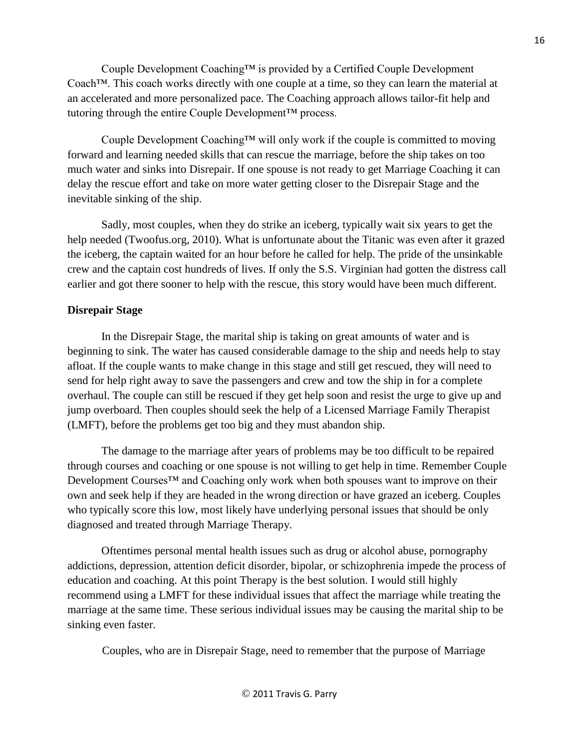Couple Development Coaching™ is provided by a Certified Couple Development Coach™. This coach works directly with one couple at a time, so they can learn the material at an accelerated and more personalized pace. The Coaching approach allows tailor-fit help and tutoring through the entire Couple Development™ process.

Couple Development Coaching™ will only work if the couple is committed to moving forward and learning needed skills that can rescue the marriage, before the ship takes on too much water and sinks into Disrepair. If one spouse is not ready to get Marriage Coaching it can delay the rescue effort and take on more water getting closer to the Disrepair Stage and the inevitable sinking of the ship.

Sadly, most couples, when they do strike an iceberg, typically wait six years to get the help needed (Twoofus.org, 2010). What is unfortunate about the Titanic was even after it grazed the iceberg, the captain waited for an hour before he called for help. The pride of the unsinkable crew and the captain cost hundreds of lives. If only the S.S. Virginian had gotten the distress call earlier and got there sooner to help with the rescue, this story would have been much different.

**Disrepair Stage**

In the Disrepair Stage, the marital ship is taking on great amounts of water and is beginning to sink. The water has caused considerable damage to the ship and needs help to stay afloat. If the couple wants to make change in this stage and still get rescued, they will need to send for help right away to save the passengers and crew and tow the ship in for a complete overhaul. The couple can still be rescued if they get help soon and resist the urge to give up and jump overboard. Then couples should seek the help of a Licensed Marriage Family Therapist (LMFT), before the problems get too big and they must abandon ship.

The damage to the marriage after years of problems may be too difficult to be repaired through courses and coaching or one spouse is not willing to get help in time. Remember Couple Development Courses™ and Coaching only work when both spouses want to improve on their own and seek help if they are headed in the wrong direction or have grazed an iceberg. Couples who typically score this low, most likely have underlying personal issues that should be only diagnosed and treated through Marriage Therapy.

Oftentimes personal mental health issues such as drug or alcohol abuse, pornography addictions, depression, attention deficit disorder, bipolar, or schizophrenia impede the process of education and coaching. At this point Therapy is the best solution. I would still highly recommend using a LMFT for these individual issues that affect the marriage while treating the marriage at the same time. These serious individual issues may be causing the marital ship to be sinking even faster.

Couples, who are in Disrepair Stage, need to remember that the purpose of Marriage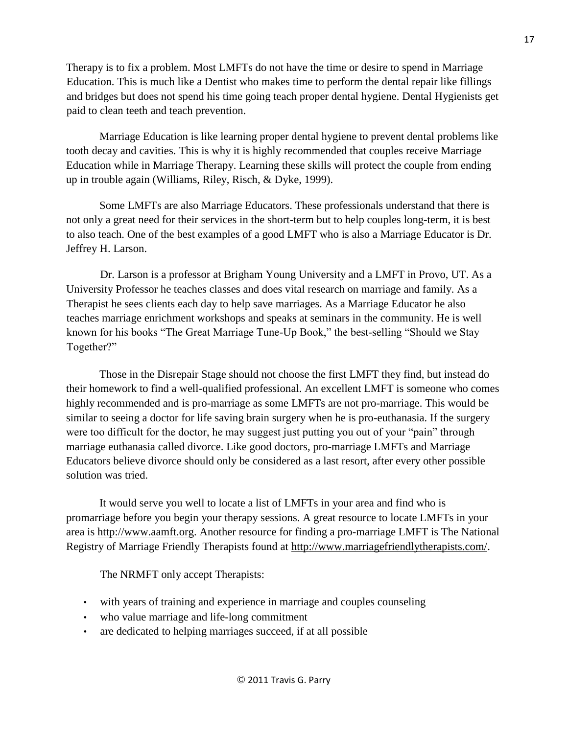Therapy is to fix a problem. Most LMFTs do not have the time or desire to spend in Marriage Education. This is much like a Dentist who makes time to perform the dental repair like fillings and bridges but does not spend his time going teach proper dental hygiene. Dental Hygienists get paid to clean teeth and teach prevention.

Marriage Education is like learning proper dental hygiene to prevent dental problems like tooth decay and cavities. This is why it is highly recommended that couples receive Marriage Education while in Marriage Therapy. Learning these skills will protect the couple from ending up in trouble again (Williams, Riley, Risch, & Dyke, 1999).

Some LMFTs are also Marriage Educators. These professionals understand that there is not only a great need for their services in the short-term but to help couples long-term, it is best to also teach. One of the best examples of a good LMFT who is also a Marriage Educator is Dr. Jeffrey H. Larson.

Dr. Larson is a professor at Brigham Young University and a LMFT in Provo, UT. As a University Professor he teaches classes and does vital research on marriage and family. As a Therapist he sees clients each day to help save marriages. As a Marriage Educator he also teaches marriage enrichment workshops and speaks at seminars in the community. He is well known for his books "The Great Marriage Tune-Up Book," the best-selling "Should we Stay Together?"

Those in the Disrepair Stage should not choose the first LMFT they find, but instead do their homework to find a well-qualified professional. An excellent LMFT is someone who comes highly recommended and is pro-marriage as some LMFTs are not pro-marriage. This would be similar to seeing a doctor for life saving brain surgery when he is pro-euthanasia. If the surgery were too difficult for the doctor, he may suggest just putting you out of your "pain" through marriage euthanasia called divorce. Like good doctors, pro-marriage LMFTs and Marriage Educators believe divorce should only be considered as a last resort, after every other possible solution was tried.

It would serve you well to locate a list of LMFTs in your area and find who is promarriage before you begin your therapy sessions. A great resource to locate LMFTs in your area is http://www.aamft.org. Another resource for finding a pro-marriage LMFT is The National Registry of Marriage Friendly Therapists found at http://www.marriagefriendlytherapists.com/.

The NRMFT only accept Therapists:

- with years of training and experience in marriage and couples counseling
- who value marriage and life-long commitment
- are dedicated to helping marriages succeed, if at all possible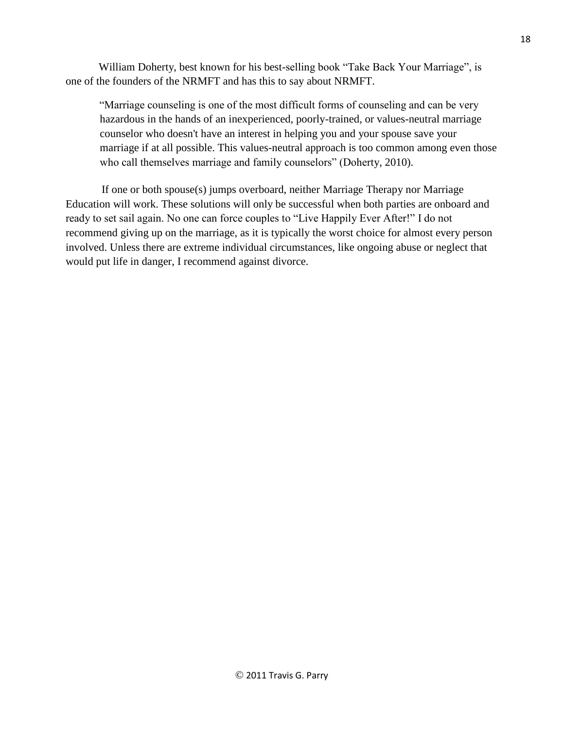William Doherty, best known for his best-selling book "Take Back Your Marriage", is one of the founders of the NRMFT and has this to say about NRMFT.

> "Marriage counseling is one of the most difficult forms of counseling and can be very hazardous in the hands of an inexperienced, poorly-trained, or values-neutral marriage counselor who doesn't have an interest in helping you and your spouse save your marriage if at all possible. This values-neutral approach is too common among even those who call themselves marriage and family counselors" (Doherty, 2010).

If one or both spouse(s) jumps overboard, neither Marriage Therapy nor Marriage Education will work. These solutions will only be successful when both parties are onboard and ready to set sail again. No one can force couples to "Live Happily Ever After!" I do not recommend giving up on the marriage, as it is typically the worst choice for almost every person involved. Unless there are extreme individual circumstances, like ongoing abuse or neglect that would put life in danger, I recommend against divorce.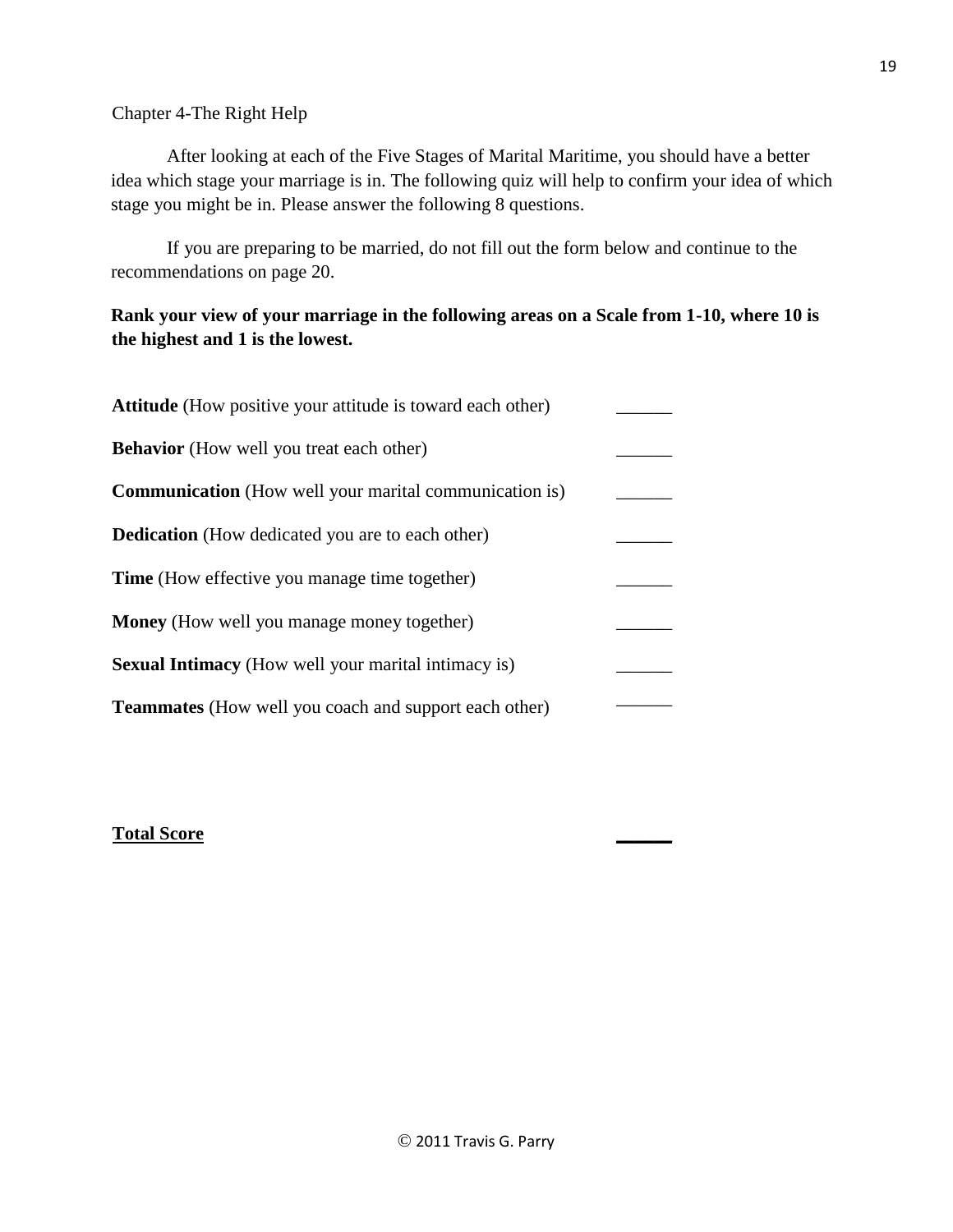Chapter 4-The Right Help

After looking at each of the Five Stages of Marital Maritime, you should have a better idea which stage your marriage is in. The following quiz will help to confirm your idea of which stage you might be in. Please answer the following 8 questions.

If you are preparing to be married, do not fill out the form below and continue to the recommendations on page 20.

**Rank your view of your marriage in the following areas on a Scale from 1-10, where 10 is the highest and 1 is the lowest.**

**Attitude** (How positive your attitude is toward each other) ______

**Behavior** (How well you treat each other) ______

**Communication** (How well your marital communication is) ______

**Dedication** (How dedicated you are to each other) ______

**Time** (How effective you manage time together) ______

**Money** (How well you manage money together) ______

**Sexual Intimacy** (How well your marital intimacy is) ______

**Teammates** (How well you coach and support each other) ______

**Total Score** ______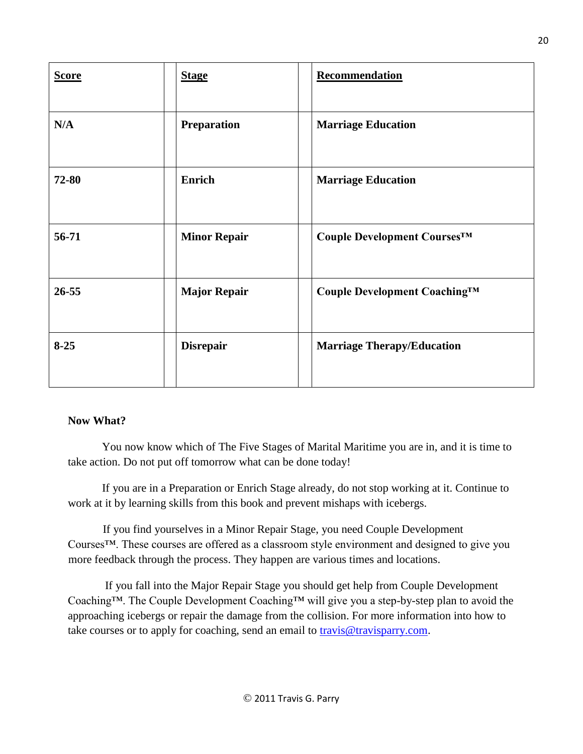| Score | Stage | Recommendation |
|---|---|---|
| N/A | Preparation | Marriage Education |
| 72-80 | Enrich | Marriage Education |
| 56-71 | Minor Repair | Couple Development Courses™ |
| 26-55 | Major Repair | Couple Development Coaching™ |
| 8-25 | Disrepair | Marriage Therapy/Education |

**Now What?**

You now know which of The Five Stages of Marital Maritime you are in, and it is time to take action. Do not put off tomorrow what can be done today!

If you are in a Preparation or Enrich Stage already, do not stop working at it. Continue to work at it by learning skills from this book and prevent mishaps with icebergs.

If you find yourselves in a Minor Repair Stage, you need Couple Development Courses™. These courses are offered as a classroom style environment and designed to give you more feedback through the process. They happen are various times and locations.

If you fall into the Major Repair Stage you should get help from Couple Development Coaching™. The Couple Development Coaching™ will give you a step-by-step plan to avoid the approaching icebergs or repair the damage from the collision. For more information into how to take courses or to apply for coaching, send an email to travis@travisparry.com.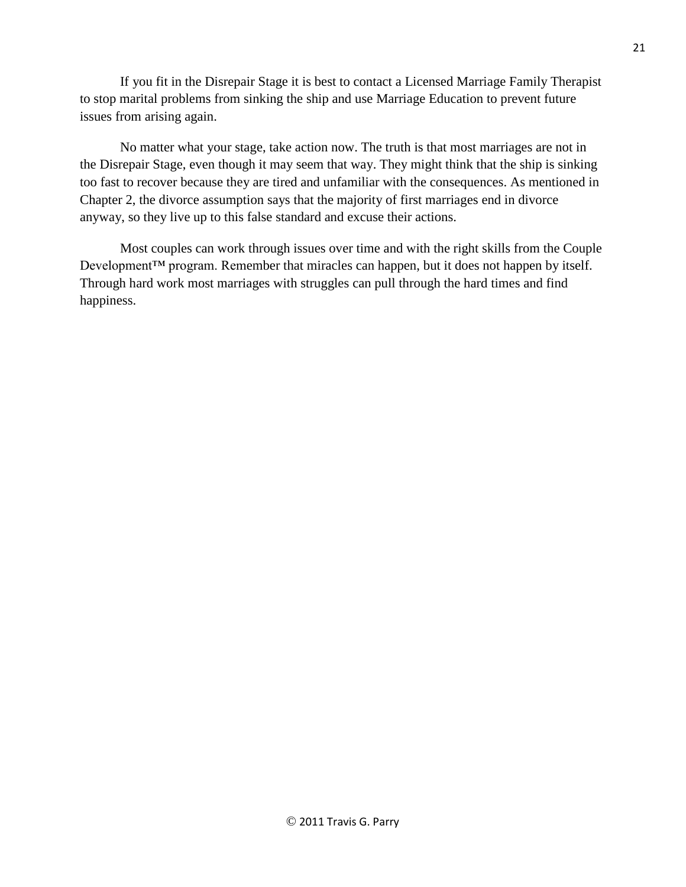If you fit in the Disrepair Stage it is best to contact a Licensed Marriage Family Therapist to stop marital problems from sinking the ship and use Marriage Education to prevent future issues from arising again.

No matter what your stage, take action now. The truth is that most marriages are not in the Disrepair Stage, even though it may seem that way. They might think that the ship is sinking too fast to recover because they are tired and unfamiliar with the consequences. As mentioned in Chapter 2, the divorce assumption says that the majority of first marriages end in divorce anyway, so they live up to this false standard and excuse their actions.

Most couples can work through issues over time and with the right skills from the Couple Development™ program. Remember that miracles can happen, but it does not happen by itself. Through hard work most marriages with struggles can pull through the hard times and find happiness.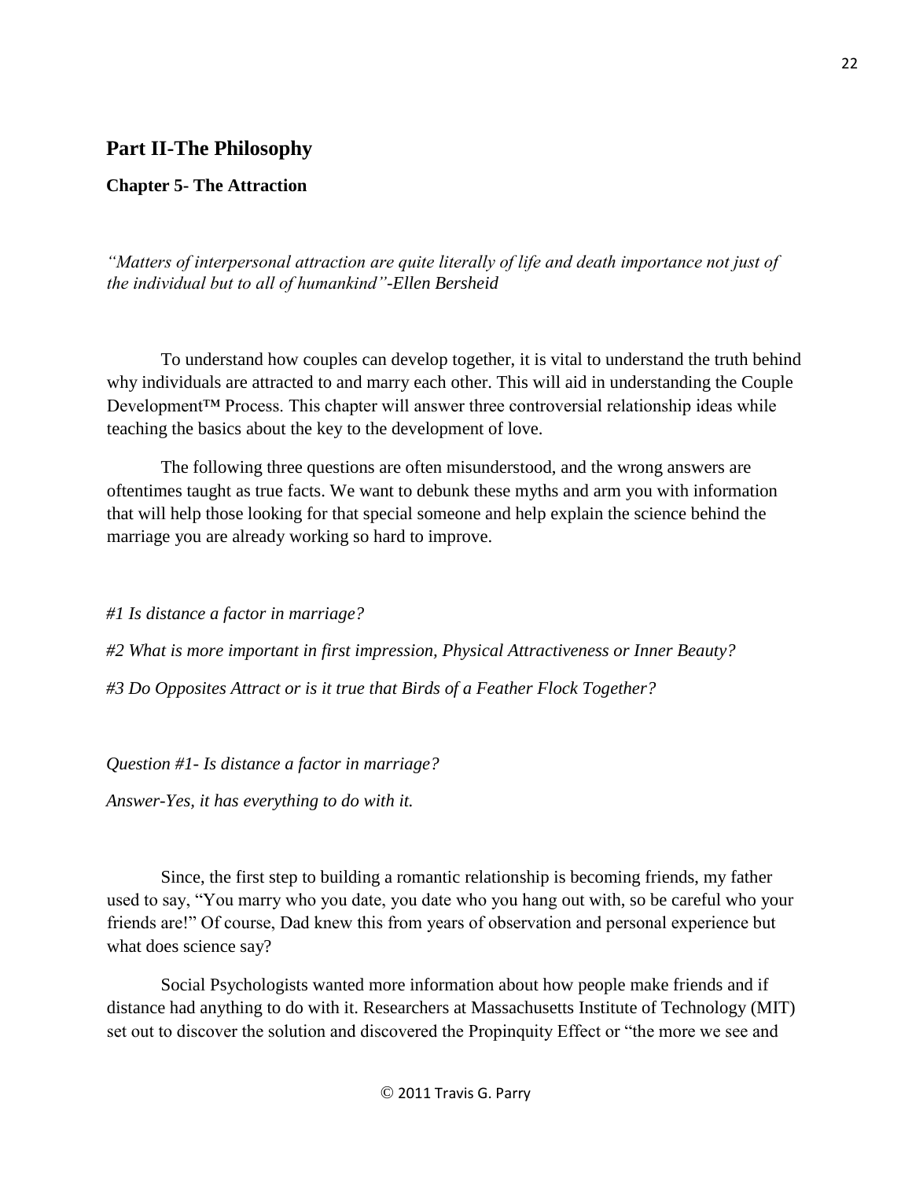## Part II-The Philosophy

### Chapter 5- The Attraction

*"Matters of interpersonal attraction are quite literally of life and death importance not just of the individual but to all of humankind"-Ellen Bersheid*

To understand how couples can develop together, it is vital to understand the truth behind why individuals are attracted to and marry each other. This will aid in understanding the Couple Development™ Process. This chapter will answer three controversial relationship ideas while teaching the basics about the key to the development of love.

The following three questions are often misunderstood, and the wrong answers are oftentimes taught as true facts. We want to debunk these myths and arm you with information that will help those looking for that special someone and help explain the science behind the marriage you are already working so hard to improve.

*#1 Is distance a factor in marriage?*

*#2 What is more important in first impression, Physical Attractiveness or Inner Beauty?*

*#3 Do Opposites Attract or is it true that Birds of a Feather Flock Together?*

*Question #1- Is distance a factor in marriage?*

*Answer-Yes, it has everything to do with it.*

Since, the first step to building a romantic relationship is becoming friends, my father used to say, "You marry who you date, you date who you hang out with, so be careful who your friends are!" Of course, Dad knew this from years of observation and personal experience but what does science say?

Social Psychologists wanted more information about how people make friends and if distance had anything to do with it. Researchers at Massachusetts Institute of Technology (MIT) set out to discover the solution and discovered the Propinquity Effect or "the more we see and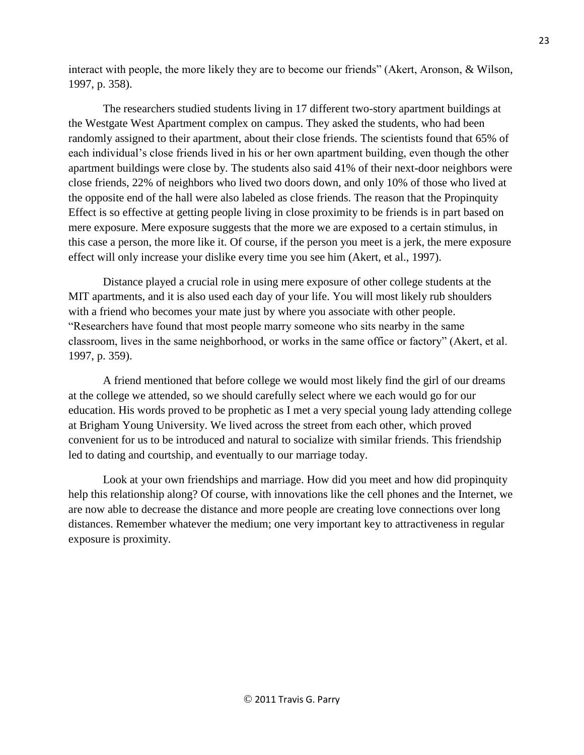interact with people, the more likely they are to become our friends" (Akert, Aronson, & Wilson, 1997, p. 358).

The researchers studied students living in 17 different two-story apartment buildings at the Westgate West Apartment complex on campus. They asked the students, who had been randomly assigned to their apartment, about their close friends. The scientists found that 65% of each individual's close friends lived in his or her own apartment building, even though the other apartment buildings were close by. The students also said 41% of their next-door neighbors were close friends, 22% of neighbors who lived two doors down, and only 10% of those who lived at the opposite end of the hall were also labeled as close friends. The reason that the Propinquity Effect is so effective at getting people living in close proximity to be friends is in part based on mere exposure. Mere exposure suggests that the more we are exposed to a certain stimulus, in this case a person, the more like it. Of course, if the person you meet is a jerk, the mere exposure effect will only increase your dislike every time you see him (Akert, et al., 1997).

Distance played a crucial role in using mere exposure of other college students at the MIT apartments, and it is also used each day of your life. You will most likely rub shoulders with a friend who becomes your mate just by where you associate with other people. "Researchers have found that most people marry someone who sits nearby in the same classroom, lives in the same neighborhood, or works in the same office or factory" (Akert, et al. 1997, p. 359).

A friend mentioned that before college we would most likely find the girl of our dreams at the college we attended, so we should carefully select where we each would go for our education. His words proved to be prophetic as I met a very special young lady attending college at Brigham Young University. We lived across the street from each other, which proved convenient for us to be introduced and natural to socialize with similar friends. This friendship led to dating and courtship, and eventually to our marriage today.

Look at your own friendships and marriage. How did you meet and how did propinquity help this relationship along? Of course, with innovations like the cell phones and the Internet, we are now able to decrease the distance and more people are creating love connections over long distances. Remember whatever the medium; one very important key to attractiveness in regular exposure is proximity.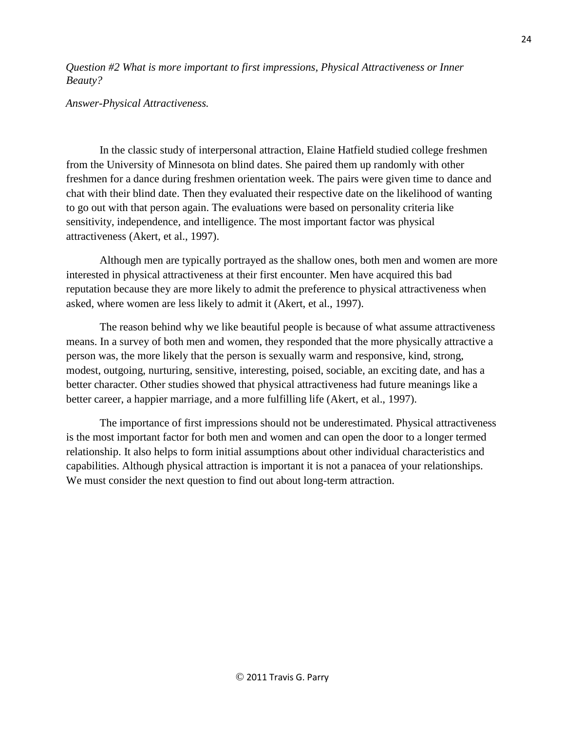*Question #2 What is more important to first impressions, Physical Attractiveness or Inner Beauty?*

*Answer-Physical Attractiveness.*

In the classic study of interpersonal attraction, Elaine Hatfield studied college freshmen from the University of Minnesota on blind dates. She paired them up randomly with other freshmen for a dance during freshmen orientation week. The pairs were given time to dance and chat with their blind date. Then they evaluated their respective date on the likelihood of wanting to go out with that person again. The evaluations were based on personality criteria like sensitivity, independence, and intelligence. The most important factor was physical attractiveness (Akert, et al., 1997).

Although men are typically portrayed as the shallow ones, both men and women are more interested in physical attractiveness at their first encounter. Men have acquired this bad reputation because they are more likely to admit the preference to physical attractiveness when asked, where women are less likely to admit it (Akert, et al., 1997).

The reason behind why we like beautiful people is because of what assume attractiveness means. In a survey of both men and women, they responded that the more physically attractive a person was, the more likely that the person is sexually warm and responsive, kind, strong, modest, outgoing, nurturing, sensitive, interesting, poised, sociable, an exciting date, and has a better character. Other studies showed that physical attractiveness had future meanings like a better career, a happier marriage, and a more fulfilling life (Akert, et al., 1997).

The importance of first impressions should not be underestimated. Physical attractiveness is the most important factor for both men and women and can open the door to a longer termed relationship. It also helps to form initial assumptions about other individual characteristics and capabilities. Although physical attraction is important it is not a panacea of your relationships. We must consider the next question to find out about long-term attraction.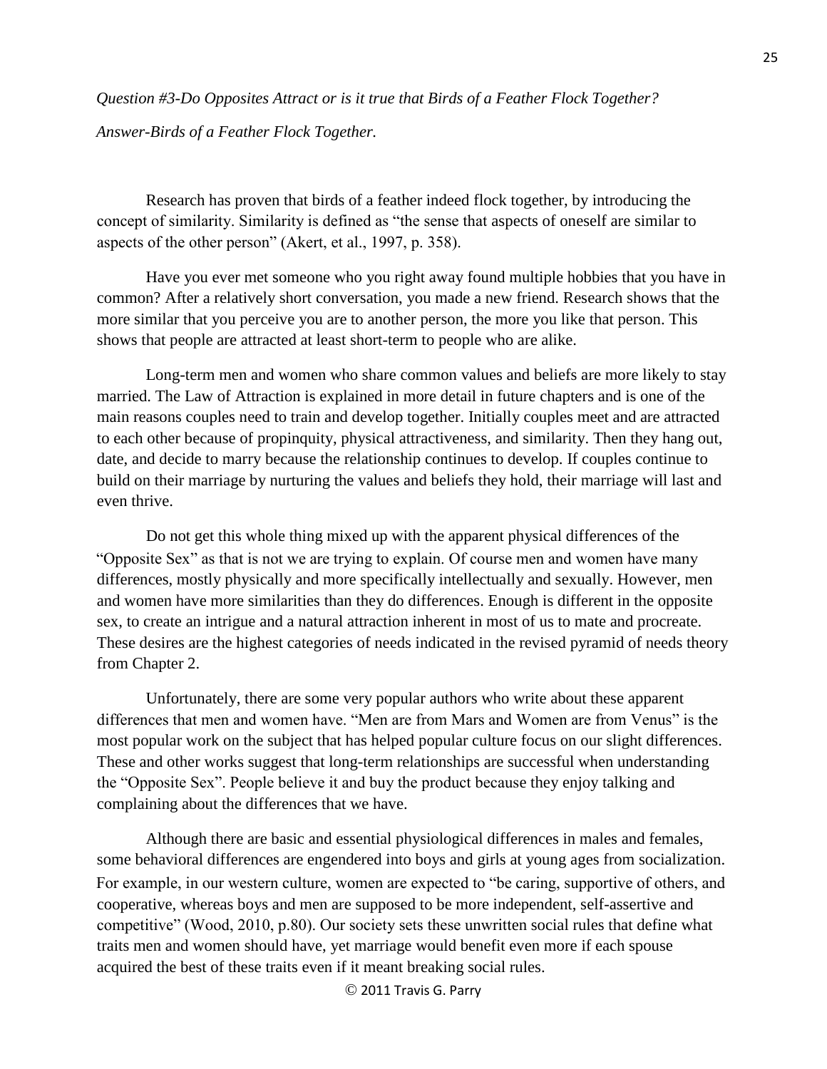*Question #3-Do Opposites Attract or is it true that Birds of a Feather Flock Together?*

*Answer-Birds of a Feather Flock Together.*

Research has proven that birds of a feather indeed flock together, by introducing the concept of similarity. Similarity is defined as "the sense that aspects of oneself are similar to aspects of the other person" (Akert, et al., 1997, p. 358).

Have you ever met someone who you right away found multiple hobbies that you have in common? After a relatively short conversation, you made a new friend. Research shows that the more similar that you perceive you are to another person, the more you like that person. This shows that people are attracted at least short-term to people who are alike.

Long-term men and women who share common values and beliefs are more likely to stay married. The Law of Attraction is explained in more detail in future chapters and is one of the main reasons couples need to train and develop together. Initially couples meet and are attracted to each other because of propinquity, physical attractiveness, and similarity. Then they hang out, date, and decide to marry because the relationship continues to develop. If couples continue to build on their marriage by nurturing the values and beliefs they hold, their marriage will last and even thrive.

Do not get this whole thing mixed up with the apparent physical differences of the "Opposite Sex" as that is not we are trying to explain. Of course men and women have many differences, mostly physically and more specifically intellectually and sexually. However, men and women have more similarities than they do differences. Enough is different in the opposite sex, to create an intrigue and a natural attraction inherent in most of us to mate and procreate. These desires are the highest categories of needs indicated in the revised pyramid of needs theory from Chapter 2.

Unfortunately, there are some very popular authors who write about these apparent differences that men and women have. "Men are from Mars and Women are from Venus" is the most popular work on the subject that has helped popular culture focus on our slight differences. These and other works suggest that long-term relationships are successful when understanding the "Opposite Sex". People believe it and buy the product because they enjoy talking and complaining about the differences that we have.

Although there are basic and essential physiological differences in males and females, some behavioral differences are engendered into boys and girls at young ages from socialization. For example, in our western culture, women are expected to "be caring, supportive of others, and cooperative, whereas boys and men are supposed to be more independent, self-assertive and competitive" (Wood, 2010, p.80). Our society sets these unwritten social rules that define what traits men and women should have, yet marriage would benefit even more if each spouse acquired the best of these traits even if it meant breaking social rules.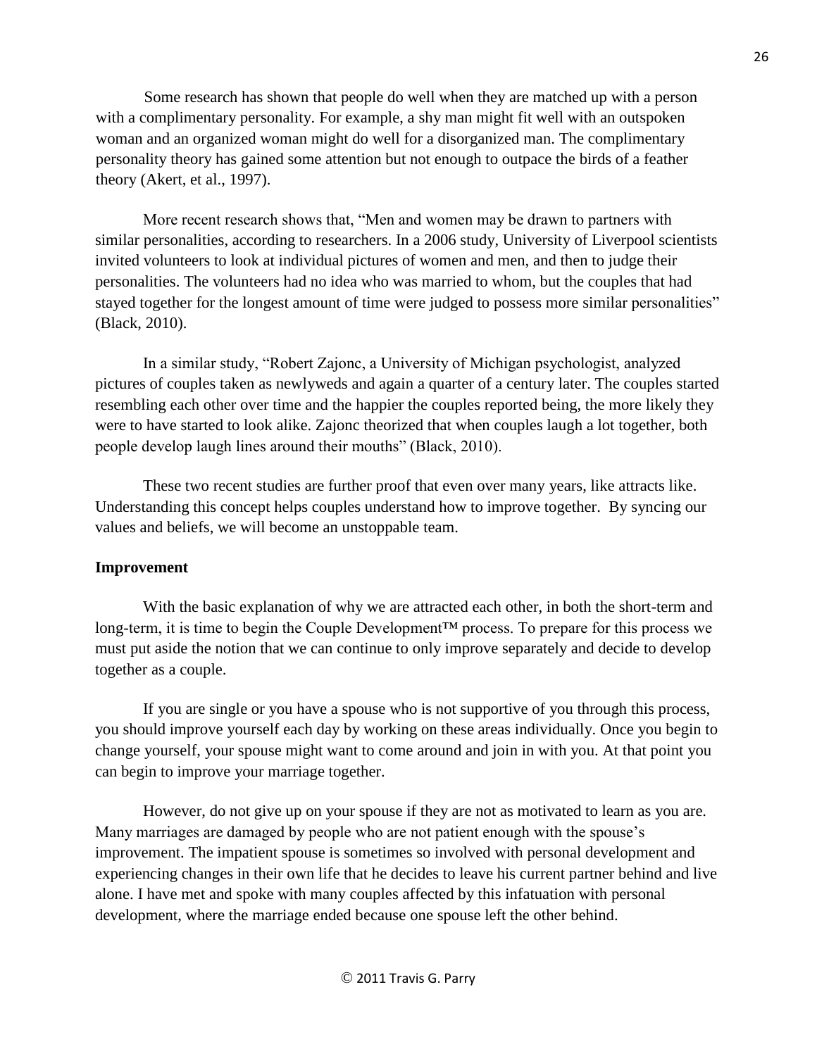Some research has shown that people do well when they are matched up with a person with a complimentary personality. For example, a shy man might fit well with an outspoken woman and an organized woman might do well for a disorganized man. The complimentary personality theory has gained some attention but not enough to outpace the birds of a feather theory (Akert, et al., 1997).

More recent research shows that, "Men and women may be drawn to partners with similar personalities, according to researchers. In a 2006 study, University of Liverpool scientists invited volunteers to look at individual pictures of women and men, and then to judge their personalities. The volunteers had no idea who was married to whom, but the couples that had stayed together for the longest amount of time were judged to possess more similar personalities" (Black, 2010).

In a similar study, "Robert Zajonc, a University of Michigan psychologist, analyzed pictures of couples taken as newlyweds and again a quarter of a century later. The couples started resembling each other over time and the happier the couples reported being, the more likely they were to have started to look alike. Zajonc theorized that when couples laugh a lot together, both people develop laugh lines around their mouths" (Black, 2010).

These two recent studies are further proof that even over many years, like attracts like. Understanding this concept helps couples understand how to improve together. By syncing our values and beliefs, we will become an unstoppable team.

**Improvement**

With the basic explanation of why we are attracted each other, in both the short-term and long-term, it is time to begin the Couple Development™ process. To prepare for this process we must put aside the notion that we can continue to only improve separately and decide to develop together as a couple.

If you are single or you have a spouse who is not supportive of you through this process, you should improve yourself each day by working on these areas individually. Once you begin to change yourself, your spouse might want to come around and join in with you. At that point you can begin to improve your marriage together.

However, do not give up on your spouse if they are not as motivated to learn as you are. Many marriages are damaged by people who are not patient enough with the spouse's improvement. The impatient spouse is sometimes so involved with personal development and experiencing changes in their own life that he decides to leave his current partner behind and live alone. I have met and spoke with many couples affected by this infatuation with personal development, where the marriage ended because one spouse left the other behind.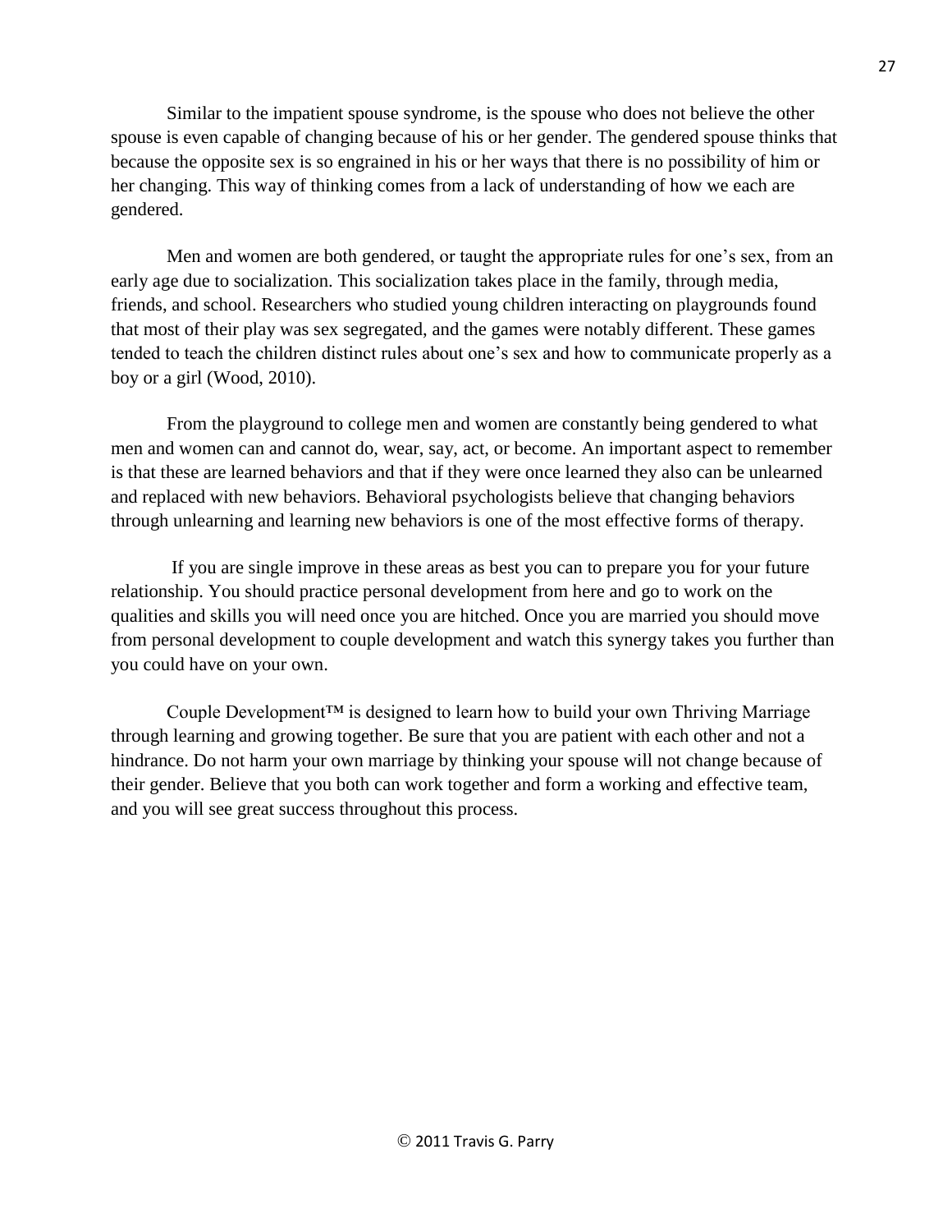Similar to the impatient spouse syndrome, is the spouse who does not believe the other spouse is even capable of changing because of his or her gender. The gendered spouse thinks that because the opposite sex is so engrained in his or her ways that there is no possibility of him or her changing. This way of thinking comes from a lack of understanding of how we each are gendered.

Men and women are both gendered, or taught the appropriate rules for one's sex, from an early age due to socialization. This socialization takes place in the family, through media, friends, and school. Researchers who studied young children interacting on playgrounds found that most of their play was sex segregated, and the games were notably different. These games tended to teach the children distinct rules about one's sex and how to communicate properly as a boy or a girl (Wood, 2010).

From the playground to college men and women are constantly being gendered to what men and women can and cannot do, wear, say, act, or become. An important aspect to remember is that these are learned behaviors and that if they were once learned they also can be unlearned and replaced with new behaviors. Behavioral psychologists believe that changing behaviors through unlearning and learning new behaviors is one of the most effective forms of therapy.

If you are single improve in these areas as best you can to prepare you for your future relationship. You should practice personal development from here and go to work on the qualities and skills you will need once you are hitched. Once you are married you should move from personal development to couple development and watch this synergy takes you further than you could have on your own.

Couple Development™ is designed to learn how to build your own Thriving Marriage through learning and growing together. Be sure that you are patient with each other and not a hindrance. Do not harm your own marriage by thinking your spouse will not change because of their gender. Believe that you both can work together and form a working and effective team, and you will see great success throughout this process.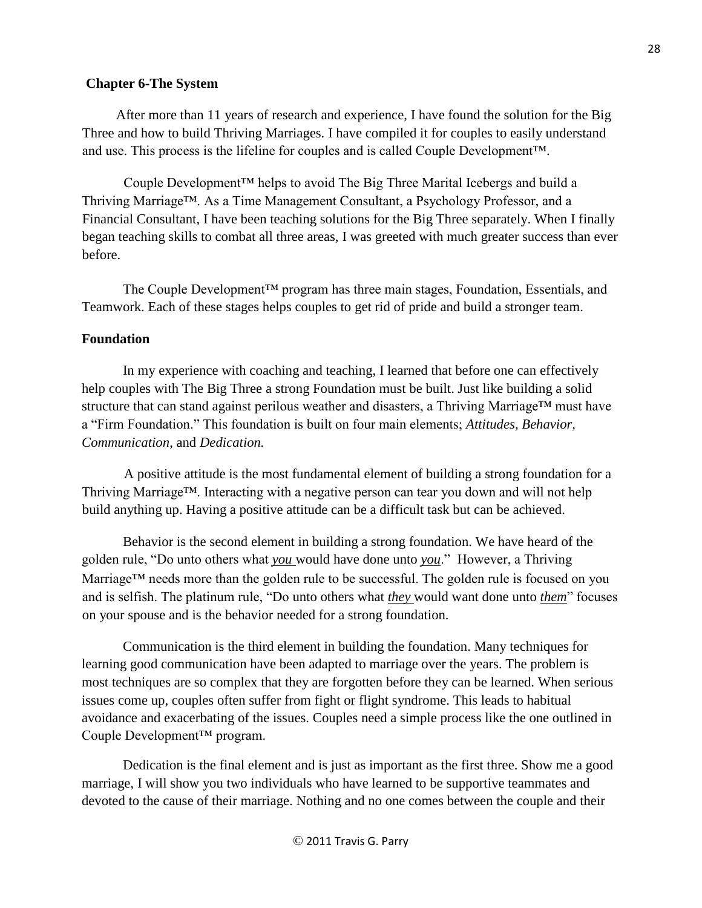## Chapter 6-The System

After more than 11 years of research and experience, I have found the solution for the Big Three and how to build Thriving Marriages. I have compiled it for couples to easily understand and use. This process is the lifeline for couples and is called Couple Development™.

Couple Development™ helps to avoid The Big Three Marital Icebergs and build a Thriving Marriage™. As a Time Management Consultant, a Psychology Professor, and a Financial Consultant, I have been teaching solutions for the Big Three separately. When I finally began teaching skills to combat all three areas, I was greeted with much greater success than ever before.

The Couple Development™ program has three main stages, Foundation, Essentials, and Teamwork. Each of these stages helps couples to get rid of pride and build a stronger team.

### Foundation

In my experience with coaching and teaching, I learned that before one can effectively help couples with The Big Three a strong Foundation must be built. Just like building a solid structure that can stand against perilous weather and disasters, a Thriving Marriage™ must have a "Firm Foundation." This foundation is built on four main elements; *Attitudes, Behavior, Communication*, and *Dedication.*

A positive attitude is the most fundamental element of building a strong foundation for a Thriving Marriage™. Interacting with a negative person can tear you down and will not help build anything up. Having a positive attitude can be a difficult task but can be achieved.

Behavior is the second element in building a strong foundation. We have heard of the golden rule, "Do unto others what ***you*** would have done unto ***you***." However, a Thriving Marriage™ needs more than the golden rule to be successful. The golden rule is focused on you and is selfish. The platinum rule, "Do unto others what ***they*** would want done unto ***them***" focuses on your spouse and is the behavior needed for a strong foundation.

Communication is the third element in building the foundation. Many techniques for learning good communication have been adapted to marriage over the years. The problem is most techniques are so complex that they are forgotten before they can be learned. When serious issues come up, couples often suffer from fight or flight syndrome. This leads to habitual avoidance and exacerbating of the issues. Couples need a simple process like the one outlined in Couple Development™ program.

Dedication is the final element and is just as important as the first three. Show me a good marriage, I will show you two individuals who have learned to be supportive teammates and devoted to the cause of their marriage. Nothing and no one comes between the couple and their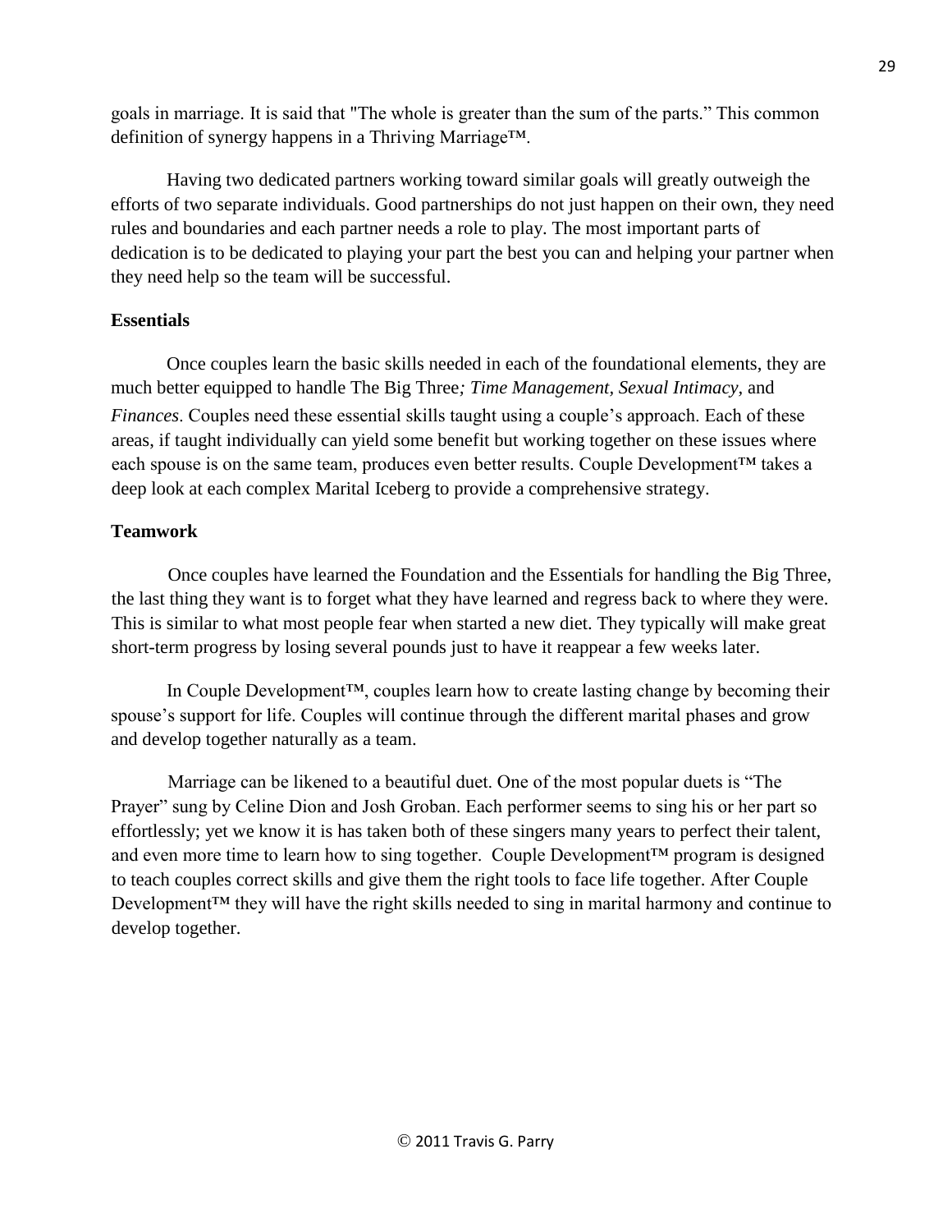goals in marriage. It is said that "The whole is greater than the sum of the parts." This common definition of synergy happens in a Thriving Marriage™.

Having two dedicated partners working toward similar goals will greatly outweigh the efforts of two separate individuals. Good partnerships do not just happen on their own, they need rules and boundaries and each partner needs a role to play. The most important parts of dedication is to be dedicated to playing your part the best you can and helping your partner when they need help so the team will be successful.

**Essentials**

Once couples learn the basic skills needed in each of the foundational elements, they are much better equipped to handle The Big Three*; Time Management, Sexual Intimacy,* and *Finances*. Couples need these essential skills taught using a couple's approach. Each of these areas, if taught individually can yield some benefit but working together on these issues where each spouse is on the same team, produces even better results. Couple Development™ takes a deep look at each complex Marital Iceberg to provide a comprehensive strategy.

**Teamwork**

Once couples have learned the Foundation and the Essentials for handling the Big Three, the last thing they want is to forget what they have learned and regress back to where they were. This is similar to what most people fear when started a new diet. They typically will make great short-term progress by losing several pounds just to have it reappear a few weeks later.

In Couple Development™, couples learn how to create lasting change by becoming their spouse's support for life. Couples will continue through the different marital phases and grow and develop together naturally as a team.

Marriage can be likened to a beautiful duet. One of the most popular duets is "The Prayer" sung by Celine Dion and Josh Groban. Each performer seems to sing his or her part so effortlessly; yet we know it is has taken both of these singers many years to perfect their talent, and even more time to learn how to sing together. Couple Development™ program is designed to teach couples correct skills and give them the right tools to face life together. After Couple Development™ they will have the right skills needed to sing in marital harmony and continue to develop together.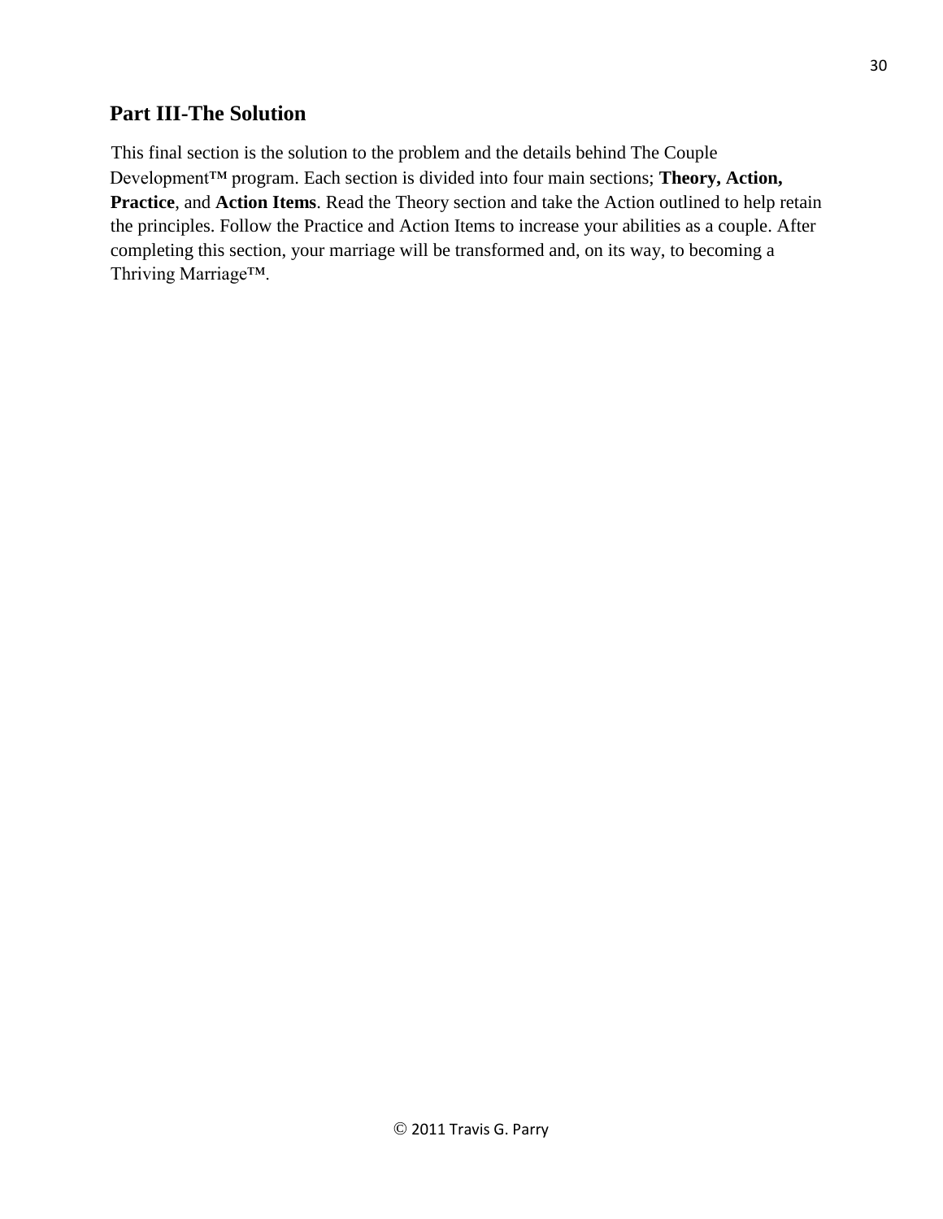## Part III-The Solution

This final section is the solution to the problem and the details behind The Couple Development™ program. Each section is divided into four main sections; **Theory, Action, Practice**, and **Action Items**. Read the Theory section and take the Action outlined to help retain the principles. Follow the Practice and Action Items to increase your abilities as a couple. After completing this section, your marriage will be transformed and, on its way, to becoming a Thriving Marriage™.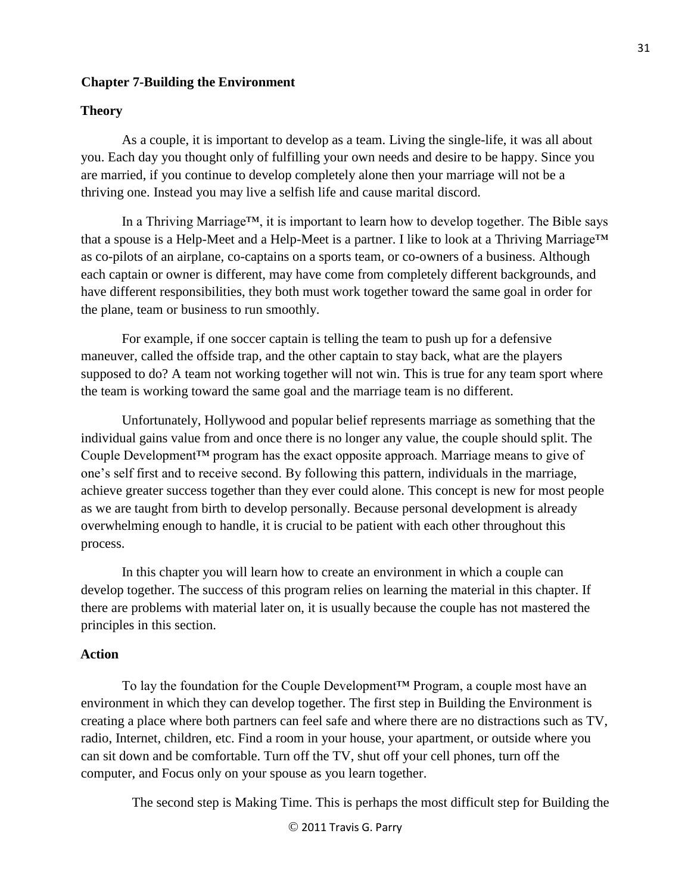## Chapter 7-Building the Environment

### Theory

As a couple, it is important to develop as a team. Living the single-life, it was all about you. Each day you thought only of fulfilling your own needs and desire to be happy. Since you are married, if you continue to develop completely alone then your marriage will not be a thriving one. Instead you may live a selfish life and cause marital discord.

In a Thriving Marriage™, it is important to learn how to develop together. The Bible says that a spouse is a Help-Meet and a Help-Meet is a partner. I like to look at a Thriving Marriage™ as co-pilots of an airplane, co-captains on a sports team, or co-owners of a business. Although each captain or owner is different, may have come from completely different backgrounds, and have different responsibilities, they both must work together toward the same goal in order for the plane, team or business to run smoothly.

For example, if one soccer captain is telling the team to push up for a defensive maneuver, called the offside trap, and the other captain to stay back, what are the players supposed to do? A team not working together will not win. This is true for any team sport where the team is working toward the same goal and the marriage team is no different.

Unfortunately, Hollywood and popular belief represents marriage as something that the individual gains value from and once there is no longer any value, the couple should split. The Couple Development™ program has the exact opposite approach. Marriage means to give of one's self first and to receive second. By following this pattern, individuals in the marriage, achieve greater success together than they ever could alone. This concept is new for most people as we are taught from birth to develop personally. Because personal development is already overwhelming enough to handle, it is crucial to be patient with each other throughout this process.

In this chapter you will learn how to create an environment in which a couple can develop together. The success of this program relies on learning the material in this chapter. If there are problems with material later on, it is usually because the couple has not mastered the principles in this section.

### Action

To lay the foundation for the Couple Development™ Program, a couple most have an environment in which they can develop together. The first step in Building the Environment is creating a place where both partners can feel safe and where there are no distractions such as TV, radio, Internet, children, etc. Find a room in your house, your apartment, or outside where you can sit down and be comfortable. Turn off the TV, shut off your cell phones, turn off the computer, and Focus only on your spouse as you learn together.

The second step is Making Time. This is perhaps the most difficult step for Building the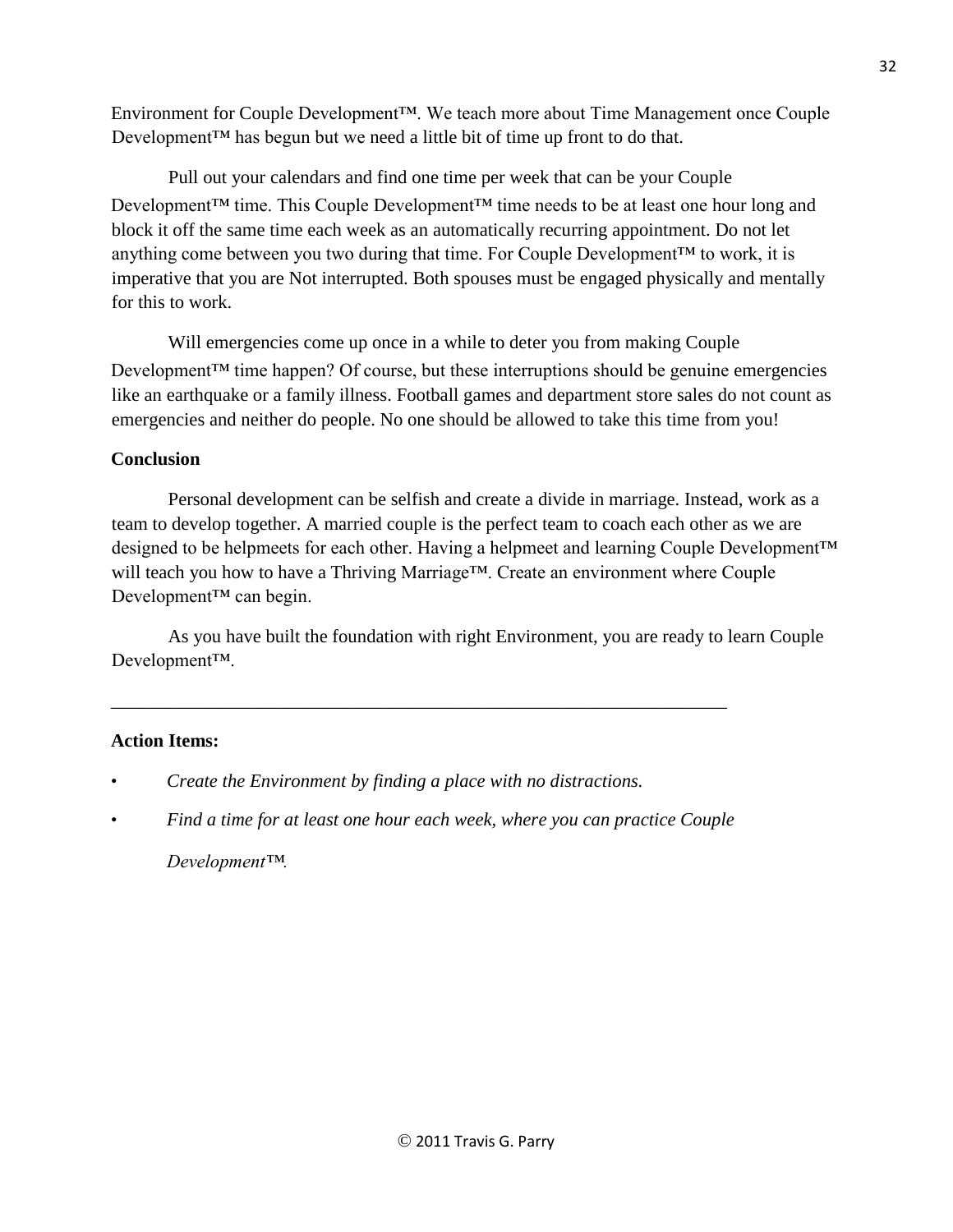Environment for Couple Development™. We teach more about Time Management once Couple Development™ has begun but we need a little bit of time up front to do that.

Pull out your calendars and find one time per week that can be your Couple Development™ time. This Couple Development™ time needs to be at least one hour long and block it off the same time each week as an automatically recurring appointment. Do not let anything come between you two during that time. For Couple Development™ to work, it is imperative that you are Not interrupted. Both spouses must be engaged physically and mentally for this to work.

Will emergencies come up once in a while to deter you from making Couple Development™ time happen? Of course, but these interruptions should be genuine emergencies like an earthquake or a family illness. Football games and department store sales do not count as emergencies and neither do people. No one should be allowed to take this time from you!

**Conclusion**

Personal development can be selfish and create a divide in marriage. Instead, work as a team to develop together. A married couple is the perfect team to coach each other as we are designed to be helpmeets for each other. Having a helpmeet and learning Couple Development™ will teach you how to have a Thriving Marriage™. Create an environment where Couple Development™ can begin.

As you have built the foundation with right Environment, you are ready to learn Couple Development™.

---

**Action Items:**

- *Create the Environment by finding a place with no distractions.*
- *Find a time for at least one hour each week, where you can practice Couple Development™.*

© 2011 Travis G. Parry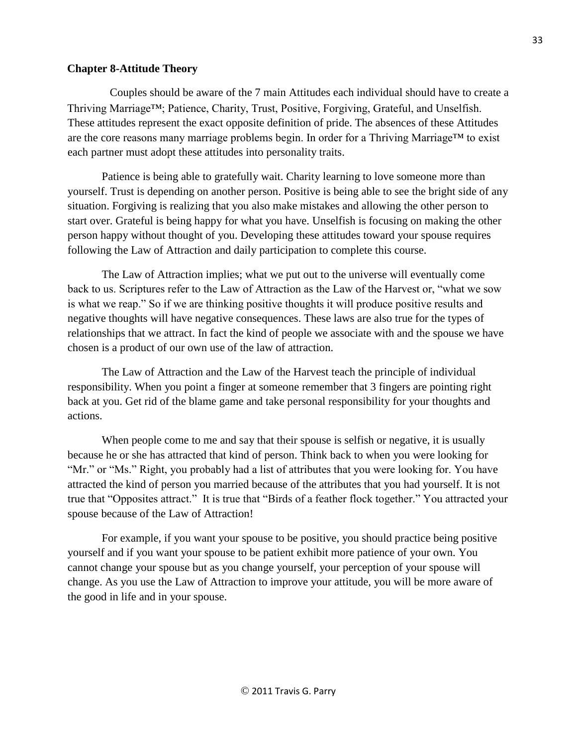**Chapter 8-Attitude Theory**

Couples should be aware of the 7 main Attitudes each individual should have to create a Thriving Marriage™; Patience, Charity, Trust, Positive, Forgiving, Grateful, and Unselfish. These attitudes represent the exact opposite definition of pride. The absences of these Attitudes are the core reasons many marriage problems begin. In order for a Thriving Marriage™ to exist each partner must adopt these attitudes into personality traits.

Patience is being able to gratefully wait. Charity learning to love someone more than yourself. Trust is depending on another person. Positive is being able to see the bright side of any situation. Forgiving is realizing that you also make mistakes and allowing the other person to start over. Grateful is being happy for what you have. Unselfish is focusing on making the other person happy without thought of you. Developing these attitudes toward your spouse requires following the Law of Attraction and daily participation to complete this course.

The Law of Attraction implies; what we put out to the universe will eventually come back to us. Scriptures refer to the Law of Attraction as the Law of the Harvest or, "what we sow is what we reap." So if we are thinking positive thoughts it will produce positive results and negative thoughts will have negative consequences. These laws are also true for the types of relationships that we attract. In fact the kind of people we associate with and the spouse we have chosen is a product of our own use of the law of attraction.

The Law of Attraction and the Law of the Harvest teach the principle of individual responsibility. When you point a finger at someone remember that 3 fingers are pointing right back at you. Get rid of the blame game and take personal responsibility for your thoughts and actions.

When people come to me and say that their spouse is selfish or negative, it is usually because he or she has attracted that kind of person. Think back to when you were looking for "Mr." or "Ms." Right, you probably had a list of attributes that you were looking for. You have attracted the kind of person you married because of the attributes that you had yourself. It is not true that "Opposites attract." It is true that "Birds of a feather flock together." You attracted your spouse because of the Law of Attraction!

For example, if you want your spouse to be positive, you should practice being positive yourself and if you want your spouse to be patient exhibit more patience of your own. You cannot change your spouse but as you change yourself, your perception of your spouse will change. As you use the Law of Attraction to improve your attitude, you will be more aware of the good in life and in your spouse.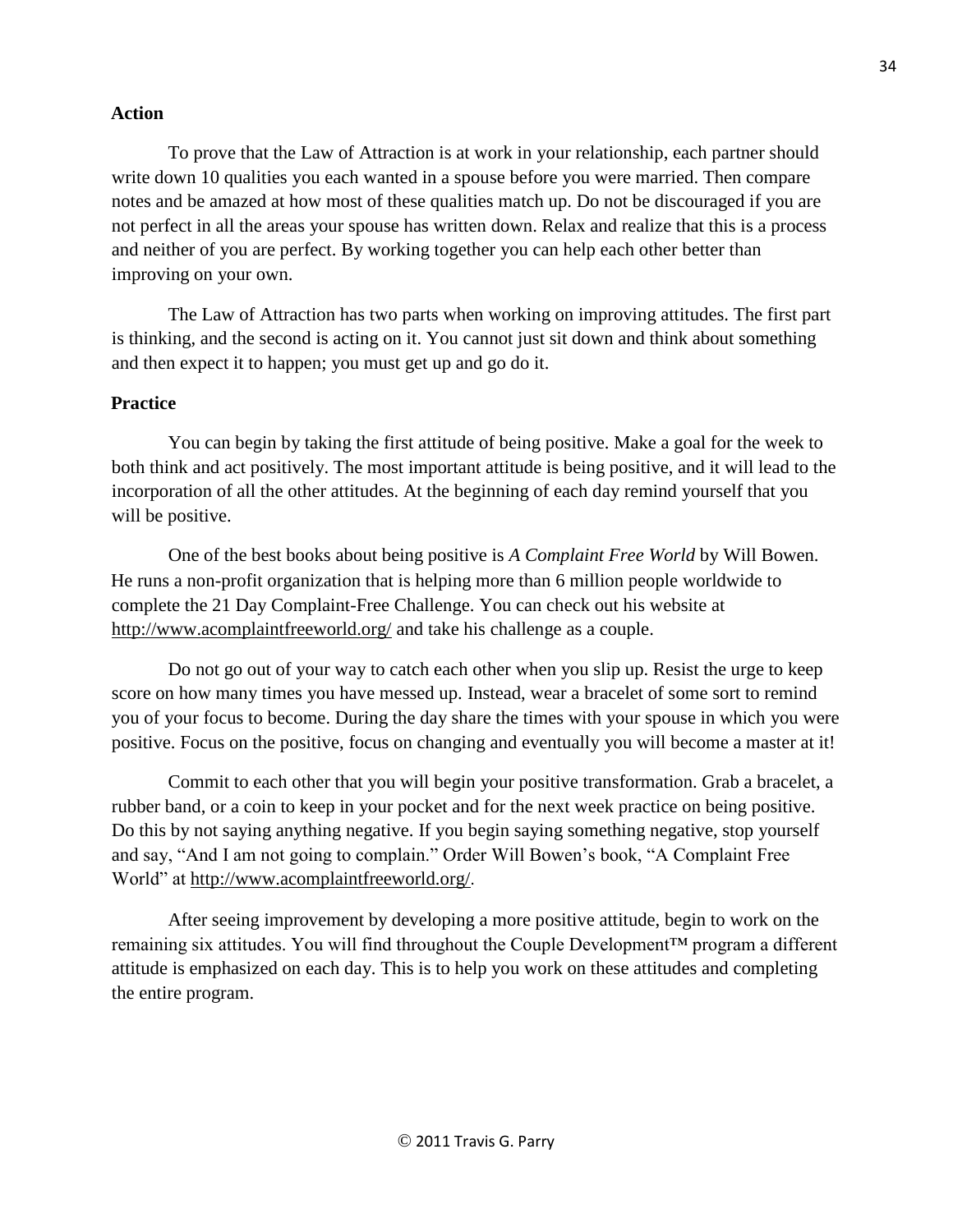**Action**

To prove that the Law of Attraction is at work in your relationship, each partner should write down 10 qualities you each wanted in a spouse before you were married. Then compare notes and be amazed at how most of these qualities match up. Do not be discouraged if you are not perfect in all the areas your spouse has written down. Relax and realize that this is a process and neither of you are perfect. By working together you can help each other better than improving on your own.

The Law of Attraction has two parts when working on improving attitudes. The first part is thinking, and the second is acting on it. You cannot just sit down and think about something and then expect it to happen; you must get up and go do it.

**Practice**

You can begin by taking the first attitude of being positive. Make a goal for the week to both think and act positively. The most important attitude is being positive, and it will lead to the incorporation of all the other attitudes. At the beginning of each day remind yourself that you will be positive.

One of the best books about being positive is *A Complaint Free World* by Will Bowen. He runs a non-profit organization that is helping more than 6 million people worldwide to complete the 21 Day Complaint-Free Challenge. You can check out his website at http://www.acomplaintfreeworld.org/ and take his challenge as a couple.

Do not go out of your way to catch each other when you slip up. Resist the urge to keep score on how many times you have messed up. Instead, wear a bracelet of some sort to remind you of your focus to become. During the day share the times with your spouse in which you were positive. Focus on the positive, focus on changing and eventually you will become a master at it!

Commit to each other that you will begin your positive transformation. Grab a bracelet, a rubber band, or a coin to keep in your pocket and for the next week practice on being positive. Do this by not saying anything negative. If you begin saying something negative, stop yourself and say, "And I am not going to complain." Order Will Bowen's book, "A Complaint Free World" at http://www.acomplaintfreeworld.org/.

After seeing improvement by developing a more positive attitude, begin to work on the remaining six attitudes. You will find throughout the Couple Development™ program a different attitude is emphasized on each day. This is to help you work on these attitudes and completing the entire program.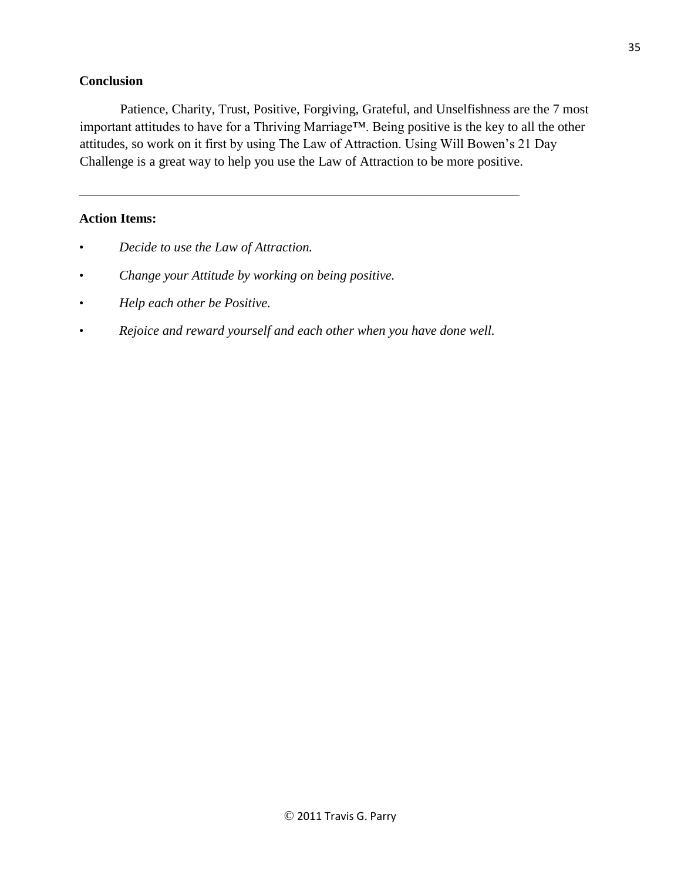**Conclusion**

Patience, Charity, Trust, Positive, Forgiving, Grateful, and Unselfishness are the 7 most important attitudes to have for a Thriving Marriage™. Being positive is the key to all the other attitudes, so work on it first by using The Law of Attraction. Using Will Bowen's 21 Day Challenge is a great way to help you use the Law of Attraction to be more positive.

---

**Action Items:**

- *Decide to use the Law of Attraction.*
- *Change your Attitude by working on being positive.*
- *Help each other be Positive.*
- *Rejoice and reward yourself and each other when you have done well.*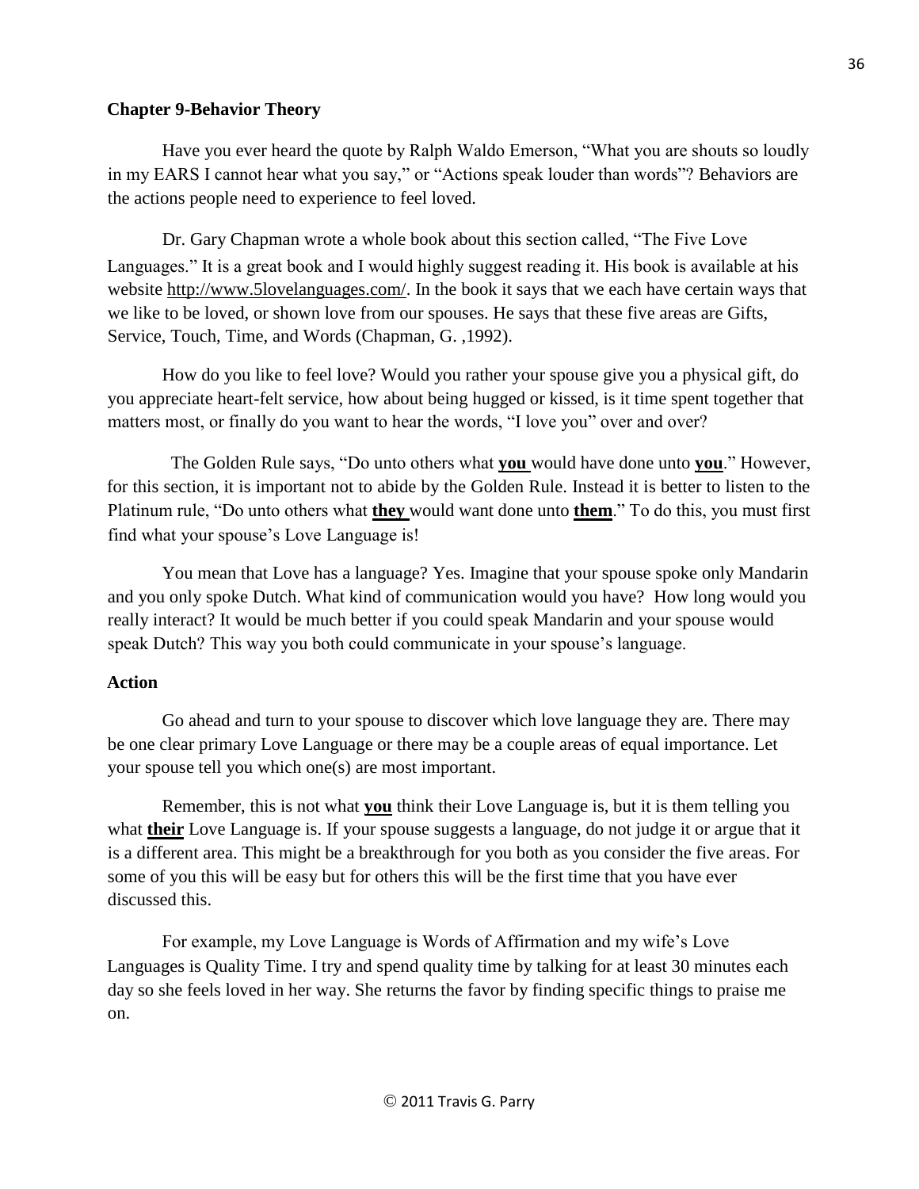## Chapter 9-Behavior Theory

Have you ever heard the quote by Ralph Waldo Emerson, "What you are shouts so loudly in my EARS I cannot hear what you say," or "Actions speak louder than words"? Behaviors are the actions people need to experience to feel loved.

Dr. Gary Chapman wrote a whole book about this section called, "The Five Love Languages." It is a great book and I would highly suggest reading it. His book is available at his website http://www.5lovelanguages.com/. In the book it says that we each have certain ways that we like to be loved, or shown love from our spouses. He says that these five areas are Gifts, Service, Touch, Time, and Words (Chapman, G. ,1992).

How do you like to feel love? Would you rather your spouse give you a physical gift, do you appreciate heart-felt service, how about being hugged or kissed, is it time spent together that matters most, or finally do you want to hear the words, "I love you" over and over?

The Golden Rule says, "Do unto others what **you** would have done unto **you**." However, for this section, it is important not to abide by the Golden Rule. Instead it is better to listen to the Platinum rule, "Do unto others what **they** would want done unto **them**." To do this, you must first find what your spouse's Love Language is!

You mean that Love has a language? Yes. Imagine that your spouse spoke only Mandarin and you only spoke Dutch. What kind of communication would you have? How long would you really interact? It would be much better if you could speak Mandarin and your spouse would speak Dutch? This way you both could communicate in your spouse's language.

### Action

Go ahead and turn to your spouse to discover which love language they are. There may be one clear primary Love Language or there may be a couple areas of equal importance. Let your spouse tell you which one(s) are most important.

Remember, this is not what **you** think their Love Language is, but it is them telling you what **their** Love Language is. If your spouse suggests a language, do not judge it or argue that it is a different area. This might be a breakthrough for you both as you consider the five areas. For some of you this will be easy but for others this will be the first time that you have ever discussed this.

For example, my Love Language is Words of Affirmation and my wife's Love Languages is Quality Time. I try and spend quality time by talking for at least 30 minutes each day so she feels loved in her way. She returns the favor by finding specific things to praise me on.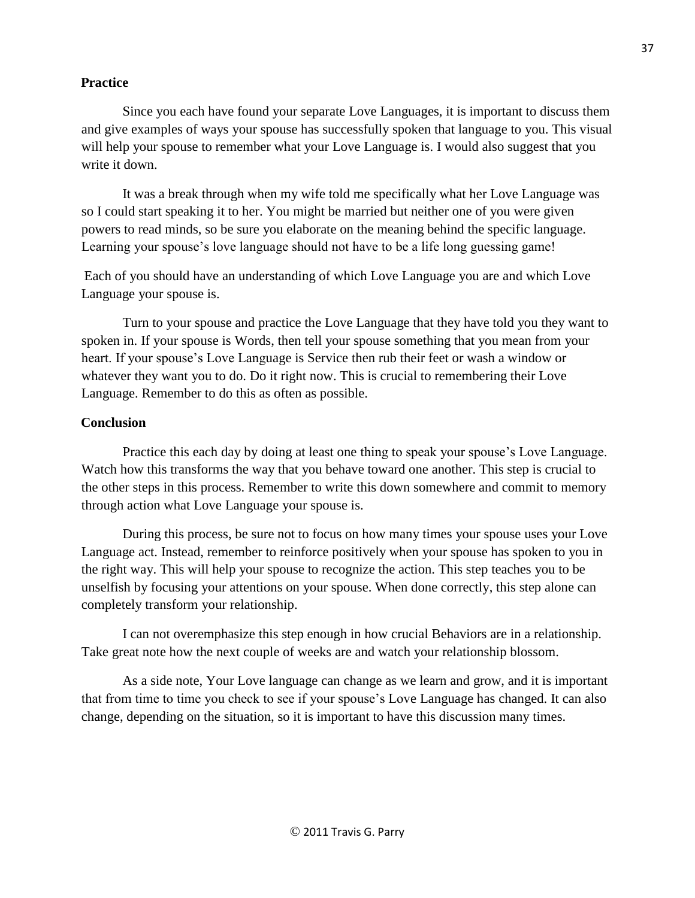**Practice**

Since you each have found your separate Love Languages, it is important to discuss them and give examples of ways your spouse has successfully spoken that language to you. This visual will help your spouse to remember what your Love Language is. I would also suggest that you write it down.

It was a break through when my wife told me specifically what her Love Language was so I could start speaking it to her. You might be married but neither one of you were given powers to read minds, so be sure you elaborate on the meaning behind the specific language. Learning your spouse's love language should not have to be a life long guessing game!

Each of you should have an understanding of which Love Language you are and which Love Language your spouse is.

Turn to your spouse and practice the Love Language that they have told you they want to spoken in. If your spouse is Words, then tell your spouse something that you mean from your heart. If your spouse's Love Language is Service then rub their feet or wash a window or whatever they want you to do. Do it right now. This is crucial to remembering their Love Language. Remember to do this as often as possible.

**Conclusion**

Practice this each day by doing at least one thing to speak your spouse's Love Language. Watch how this transforms the way that you behave toward one another. This step is crucial to the other steps in this process. Remember to write this down somewhere and commit to memory through action what Love Language your spouse is.

During this process, be sure not to focus on how many times your spouse uses your Love Language act. Instead, remember to reinforce positively when your spouse has spoken to you in the right way. This will help your spouse to recognize the action. This step teaches you to be unselfish by focusing your attentions on your spouse. When done correctly, this step alone can completely transform your relationship.

I can not overemphasize this step enough in how crucial Behaviors are in a relationship. Take great note how the next couple of weeks are and watch your relationship blossom.

As a side note, Your Love language can change as we learn and grow, and it is important that from time to time you check to see if your spouse's Love Language has changed. It can also change, depending on the situation, so it is important to have this discussion many times.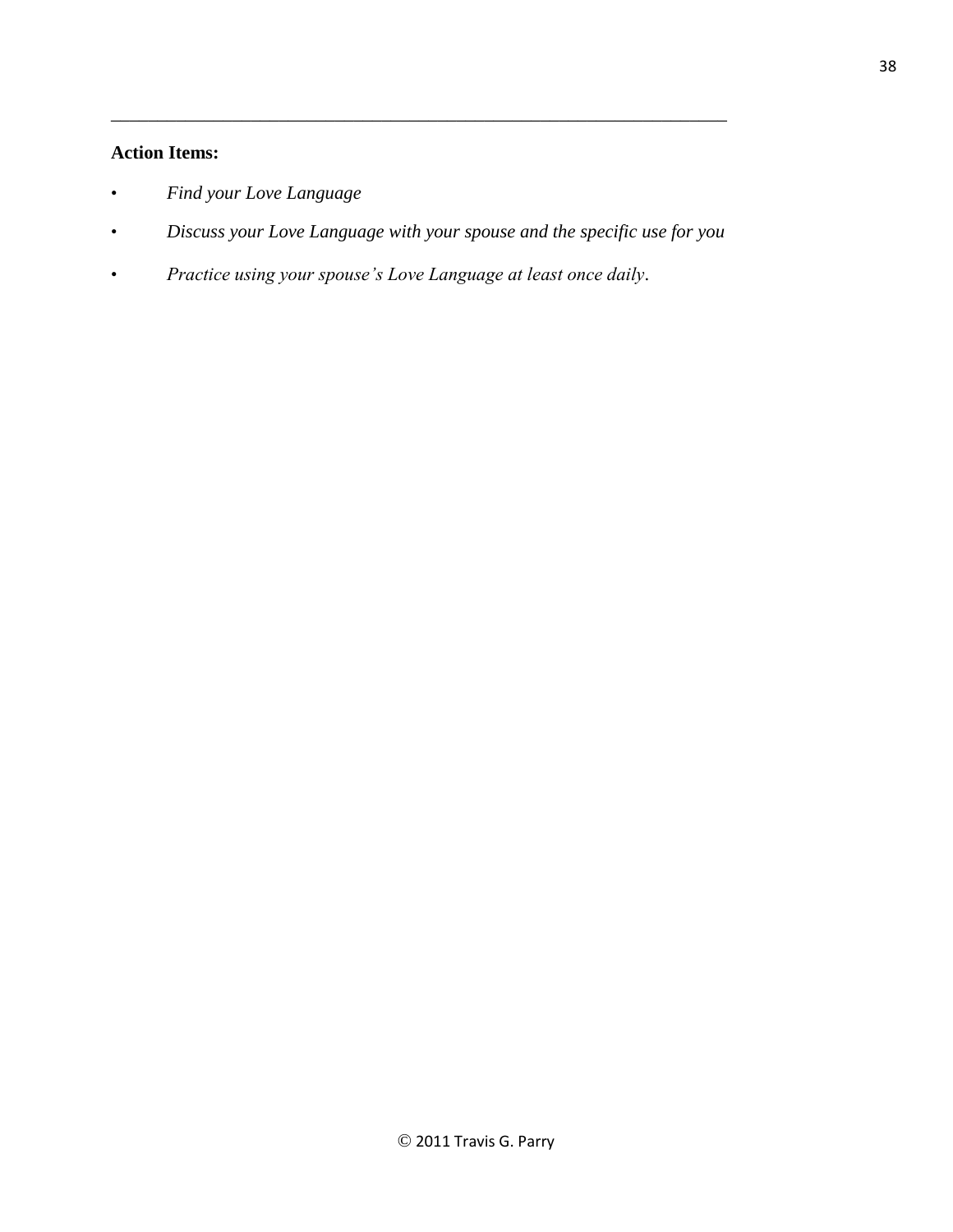---

**Action Items:**

- *Find your Love Language*
- *Discuss your Love Language with your spouse and the specific use for you*
- *Practice using your spouse's Love Language at least once daily*.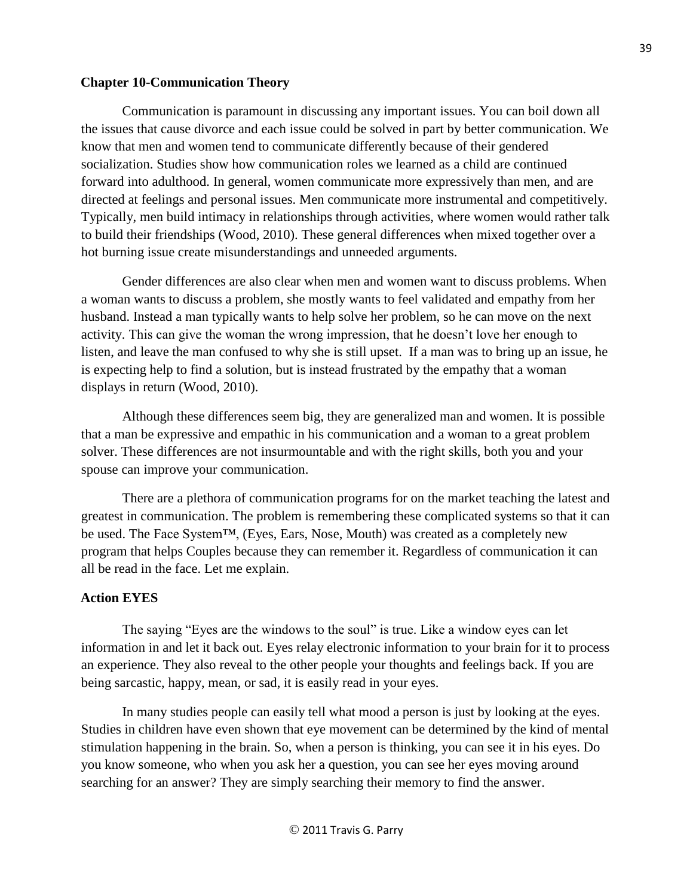## Chapter 10-Communication Theory

Communication is paramount in discussing any important issues. You can boil down all the issues that cause divorce and each issue could be solved in part by better communication. We know that men and women tend to communicate differently because of their gendered socialization. Studies show how communication roles we learned as a child are continued forward into adulthood. In general, women communicate more expressively than men, and are directed at feelings and personal issues. Men communicate more instrumental and competitively. Typically, men build intimacy in relationships through activities, where women would rather talk to build their friendships (Wood, 2010). These general differences when mixed together over a hot burning issue create misunderstandings and unneeded arguments.

Gender differences are also clear when men and women want to discuss problems. When a woman wants to discuss a problem, she mostly wants to feel validated and empathy from her husband. Instead a man typically wants to help solve her problem, so he can move on the next activity. This can give the woman the wrong impression, that he doesn't love her enough to listen, and leave the man confused to why she is still upset. If a man was to bring up an issue, he is expecting help to find a solution, but is instead frustrated by the empathy that a woman displays in return (Wood, 2010).

Although these differences seem big, they are generalized man and women. It is possible that a man be expressive and empathic in his communication and a woman to a great problem solver. These differences are not insurmountable and with the right skills, both you and your spouse can improve your communication.

There are a plethora of communication programs for on the market teaching the latest and greatest in communication. The problem is remembering these complicated systems so that it can be used. The Face System™, (Eyes, Ears, Nose, Mouth) was created as a completely new program that helps Couples because they can remember it. Regardless of communication it can all be read in the face. Let me explain.

### Action EYES

The saying "Eyes are the windows to the soul" is true. Like a window eyes can let information in and let it back out. Eyes relay electronic information to your brain for it to process an experience. They also reveal to the other people your thoughts and feelings back. If you are being sarcastic, happy, mean, or sad, it is easily read in your eyes.

In many studies people can easily tell what mood a person is just by looking at the eyes. Studies in children have even shown that eye movement can be determined by the kind of mental stimulation happening in the brain. So, when a person is thinking, you can see it in his eyes. Do you know someone, who when you ask her a question, you can see her eyes moving around searching for an answer? They are simply searching their memory to find the answer.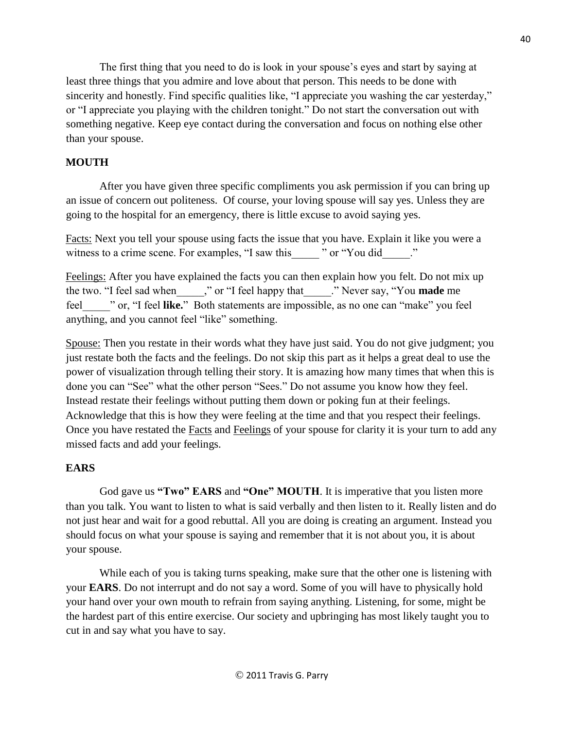The first thing that you need to do is look in your spouse's eyes and start by saying at least three things that you admire and love about that person. This needs to be done with sincerity and honestly. Find specific qualities like, "I appreciate you washing the car yesterday," or "I appreciate you playing with the children tonight." Do not start the conversation out with something negative. Keep eye contact during the conversation and focus on nothing else other than your spouse.

**MOUTH**

After you have given three specific compliments you ask permission if you can bring up an issue of concern out politeness. Of course, your loving spouse will say yes. Unless they are going to the hospital for an emergency, there is little excuse to avoid saying yes.

<u>Facts:</u> Next you tell your spouse using facts the issue that you have. Explain it like you were a witness to a crime scene. For examples, "I saw this_____ " or "You did_____."

<u>Feelings:</u> After you have explained the facts you can then explain how you felt. Do not mix up the two. "I feel sad when_____," or "I feel happy that_____." Never say, "You **made** me feel_____" or, "I feel **like.**" Both statements are impossible, as no one can "make" you feel anything, and you cannot feel "like" something.

<u>Spouse:</u> Then you restate in their words what they have just said. You do not give judgment; you just restate both the facts and the feelings. Do not skip this part as it helps a great deal to use the power of visualization through telling their story. It is amazing how many times that when this is done you can "See" what the other person "Sees." Do not assume you know how they feel. Instead restate their feelings without putting them down or poking fun at their feelings. Acknowledge that this is how they were feeling at the time and that you respect their feelings. Once you have restated the <u>Facts</u> and <u>Feelings</u> of your spouse for clarity it is your turn to add any missed facts and add your feelings.

**EARS**

God gave us **"Two" EARS** and **"One" MOUTH**. It is imperative that you listen more than you talk. You want to listen to what is said verbally and then listen to it. Really listen and do not just hear and wait for a good rebuttal. All you are doing is creating an argument. Instead you should focus on what your spouse is saying and remember that it is not about you, it is about your spouse.

While each of you is taking turns speaking, make sure that the other one is listening with your **EARS**. Do not interrupt and do not say a word. Some of you will have to physically hold your hand over your own mouth to refrain from saying anything. Listening, for some, might be the hardest part of this entire exercise. Our society and upbringing has most likely taught you to cut in and say what you have to say.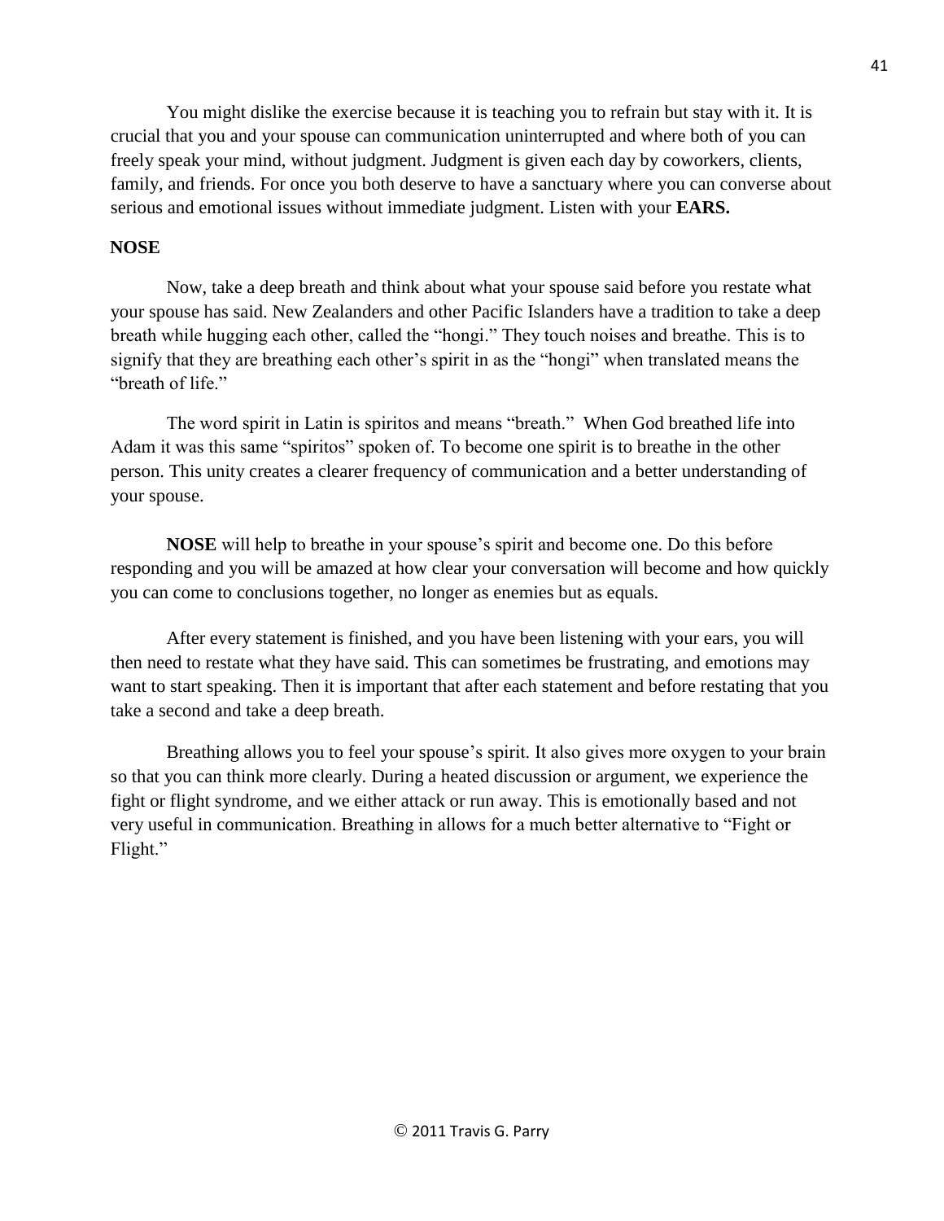You might dislike the exercise because it is teaching you to refrain but stay with it. It is crucial that you and your spouse can communication uninterrupted and where both of you can freely speak your mind, without judgment. Judgment is given each day by coworkers, clients, family, and friends. For once you both deserve to have a sanctuary where you can converse about serious and emotional issues without immediate judgment. Listen with your **EARS.**

**NOSE**

Now, take a deep breath and think about what your spouse said before you restate what your spouse has said. New Zealanders and other Pacific Islanders have a tradition to take a deep breath while hugging each other, called the "hongi." They touch noises and breathe. This is to signify that they are breathing each other's spirit in as the "hongi" when translated means the "breath of life."

The word spirit in Latin is spiritos and means "breath." When God breathed life into Adam it was this same "spiritos" spoken of. To become one spirit is to breathe in the other person. This unity creates a clearer frequency of communication and a better understanding of your spouse.

**NOSE** will help to breathe in your spouse's spirit and become one. Do this before responding and you will be amazed at how clear your conversation will become and how quickly you can come to conclusions together, no longer as enemies but as equals.

After every statement is finished, and you have been listening with your ears, you will then need to restate what they have said. This can sometimes be frustrating, and emotions may want to start speaking. Then it is important that after each statement and before restating that you take a second and take a deep breath.

Breathing allows you to feel your spouse's spirit. It also gives more oxygen to your brain so that you can think more clearly. During a heated discussion or argument, we experience the fight or flight syndrome, and we either attack or run away. This is emotionally based and not very useful in communication. Breathing in allows for a much better alternative to "Fight or Flight."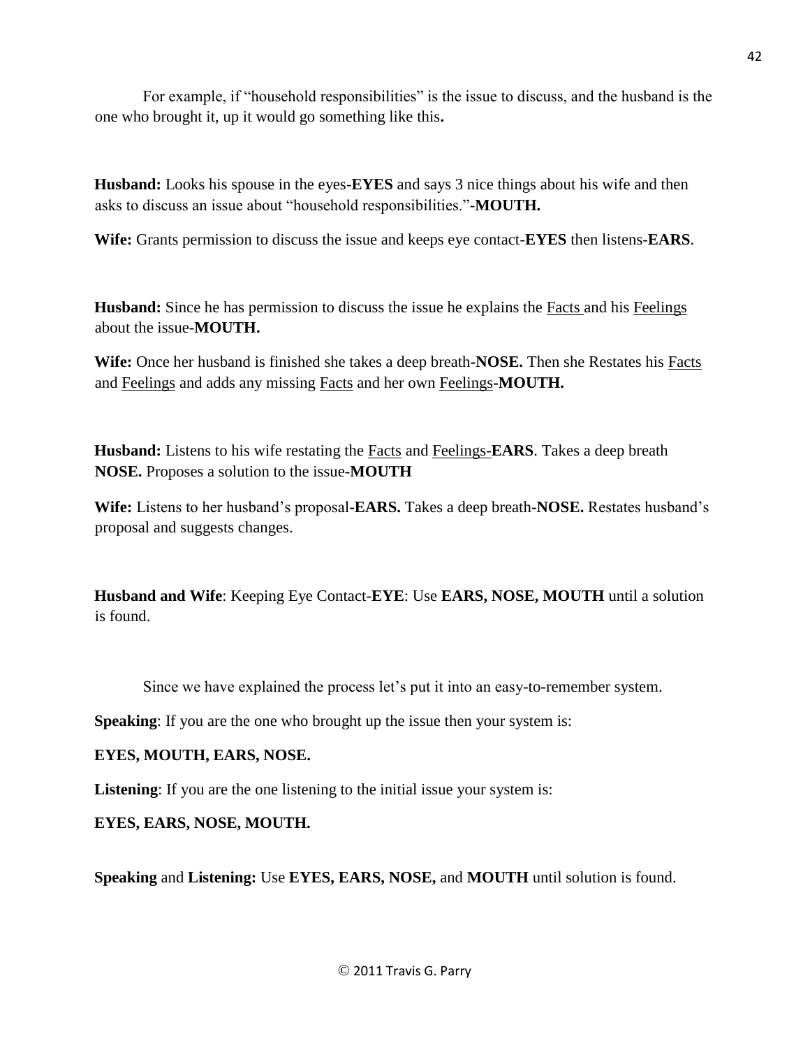For example, if "household responsibilities" is the issue to discuss, and the husband is the one who brought it, up it would go something like this**.**

**Husband:** Looks his spouse in the eyes-**EYES** and says 3 nice things about his wife and then asks to discuss an issue about "household responsibilities."-**MOUTH.**

**Wife:** Grants permission to discuss the issue and keeps eye contact-**EYES** then listens-**EARS**.

**Husband:** Since he has permission to discuss the issue he explains the Facts and his Feelings about the issue-**MOUTH.**

**Wife:** Once her husband is finished she takes a deep breath**-NOSE.** Then she Restates his Facts and Feelings and adds any missing Facts and her own Feelings**-MOUTH.**

**Husband:** Listens to his wife restating the Facts and Feelings-**EARS**. Takes a deep breath **NOSE.** Proposes a solution to the issue-**MOUTH**

**Wife:** Listens to her husband's proposal**-EARS.** Takes a deep breath**-NOSE.** Restates husband's proposal and suggests changes.

**Husband and Wife**: Keeping Eye Contact-**EYE**: Use **EARS, NOSE, MOUTH** until a solution is found.

Since we have explained the process let's put it into an easy-to-remember system.

**Speaking**: If you are the one who brought up the issue then your system is:

**EYES, MOUTH, EARS, NOSE.**

**Listening**: If you are the one listening to the initial issue your system is:

**EYES, EARS, NOSE, MOUTH.**

**Speaking** and **Listening:** Use **EYES, EARS, NOSE,** and **MOUTH** until solution is found.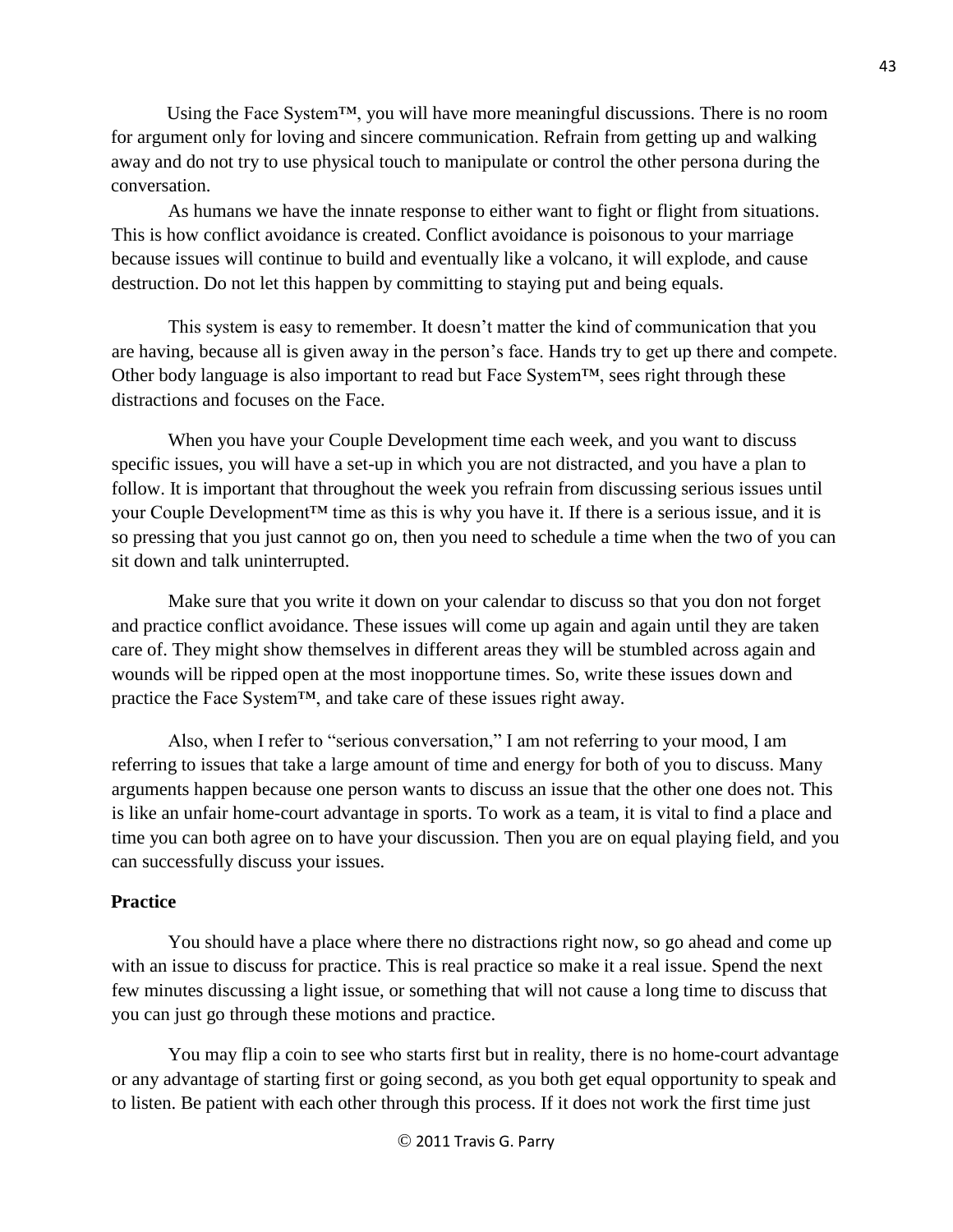Using the Face System™, you will have more meaningful discussions. There is no room for argument only for loving and sincere communication. Refrain from getting up and walking away and do not try to use physical touch to manipulate or control the other persona during the conversation.

As humans we have the innate response to either want to fight or flight from situations. This is how conflict avoidance is created. Conflict avoidance is poisonous to your marriage because issues will continue to build and eventually like a volcano, it will explode, and cause destruction. Do not let this happen by committing to staying put and being equals.

This system is easy to remember. It doesn't matter the kind of communication that you are having, because all is given away in the person's face. Hands try to get up there and compete. Other body language is also important to read but Face System™, sees right through these distractions and focuses on the Face.

When you have your Couple Development time each week, and you want to discuss specific issues, you will have a set-up in which you are not distracted, and you have a plan to follow. It is important that throughout the week you refrain from discussing serious issues until your Couple Development™ time as this is why you have it. If there is a serious issue, and it is so pressing that you just cannot go on, then you need to schedule a time when the two of you can sit down and talk uninterrupted.

Make sure that you write it down on your calendar to discuss so that you don not forget and practice conflict avoidance. These issues will come up again and again until they are taken care of. They might show themselves in different areas they will be stumbled across again and wounds will be ripped open at the most inopportune times. So, write these issues down and practice the Face System™, and take care of these issues right away.

Also, when I refer to "serious conversation," I am not referring to your mood, I am referring to issues that take a large amount of time and energy for both of you to discuss. Many arguments happen because one person wants to discuss an issue that the other one does not. This is like an unfair home-court advantage in sports. To work as a team, it is vital to find a place and time you can both agree on to have your discussion. Then you are on equal playing field, and you can successfully discuss your issues.

**Practice**

You should have a place where there no distractions right now, so go ahead and come up with an issue to discuss for practice. This is real practice so make it a real issue. Spend the next few minutes discussing a light issue, or something that will not cause a long time to discuss that you can just go through these motions and practice.

You may flip a coin to see who starts first but in reality, there is no home-court advantage or any advantage of starting first or going second, as you both get equal opportunity to speak and to listen. Be patient with each other through this process. If it does not work the first time just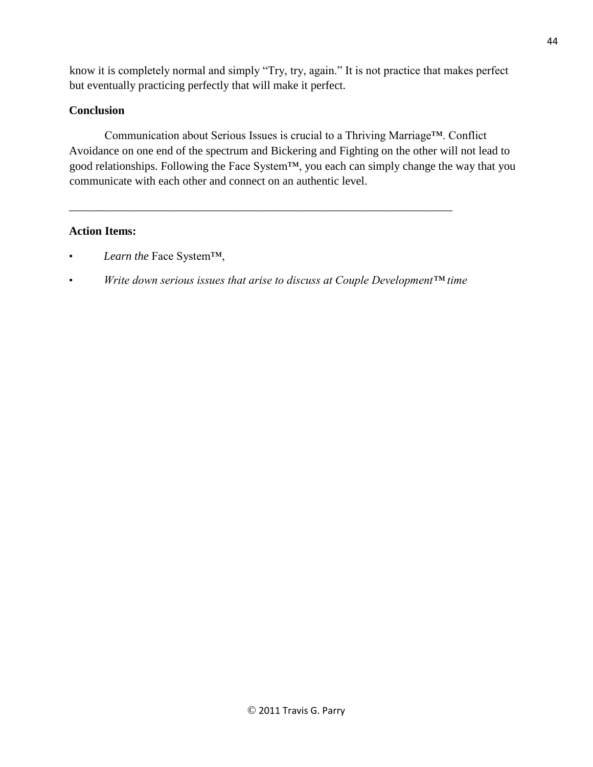know it is completely normal and simply "Try, try, again." It is not practice that makes perfect but eventually practicing perfectly that will make it perfect.

**Conclusion**

Communication about Serious Issues is crucial to a Thriving Marriage™. Conflict Avoidance on one end of the spectrum and Bickering and Fighting on the other will not lead to good relationships. Following the Face System™, you each can simply change the way that you communicate with each other and connect on an authentic level.

---

**Action Items:**

- *Learn the* Face System™,
- *Write down serious issues that arise to discuss at Couple Development™ time*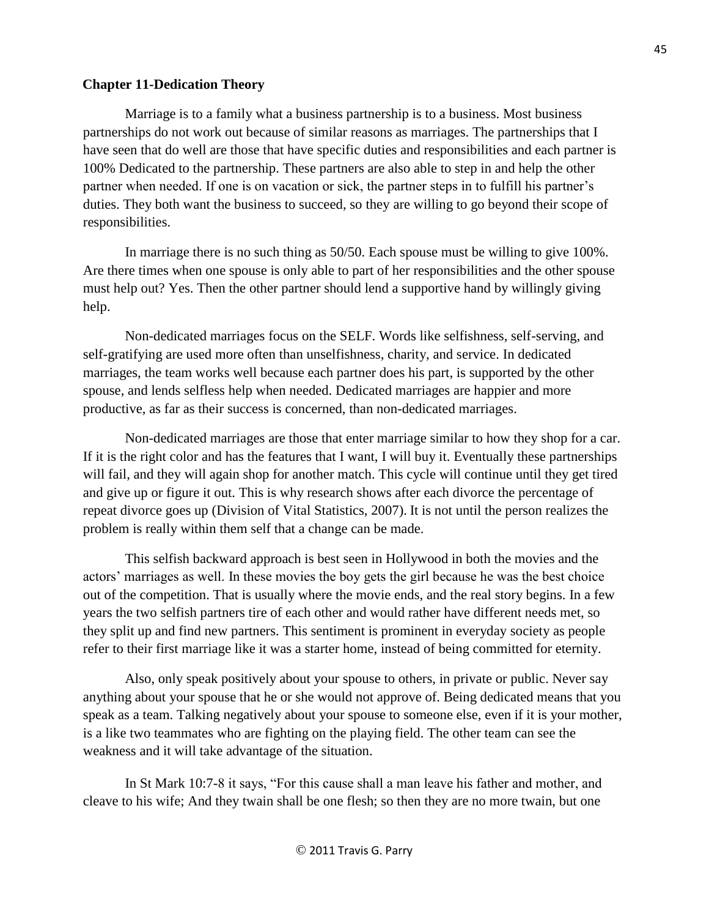**Chapter 11-Dedication Theory**

Marriage is to a family what a business partnership is to a business. Most business partnerships do not work out because of similar reasons as marriages. The partnerships that I have seen that do well are those that have specific duties and responsibilities and each partner is 100% Dedicated to the partnership. These partners are also able to step in and help the other partner when needed. If one is on vacation or sick, the partner steps in to fulfill his partner's duties. They both want the business to succeed, so they are willing to go beyond their scope of responsibilities.

In marriage there is no such thing as 50/50. Each spouse must be willing to give 100%. Are there times when one spouse is only able to part of her responsibilities and the other spouse must help out? Yes. Then the other partner should lend a supportive hand by willingly giving help.

Non-dedicated marriages focus on the SELF. Words like selfishness, self-serving, and self-gratifying are used more often than unselfishness, charity, and service. In dedicated marriages, the team works well because each partner does his part, is supported by the other spouse, and lends selfless help when needed. Dedicated marriages are happier and more productive, as far as their success is concerned, than non-dedicated marriages.

Non-dedicated marriages are those that enter marriage similar to how they shop for a car. If it is the right color and has the features that I want, I will buy it. Eventually these partnerships will fail, and they will again shop for another match. This cycle will continue until they get tired and give up or figure it out. This is why research shows after each divorce the percentage of repeat divorce goes up (Division of Vital Statistics, 2007). It is not until the person realizes the problem is really within them self that a change can be made.

This selfish backward approach is best seen in Hollywood in both the movies and the actors' marriages as well. In these movies the boy gets the girl because he was the best choice out of the competition. That is usually where the movie ends, and the real story begins. In a few years the two selfish partners tire of each other and would rather have different needs met, so they split up and find new partners. This sentiment is prominent in everyday society as people refer to their first marriage like it was a starter home, instead of being committed for eternity.

Also, only speak positively about your spouse to others, in private or public. Never say anything about your spouse that he or she would not approve of. Being dedicated means that you speak as a team. Talking negatively about your spouse to someone else, even if it is your mother, is a like two teammates who are fighting on the playing field. The other team can see the weakness and it will take advantage of the situation.

In St Mark 10:7-8 it says, "For this cause shall a man leave his father and mother, and cleave to his wife; And they twain shall be one flesh; so then they are no more twain, but one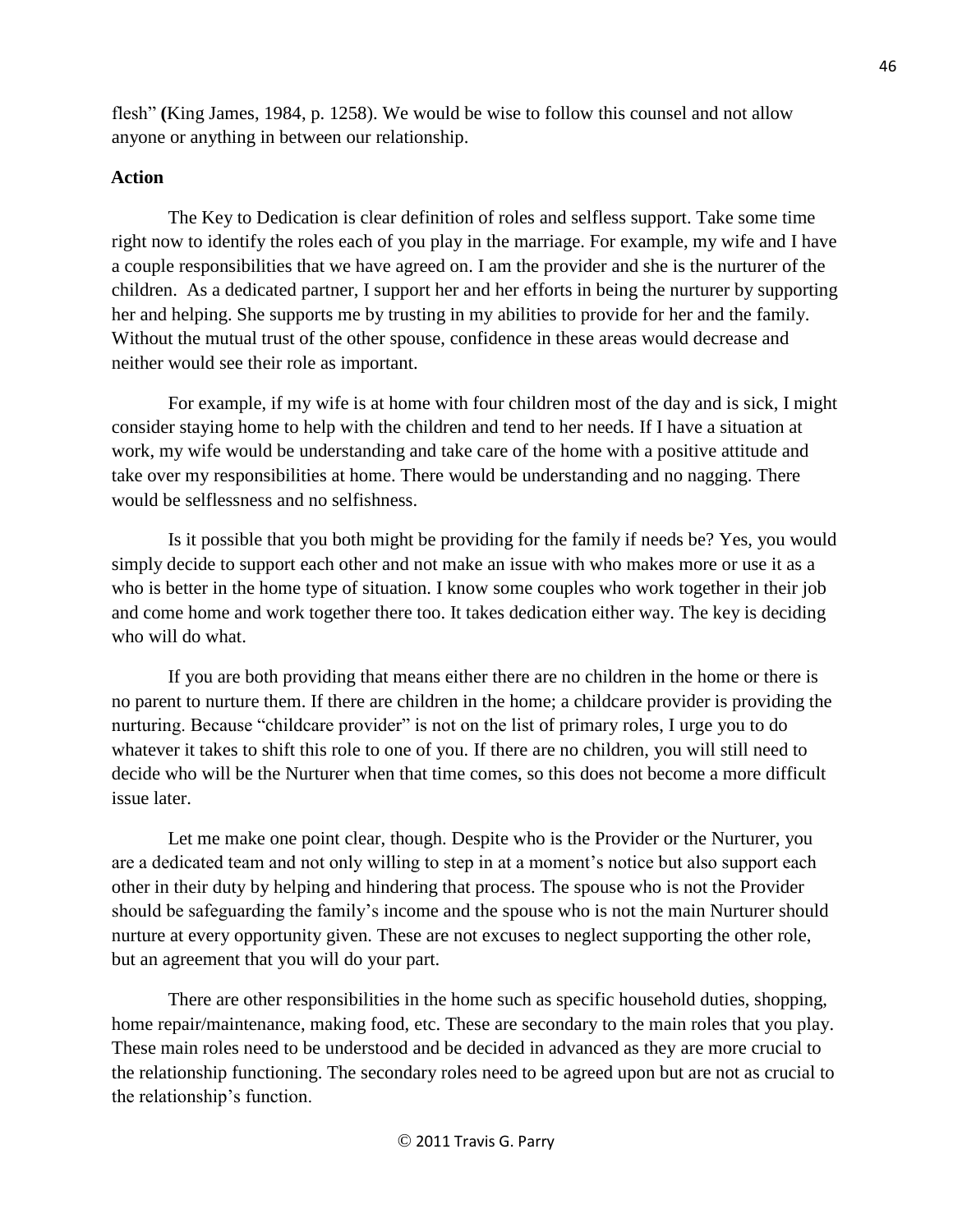flesh" (King James, 1984, p. 1258). We would be wise to follow this counsel and not allow anyone or anything in between our relationship.

**Action**

The Key to Dedication is clear definition of roles and selfless support. Take some time right now to identify the roles each of you play in the marriage. For example, my wife and I have a couple responsibilities that we have agreed on. I am the provider and she is the nurturer of the children. As a dedicated partner, I support her and her efforts in being the nurturer by supporting her and helping. She supports me by trusting in my abilities to provide for her and the family. Without the mutual trust of the other spouse, confidence in these areas would decrease and neither would see their role as important.

For example, if my wife is at home with four children most of the day and is sick, I might consider staying home to help with the children and tend to her needs. If I have a situation at work, my wife would be understanding and take care of the home with a positive attitude and take over my responsibilities at home. There would be understanding and no nagging. There would be selflessness and no selfishness.

Is it possible that you both might be providing for the family if needs be? Yes, you would simply decide to support each other and not make an issue with who makes more or use it as a who is better in the home type of situation. I know some couples who work together in their job and come home and work together there too. It takes dedication either way. The key is deciding who will do what.

If you are both providing that means either there are no children in the home or there is no parent to nurture them. If there are children in the home; a childcare provider is providing the nurturing. Because "childcare provider" is not on the list of primary roles, I urge you to do whatever it takes to shift this role to one of you. If there are no children, you will still need to decide who will be the Nurturer when that time comes, so this does not become a more difficult issue later.

Let me make one point clear, though. Despite who is the Provider or the Nurturer, you are a dedicated team and not only willing to step in at a moment's notice but also support each other in their duty by helping and hindering that process. The spouse who is not the Provider should be safeguarding the family's income and the spouse who is not the main Nurturer should nurture at every opportunity given. These are not excuses to neglect supporting the other role, but an agreement that you will do your part.

There are other responsibilities in the home such as specific household duties, shopping, home repair/maintenance, making food, etc. These are secondary to the main roles that you play. These main roles need to be understood and be decided in advanced as they are more crucial to the relationship functioning. The secondary roles need to be agreed upon but are not as crucial to the relationship's function.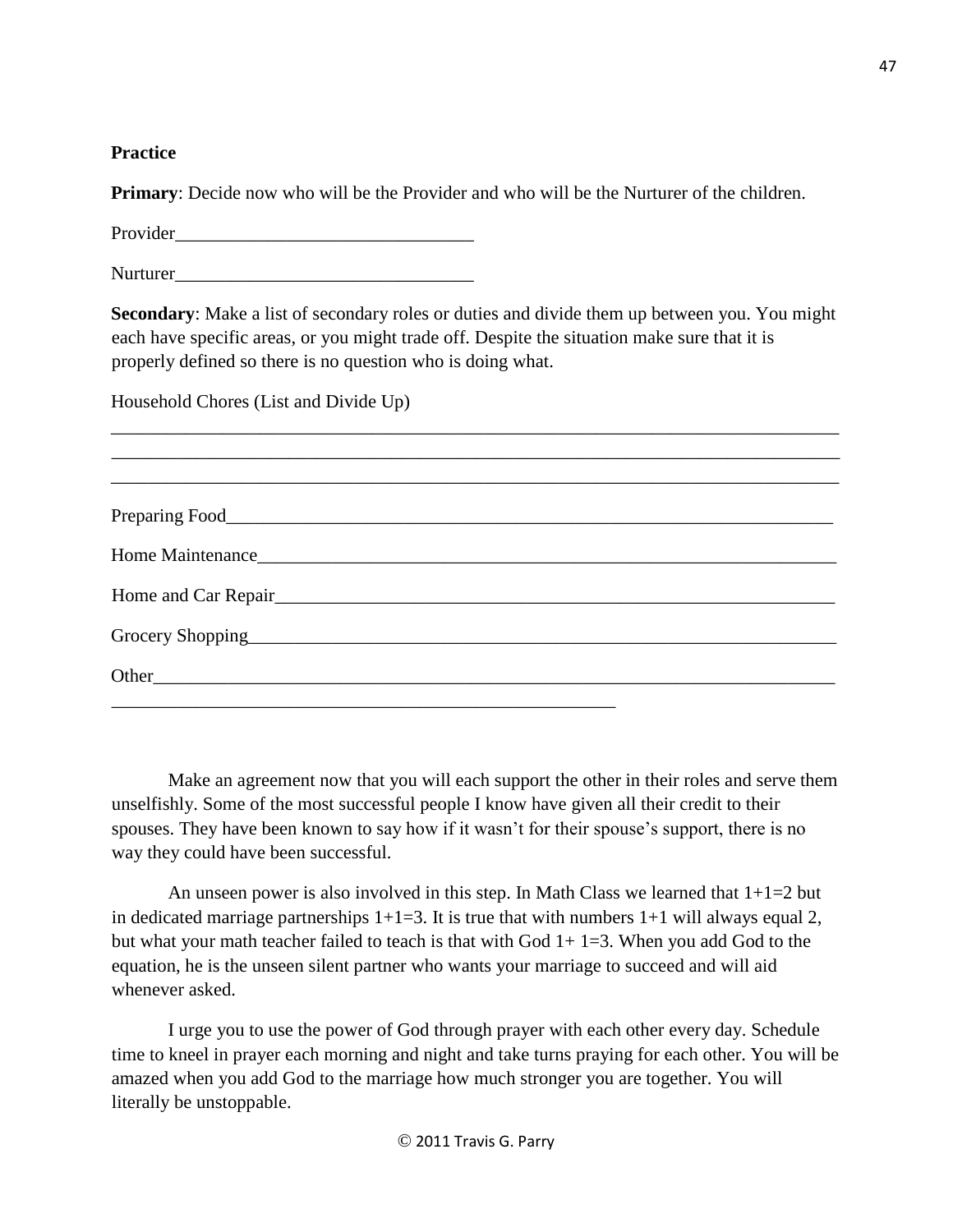**Practice**

**Primary**: Decide now who will be the Provider and who will be the Nurturer of the children.

Provider________________________________

Nurturer________________________________

**Secondary**: Make a list of secondary roles or duties and divide them up between you. You might each have specific areas, or you might trade off. Despite the situation make sure that it is properly defined so there is no question who is doing what.

Household Chores (List and Divide Up)

________________________________________________________________________________
________________________________________________________________________________
________________________________________________________________________________

Preparing Food__________________________________________________________________

Home Maintenance_______________________________________________________________

Home and Car Repair_____________________________________________________________

Grocery Shopping________________________________________________________________

Other__________________________________________________________________________
________________________________________________________

Make an agreement now that you will each support the other in their roles and serve them unselfishly. Some of the most successful people I know have given all their credit to their spouses. They have been known to say how if it wasn't for their spouse's support, there is no way they could have been successful.

An unseen power is also involved in this step. In Math Class we learned that 1+1=2 but in dedicated marriage partnerships 1+1=3. It is true that with numbers 1+1 will always equal 2, but what your math teacher failed to teach is that with God 1+ 1=3. When you add God to the equation, he is the unseen silent partner who wants your marriage to succeed and will aid whenever asked.

I urge you to use the power of God through prayer with each other every day. Schedule time to kneel in prayer each morning and night and take turns praying for each other. You will be amazed when you add God to the marriage how much stronger you are together. You will literally be unstoppable.

© 2011 Travis G. Parry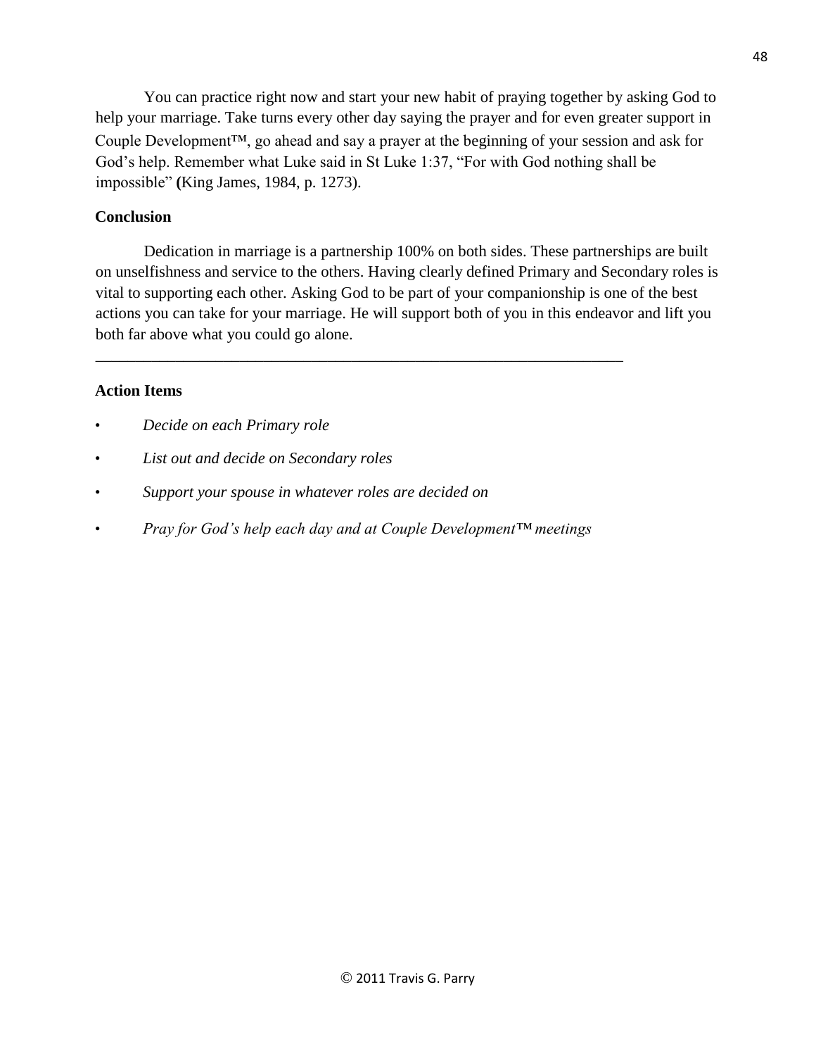You can practice right now and start your new habit of praying together by asking God to help your marriage. Take turns every other day saying the prayer and for even greater support in Couple Development™, go ahead and say a prayer at the beginning of your session and ask for God's help. Remember what Luke said in St Luke 1:37, "For with God nothing shall be impossible" (King James, 1984, p. 1273).

**Conclusion**

Dedication in marriage is a partnership 100% on both sides. These partnerships are built on unselfishness and service to the others. Having clearly defined Primary and Secondary roles is vital to supporting each other. Asking God to be part of your companionship is one of the best actions you can take for your marriage. He will support both of you in this endeavor and lift you both far above what you could go alone.

---

**Action Items**

- *Decide on each Primary role*
- *List out and decide on Secondary roles*
- *Support your spouse in whatever roles are decided on*
- *Pray for God's help each day and at Couple Development™ meetings*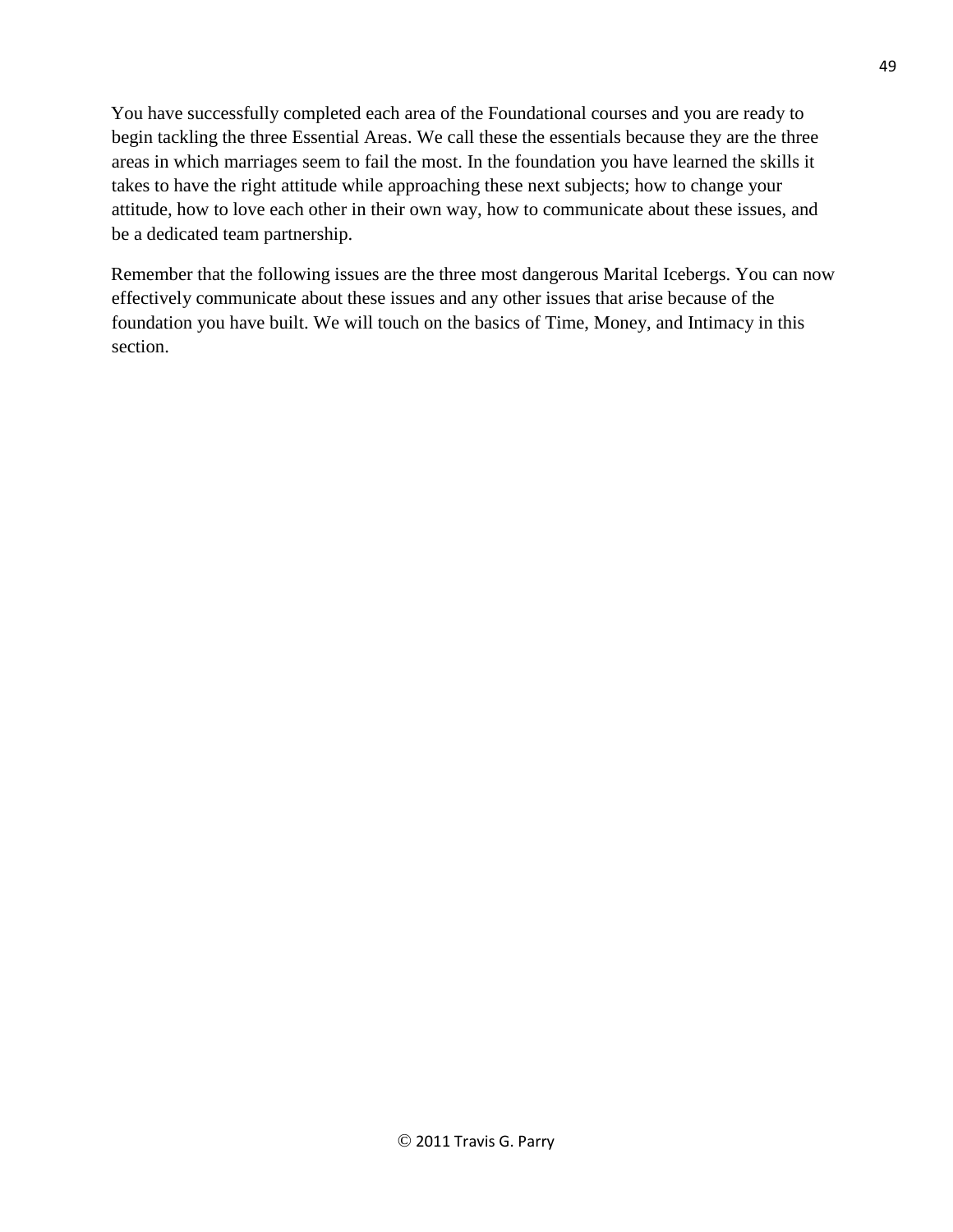You have successfully completed each area of the Foundational courses and you are ready to begin tackling the three Essential Areas. We call these the essentials because they are the three areas in which marriages seem to fail the most. In the foundation you have learned the skills it takes to have the right attitude while approaching these next subjects; how to change your attitude, how to love each other in their own way, how to communicate about these issues, and be a dedicated team partnership.

Remember that the following issues are the three most dangerous Marital Icebergs. You can now effectively communicate about these issues and any other issues that arise because of the foundation you have built. We will touch on the basics of Time, Money, and Intimacy in this section.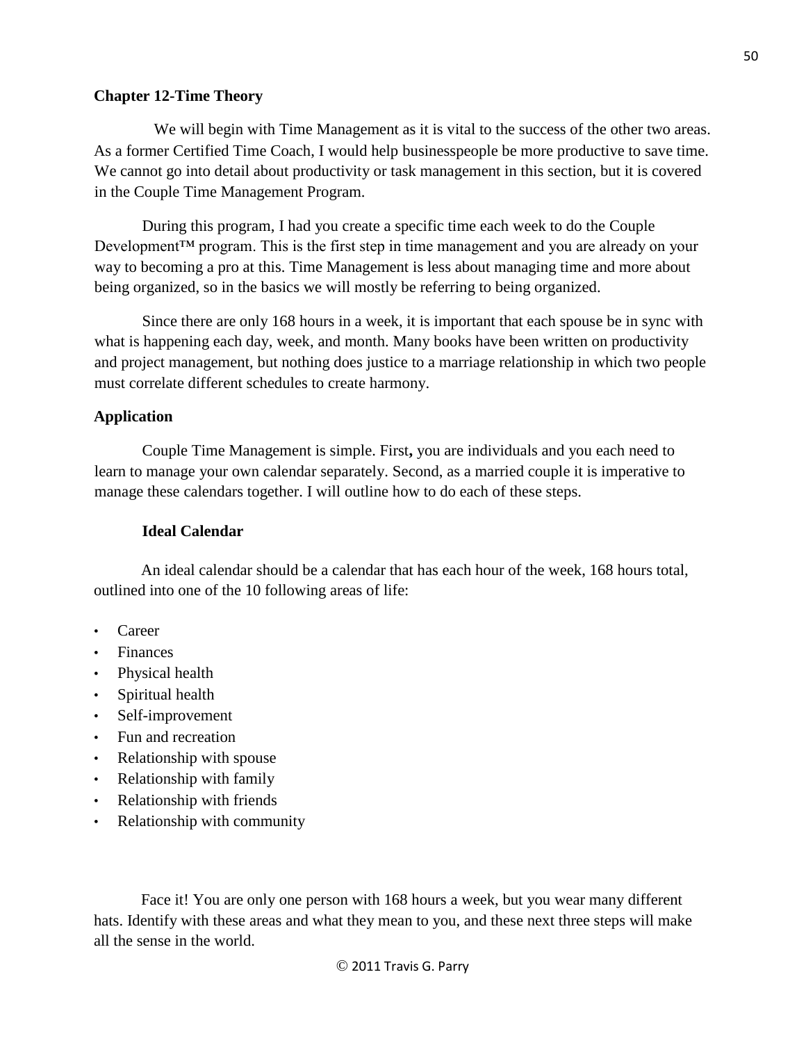## Chapter 12-Time Theory

We will begin with Time Management as it is vital to the success of the other two areas. As a former Certified Time Coach, I would help businesspeople be more productive to save time. We cannot go into detail about productivity or task management in this section, but it is covered in the Couple Time Management Program.

During this program, I had you create a specific time each week to do the Couple Development™ program. This is the first step in time management and you are already on your way to becoming a pro at this. Time Management is less about managing time and more about being organized, so in the basics we will mostly be referring to being organized.

Since there are only 168 hours in a week, it is important that each spouse be in sync with what is happening each day, week, and month. Many books have been written on productivity and project management, but nothing does justice to a marriage relationship in which two people must correlate different schedules to create harmony.

### Application

Couple Time Management is simple. First**,** you are individuals and you each need to learn to manage your own calendar separately. Second, as a married couple it is imperative to manage these calendars together. I will outline how to do each of these steps.

#### Ideal Calendar

An ideal calendar should be a calendar that has each hour of the week, 168 hours total, outlined into one of the 10 following areas of life:

- Career
- Finances
- Physical health
- Spiritual health
- Self-improvement
- Fun and recreation
- Relationship with spouse
- Relationship with family
- Relationship with friends
- Relationship with community

Face it! You are only one person with 168 hours a week, but you wear many different hats. Identify with these areas and what they mean to you, and these next three steps will make all the sense in the world.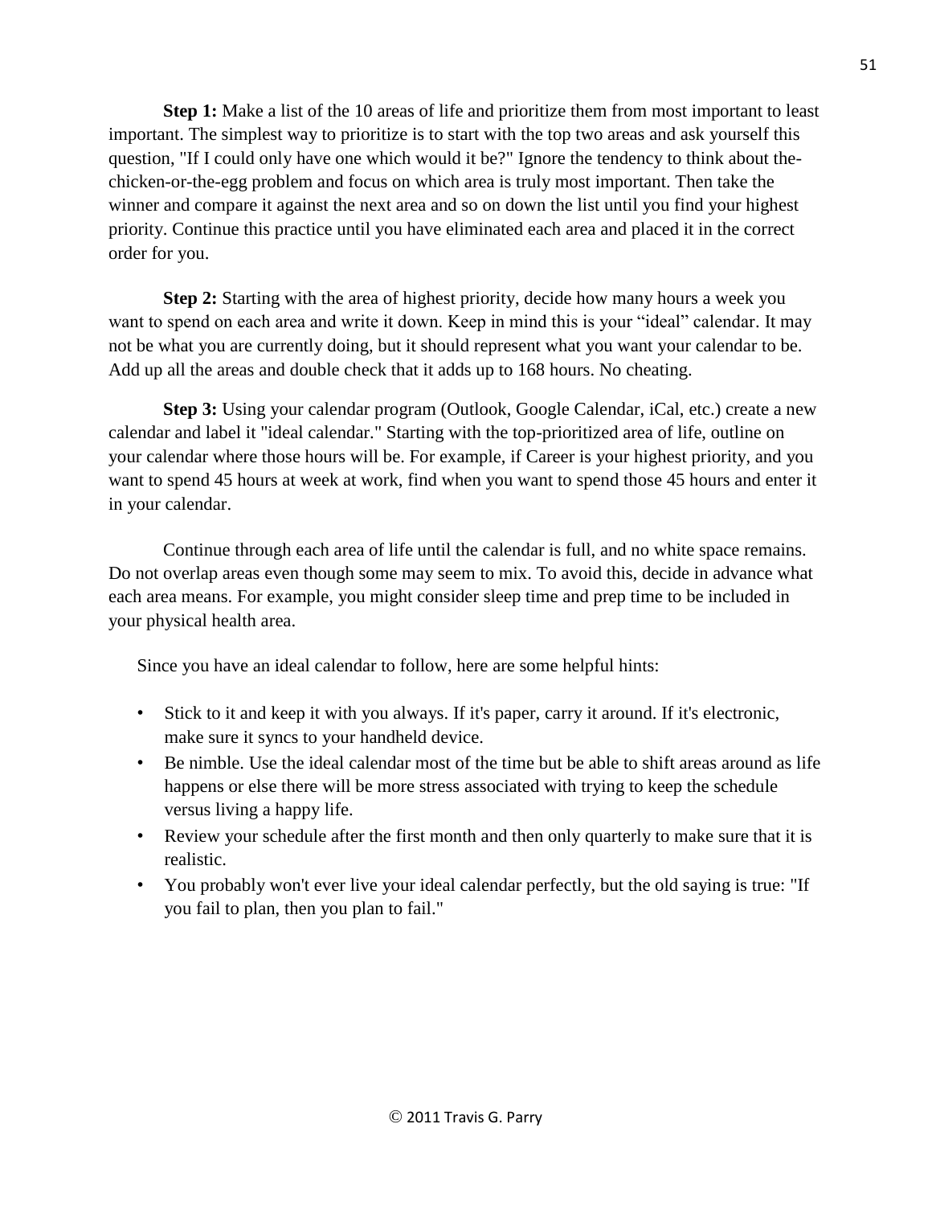**Step 1:** Make a list of the 10 areas of life and prioritize them from most important to least important. The simplest way to prioritize is to start with the top two areas and ask yourself this question, "If I could only have one which would it be?" Ignore the tendency to think about the-chicken-or-the-egg problem and focus on which area is truly most important. Then take the winner and compare it against the next area and so on down the list until you find your highest priority. Continue this practice until you have eliminated each area and placed it in the correct order for you.

**Step 2:** Starting with the area of highest priority, decide how many hours a week you want to spend on each area and write it down. Keep in mind this is your "ideal" calendar. It may not be what you are currently doing, but it should represent what you want your calendar to be. Add up all the areas and double check that it adds up to 168 hours. No cheating.

**Step 3:** Using your calendar program (Outlook, Google Calendar, iCal, etc.) create a new calendar and label it "ideal calendar." Starting with the top-prioritized area of life, outline on your calendar where those hours will be. For example, if Career is your highest priority, and you want to spend 45 hours at week at work, find when you want to spend those 45 hours and enter it in your calendar.

Continue through each area of life until the calendar is full, and no white space remains. Do not overlap areas even though some may seem to mix. To avoid this, decide in advance what each area means. For example, you might consider sleep time and prep time to be included in your physical health area.

Since you have an ideal calendar to follow, here are some helpful hints:

- Stick to it and keep it with you always. If it's paper, carry it around. If it's electronic, make sure it syncs to your handheld device.
- Be nimble. Use the ideal calendar most of the time but be able to shift areas around as life happens or else there will be more stress associated with trying to keep the schedule versus living a happy life.
- Review your schedule after the first month and then only quarterly to make sure that it is realistic.
- You probably won't ever live your ideal calendar perfectly, but the old saying is true: "If you fail to plan, then you plan to fail."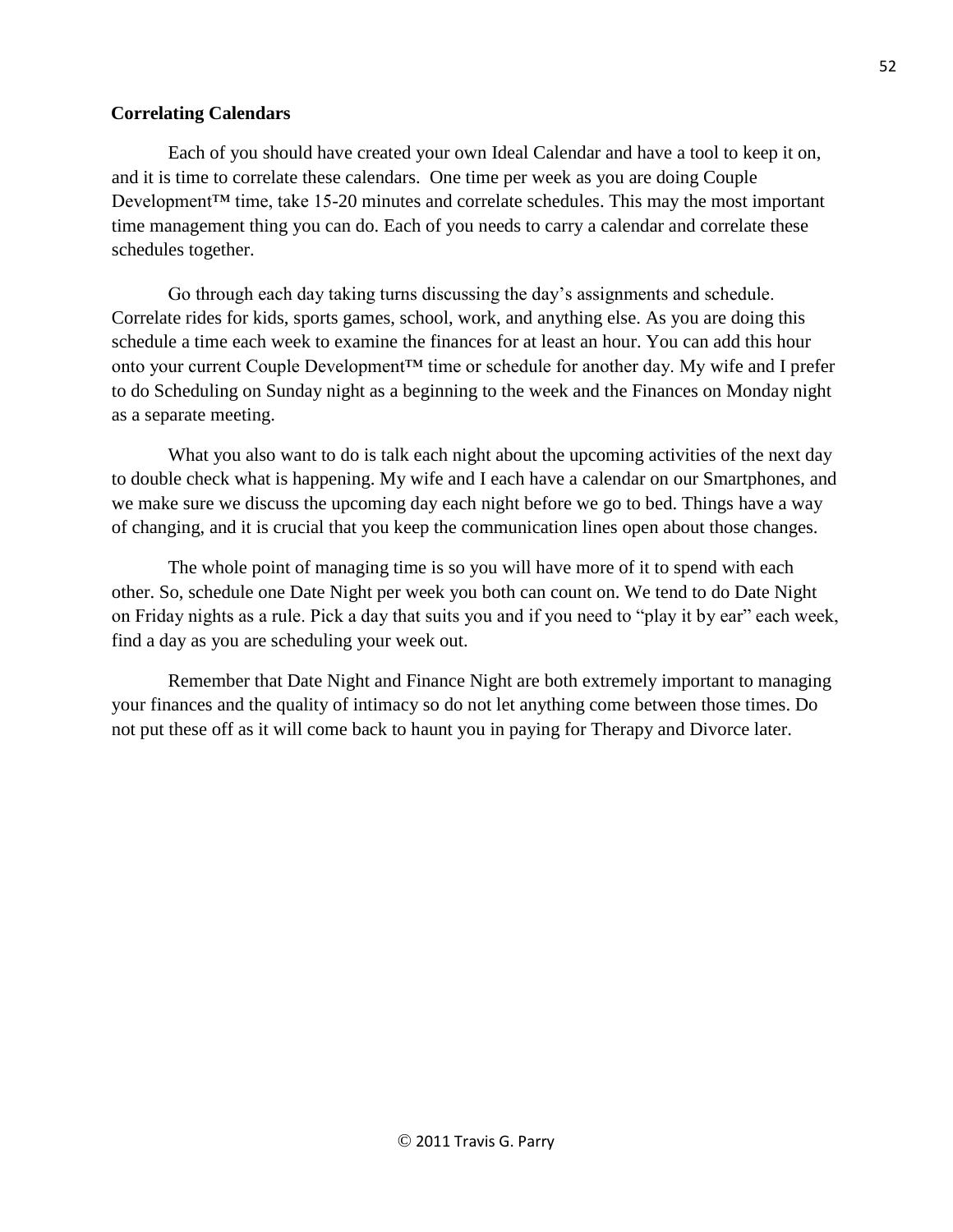**Correlating Calendars**

Each of you should have created your own Ideal Calendar and have a tool to keep it on, and it is time to correlate these calendars. One time per week as you are doing Couple Development™ time, take 15-20 minutes and correlate schedules. This may the most important time management thing you can do. Each of you needs to carry a calendar and correlate these schedules together.

Go through each day taking turns discussing the day's assignments and schedule. Correlate rides for kids, sports games, school, work, and anything else. As you are doing this schedule a time each week to examine the finances for at least an hour. You can add this hour onto your current Couple Development™ time or schedule for another day. My wife and I prefer to do Scheduling on Sunday night as a beginning to the week and the Finances on Monday night as a separate meeting.

What you also want to do is talk each night about the upcoming activities of the next day to double check what is happening. My wife and I each have a calendar on our Smartphones, and we make sure we discuss the upcoming day each night before we go to bed. Things have a way of changing, and it is crucial that you keep the communication lines open about those changes.

The whole point of managing time is so you will have more of it to spend with each other. So, schedule one Date Night per week you both can count on. We tend to do Date Night on Friday nights as a rule. Pick a day that suits you and if you need to "play it by ear" each week, find a day as you are scheduling your week out.

Remember that Date Night and Finance Night are both extremely important to managing your finances and the quality of intimacy so do not let anything come between those times. Do not put these off as it will come back to haunt you in paying for Therapy and Divorce later.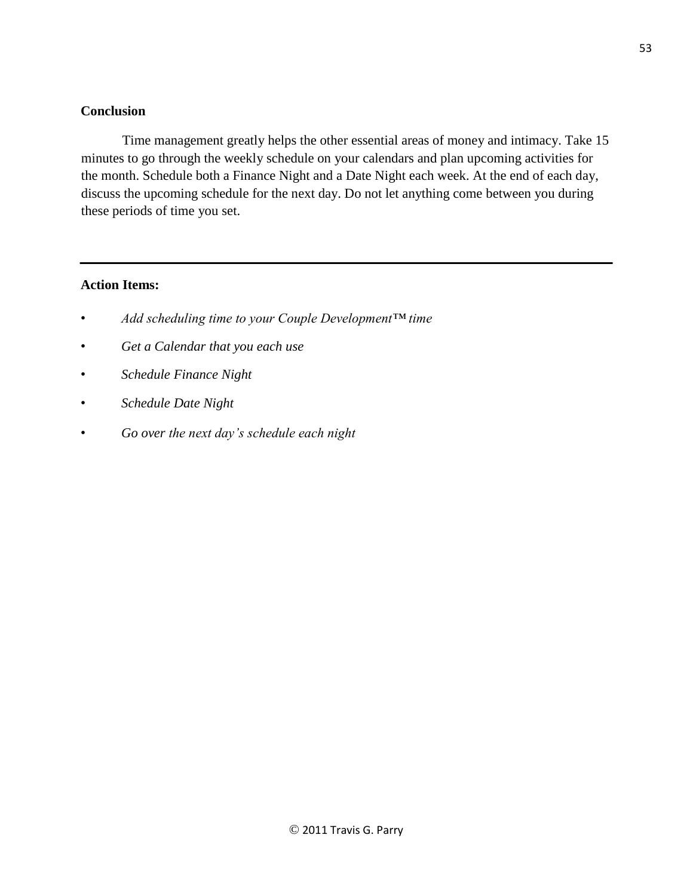**Conclusion**

Time management greatly helps the other essential areas of money and intimacy. Take 15 minutes to go through the weekly schedule on your calendars and plan upcoming activities for the month. Schedule both a Finance Night and a Date Night each week. At the end of each day, discuss the upcoming schedule for the next day. Do not let anything come between you during these periods of time you set.

---

**Action Items:**

- *Add scheduling time to your Couple Development™ time*
- *Get a Calendar that you each use*
- *Schedule Finance Night*
- *Schedule Date Night*
- *Go over the next day's schedule each night*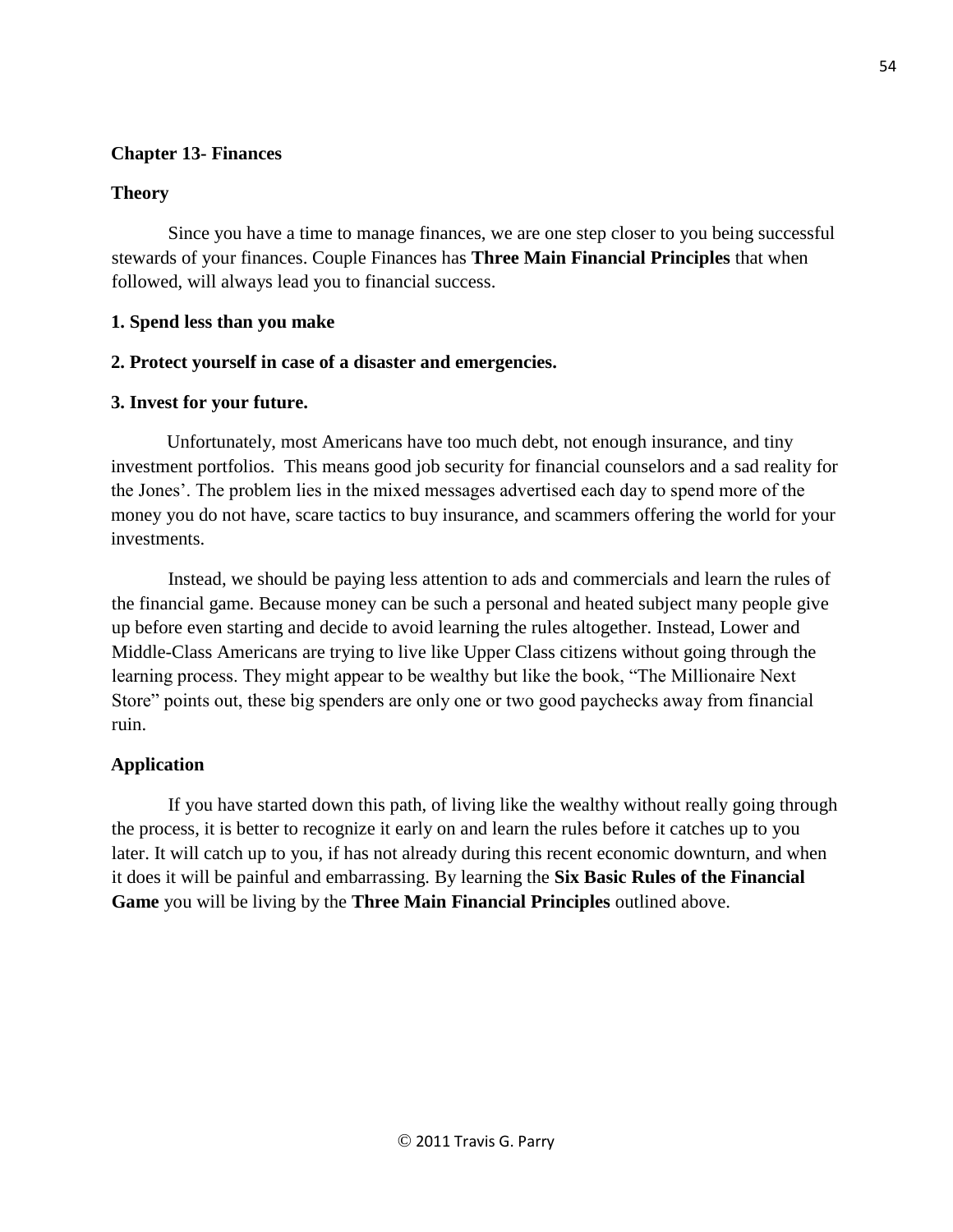## Chapter 13- Finances

### Theory

Since you have a time to manage finances, we are one step closer to you being successful stewards of your finances. Couple Finances has **Three Main Financial Principles** that when followed, will always lead you to financial success.

**1. Spend less than you make**

**2. Protect yourself in case of a disaster and emergencies.**

**3. Invest for your future.**

Unfortunately, most Americans have too much debt, not enough insurance, and tiny investment portfolios. This means good job security for financial counselors and a sad reality for the Jones'. The problem lies in the mixed messages advertised each day to spend more of the money you do not have, scare tactics to buy insurance, and scammers offering the world for your investments.

Instead, we should be paying less attention to ads and commercials and learn the rules of the financial game. Because money can be such a personal and heated subject many people give up before even starting and decide to avoid learning the rules altogether. Instead, Lower and Middle-Class Americans are trying to live like Upper Class citizens without going through the learning process. They might appear to be wealthy but like the book, "The Millionaire Next Store" points out, these big spenders are only one or two good paychecks away from financial ruin.

### Application

If you have started down this path, of living like the wealthy without really going through the process, it is better to recognize it early on and learn the rules before it catches up to you later. It will catch up to you, if has not already during this recent economic downturn, and when it does it will be painful and embarrassing. By learning the **Six Basic Rules of the Financial Game** you will be living by the **Three Main Financial Principles** outlined above.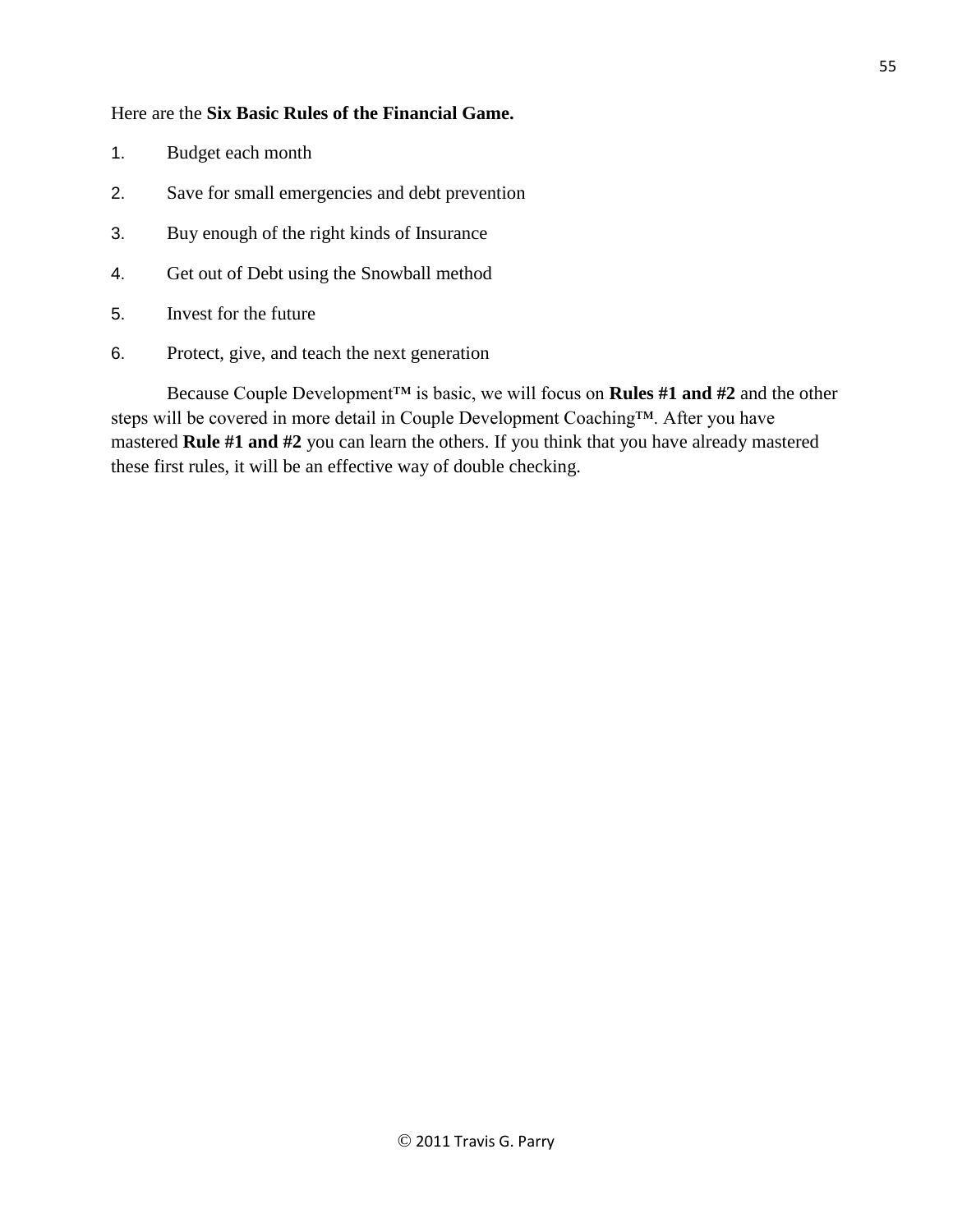Here are the **Six Basic Rules of the Financial Game.**

1. Budget each month
2. Save for small emergencies and debt prevention
3. Buy enough of the right kinds of Insurance
4. Get out of Debt using the Snowball method
5. Invest for the future
6. Protect, give, and teach the next generation

Because Couple Development™ is basic, we will focus on **Rules #1 and #2** and the other steps will be covered in more detail in Couple Development Coaching™. After you have mastered **Rule #1 and #2** you can learn the others. If you think that you have already mastered these first rules, it will be an effective way of double checking.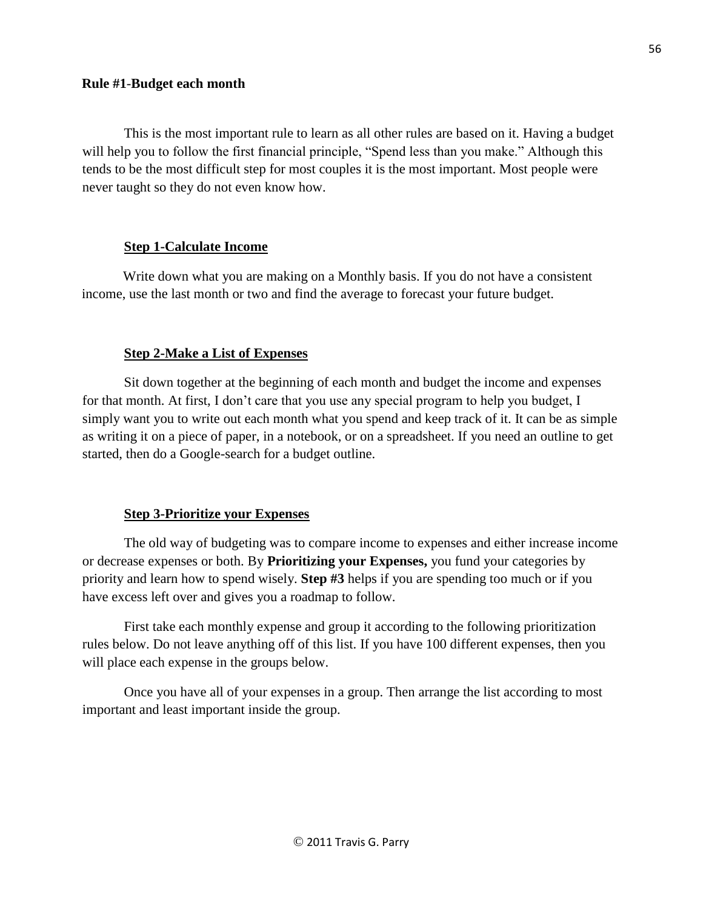**Rule #1-Budget each month**

This is the most important rule to learn as all other rules are based on it. Having a budget will help you to follow the first financial principle, "Spend less than you make." Although this tends to be the most difficult step for most couples it is the most important. Most people were never taught so they do not even know how.

**Step 1-Calculate Income**

Write down what you are making on a Monthly basis. If you do not have a consistent income, use the last month or two and find the average to forecast your future budget.

**Step 2-Make a List of Expenses**

Sit down together at the beginning of each month and budget the income and expenses for that month. At first, I don't care that you use any special program to help you budget, I simply want you to write out each month what you spend and keep track of it. It can be as simple as writing it on a piece of paper, in a notebook, or on a spreadsheet. If you need an outline to get started, then do a Google-search for a budget outline.

**Step 3-Prioritize your Expenses**

The old way of budgeting was to compare income to expenses and either increase income or decrease expenses or both. By **Prioritizing your Expenses,** you fund your categories by priority and learn how to spend wisely. **Step #3** helps if you are spending too much or if you have excess left over and gives you a roadmap to follow.

First take each monthly expense and group it according to the following prioritization rules below. Do not leave anything off of this list. If you have 100 different expenses, then you will place each expense in the groups below.

Once you have all of your expenses in a group. Then arrange the list according to most important and least important inside the group.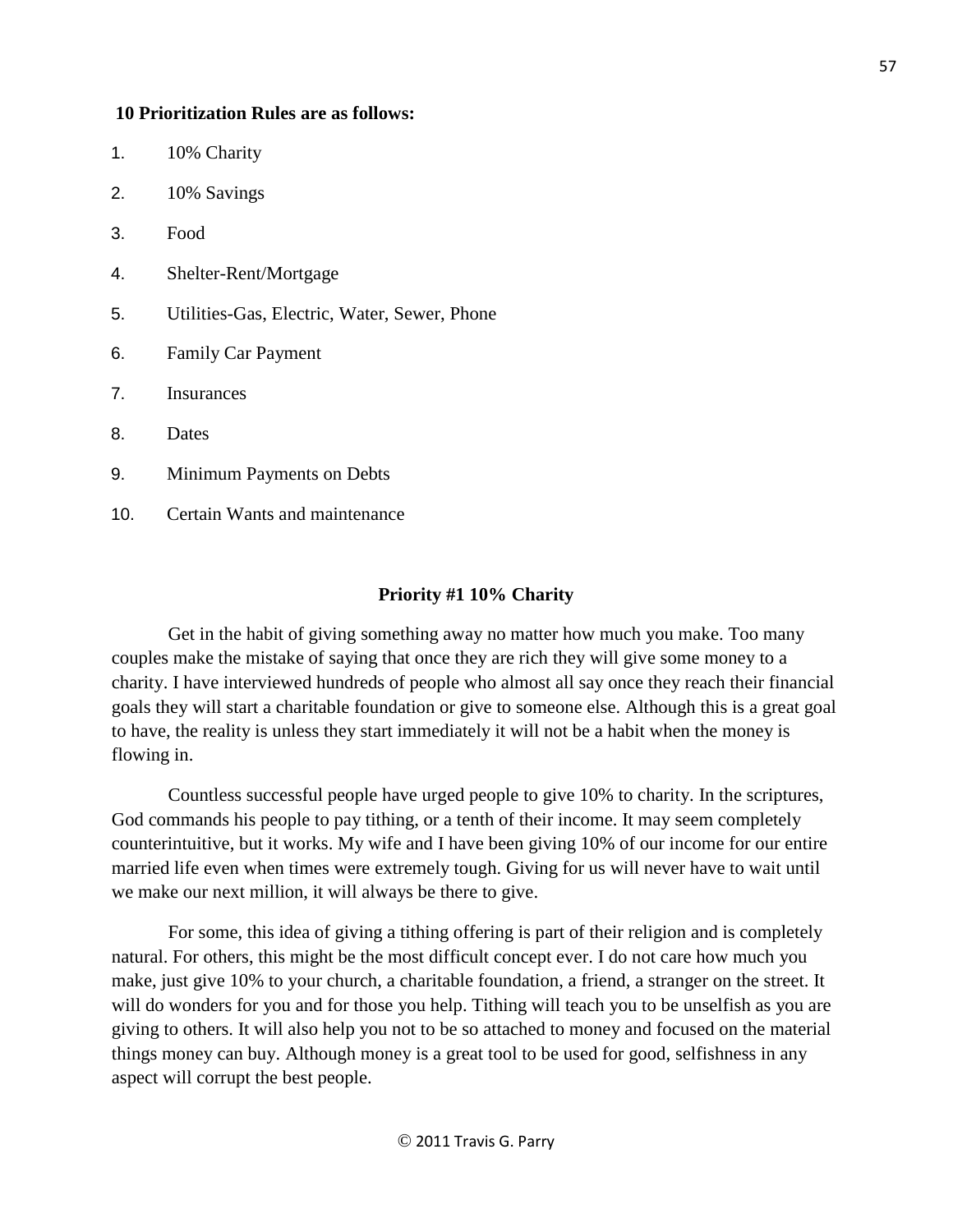**10 Prioritization Rules are as follows:**

1. 10% Charity
2. 10% Savings
3. Food
4. Shelter-Rent/Mortgage
5. Utilities-Gas, Electric, Water, Sewer, Phone
6. Family Car Payment
7. Insurances
8. Dates
9. Minimum Payments on Debts
10. Certain Wants and maintenance

### Priority #1 10% Charity

Get in the habit of giving something away no matter how much you make. Too many couples make the mistake of saying that once they are rich they will give some money to a charity. I have interviewed hundreds of people who almost all say once they reach their financial goals they will start a charitable foundation or give to someone else. Although this is a great goal to have, the reality is unless they start immediately it will not be a habit when the money is flowing in.

Countless successful people have urged people to give 10% to charity. In the scriptures, God commands his people to pay tithing, or a tenth of their income. It may seem completely counterintuitive, but it works. My wife and I have been giving 10% of our income for our entire married life even when times were extremely tough. Giving for us will never have to wait until we make our next million, it will always be there to give.

For some, this idea of giving a tithing offering is part of their religion and is completely natural. For others, this might be the most difficult concept ever. I do not care how much you make, just give 10% to your church, a charitable foundation, a friend, a stranger on the street. It will do wonders for you and for those you help. Tithing will teach you to be unselfish as you are giving to others. It will also help you not to be so attached to money and focused on the material things money can buy. Although money is a great tool to be used for good, selfishness in any aspect will corrupt the best people.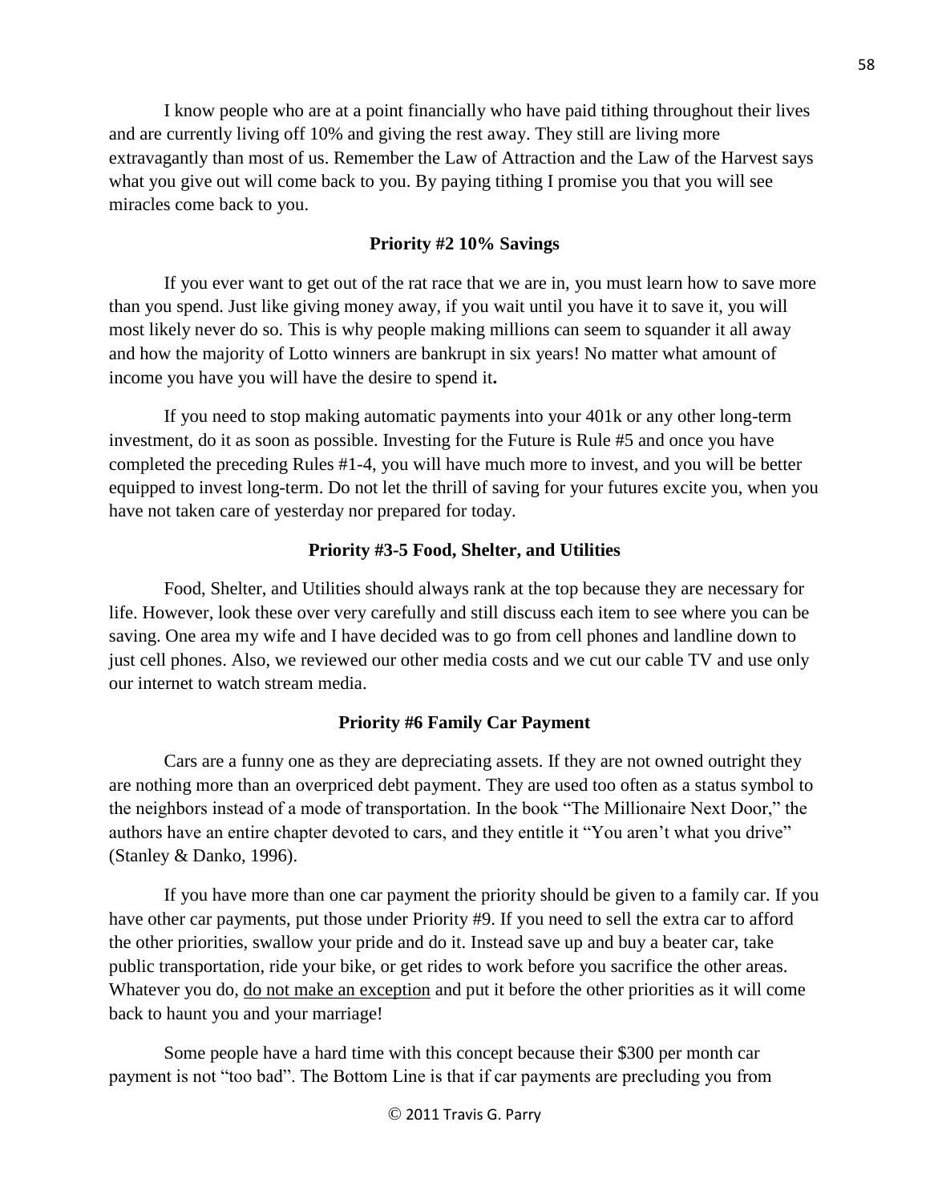I know people who are at a point financially who have paid tithing throughout their lives and are currently living off 10% and giving the rest away. They still are living more extravagantly than most of us. Remember the Law of Attraction and the Law of the Harvest says what you give out will come back to you. By paying tithing I promise you that you will see miracles come back to you.

### Priority #2 10% Savings

If you ever want to get out of the rat race that we are in, you must learn how to save more than you spend. Just like giving money away, if you wait until you have it to save it, you will most likely never do so. This is why people making millions can seem to squander it all away and how the majority of Lotto winners are bankrupt in six years! No matter what amount of income you have you will have the desire to spend it**.**

If you need to stop making automatic payments into your 401k or any other long-term investment, do it as soon as possible. Investing for the Future is Rule #5 and once you have completed the preceding Rules #1-4, you will have much more to invest, and you will be better equipped to invest long-term. Do not let the thrill of saving for your futures excite you, when you have not taken care of yesterday nor prepared for today.

### Priority #3-5 Food, Shelter, and Utilities

Food, Shelter, and Utilities should always rank at the top because they are necessary for life. However, look these over very carefully and still discuss each item to see where you can be saving. One area my wife and I have decided was to go from cell phones and landline down to just cell phones. Also, we reviewed our other media costs and we cut our cable TV and use only our internet to watch stream media.

### Priority #6 Family Car Payment

Cars are a funny one as they are depreciating assets. If they are not owned outright they are nothing more than an overpriced debt payment. They are used too often as a status symbol to the neighbors instead of a mode of transportation. In the book "The Millionaire Next Door," the authors have an entire chapter devoted to cars, and they entitle it "You aren't what you drive" (Stanley & Danko, 1996).

If you have more than one car payment the priority should be given to a family car. If you have other car payments, put those under Priority #9. If you need to sell the extra car to afford the other priorities, swallow your pride and do it. Instead save up and buy a beater car, take public transportation, ride your bike, or get rides to work before you sacrifice the other areas. Whatever you do, <u>do not make an exception</u> and put it before the other priorities as it will come back to haunt you and your marriage!

Some people have a hard time with this concept because their $300 per month car payment is not "too bad". The Bottom Line is that if car payments are precluding you from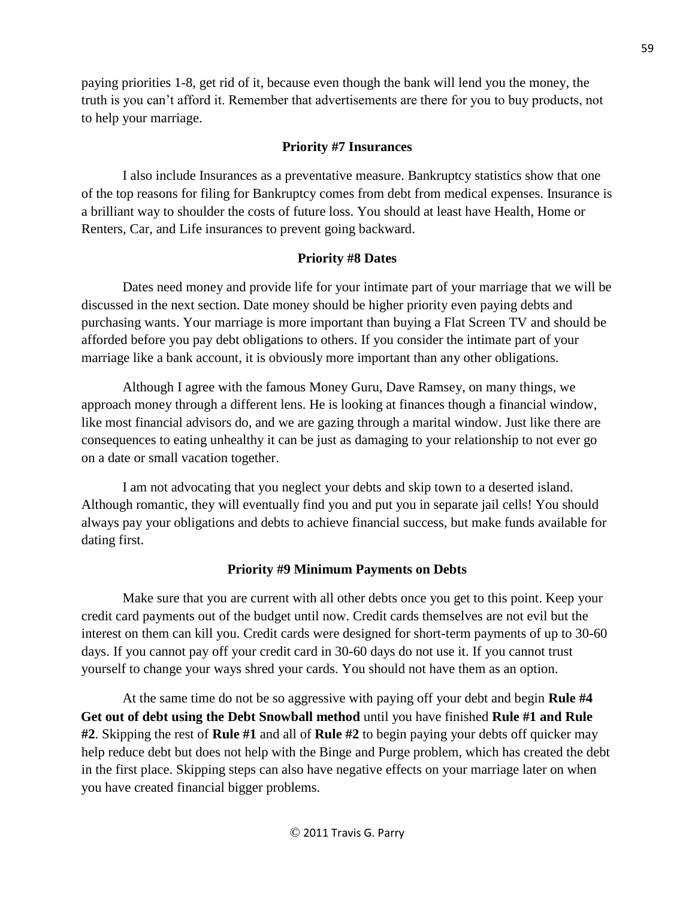paying priorities 1-8, get rid of it, because even though the bank will lend you the money, the truth is you can't afford it. Remember that advertisements are there for you to buy products, not to help your marriage.

### Priority #7 Insurances

I also include Insurances as a preventative measure. Bankruptcy statistics show that one of the top reasons for filing for Bankruptcy comes from debt from medical expenses. Insurance is a brilliant way to shoulder the costs of future loss. You should at least have Health, Home or Renters, Car, and Life insurances to prevent going backward.

### Priority #8 Dates

Dates need money and provide life for your intimate part of your marriage that we will be discussed in the next section. Date money should be higher priority even paying debts and purchasing wants. Your marriage is more important than buying a Flat Screen TV and should be afforded before you pay debt obligations to others. If you consider the intimate part of your marriage like a bank account, it is obviously more important than any other obligations.

Although I agree with the famous Money Guru, Dave Ramsey, on many things, we approach money through a different lens. He is looking at finances though a financial window, like most financial advisors do, and we are gazing through a marital window. Just like there are consequences to eating unhealthy it can be just as damaging to your relationship to not ever go on a date or small vacation together.

I am not advocating that you neglect your debts and skip town to a deserted island. Although romantic, they will eventually find you and put you in separate jail cells! You should always pay your obligations and debts to achieve financial success, but make funds available for dating first.

### Priority #9 Minimum Payments on Debts

Make sure that you are current with all other debts once you get to this point. Keep your credit card payments out of the budget until now. Credit cards themselves are not evil but the interest on them can kill you. Credit cards were designed for short-term payments of up to 30-60 days. If you cannot pay off your credit card in 30-60 days do not use it. If you cannot trust yourself to change your ways shred your cards. You should not have them as an option.

At the same time do not be so aggressive with paying off your debt and begin **Rule #4 Get out of debt using the Debt Snowball method** until you have finished **Rule #1 and Rule #2**. Skipping the rest of **Rule #1** and all of **Rule #2** to begin paying your debts off quicker may help reduce debt but does not help with the Binge and Purge problem, which has created the debt in the first place. Skipping steps can also have negative effects on your marriage later on when you have created financial bigger problems.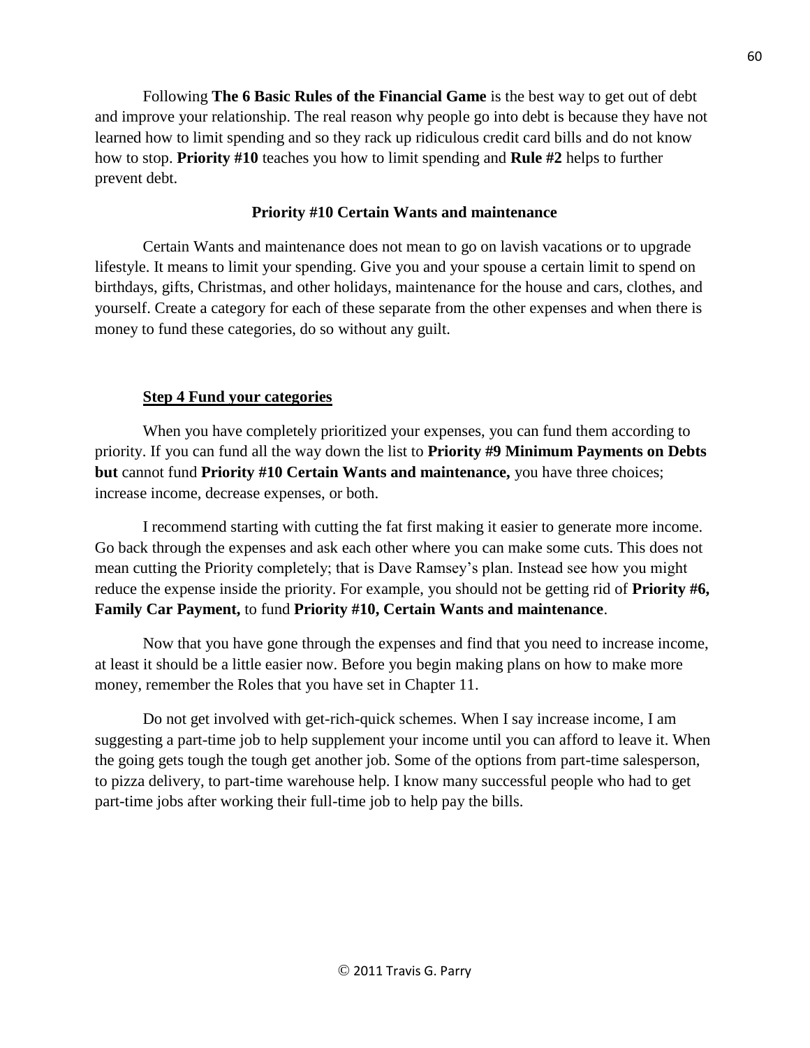Following **The 6 Basic Rules of the Financial Game** is the best way to get out of debt and improve your relationship. The real reason why people go into debt is because they have not learned how to limit spending and so they rack up ridiculous credit card bills and do not know how to stop. **Priority #10** teaches you how to limit spending and **Rule #2** helps to further prevent debt.

### Priority #10 Certain Wants and maintenance

Certain Wants and maintenance does not mean to go on lavish vacations or to upgrade lifestyle. It means to limit your spending. Give you and your spouse a certain limit to spend on birthdays, gifts, Christmas, and other holidays, maintenance for the house and cars, clothes, and yourself. Create a category for each of these separate from the other expenses and when there is money to fund these categories, do so without any guilt.

## Step 4 Fund your categories

When you have completely prioritized your expenses, you can fund them according to priority. If you can fund all the way down the list to **Priority #9 Minimum Payments on Debts but** cannot fund **Priority #10 Certain Wants and maintenance,** you have three choices; increase income, decrease expenses, or both.

I recommend starting with cutting the fat first making it easier to generate more income. Go back through the expenses and ask each other where you can make some cuts. This does not mean cutting the Priority completely; that is Dave Ramsey's plan. Instead see how you might reduce the expense inside the priority. For example, you should not be getting rid of **Priority #6, Family Car Payment,** to fund **Priority #10, Certain Wants and maintenance**.

Now that you have gone through the expenses and find that you need to increase income, at least it should be a little easier now. Before you begin making plans on how to make more money, remember the Roles that you have set in Chapter 11.

Do not get involved with get-rich-quick schemes. When I say increase income, I am suggesting a part-time job to help supplement your income until you can afford to leave it. When the going gets tough the tough get another job. Some of the options from part-time salesperson, to pizza delivery, to part-time warehouse help. I know many successful people who had to get part-time jobs after working their full-time job to help pay the bills.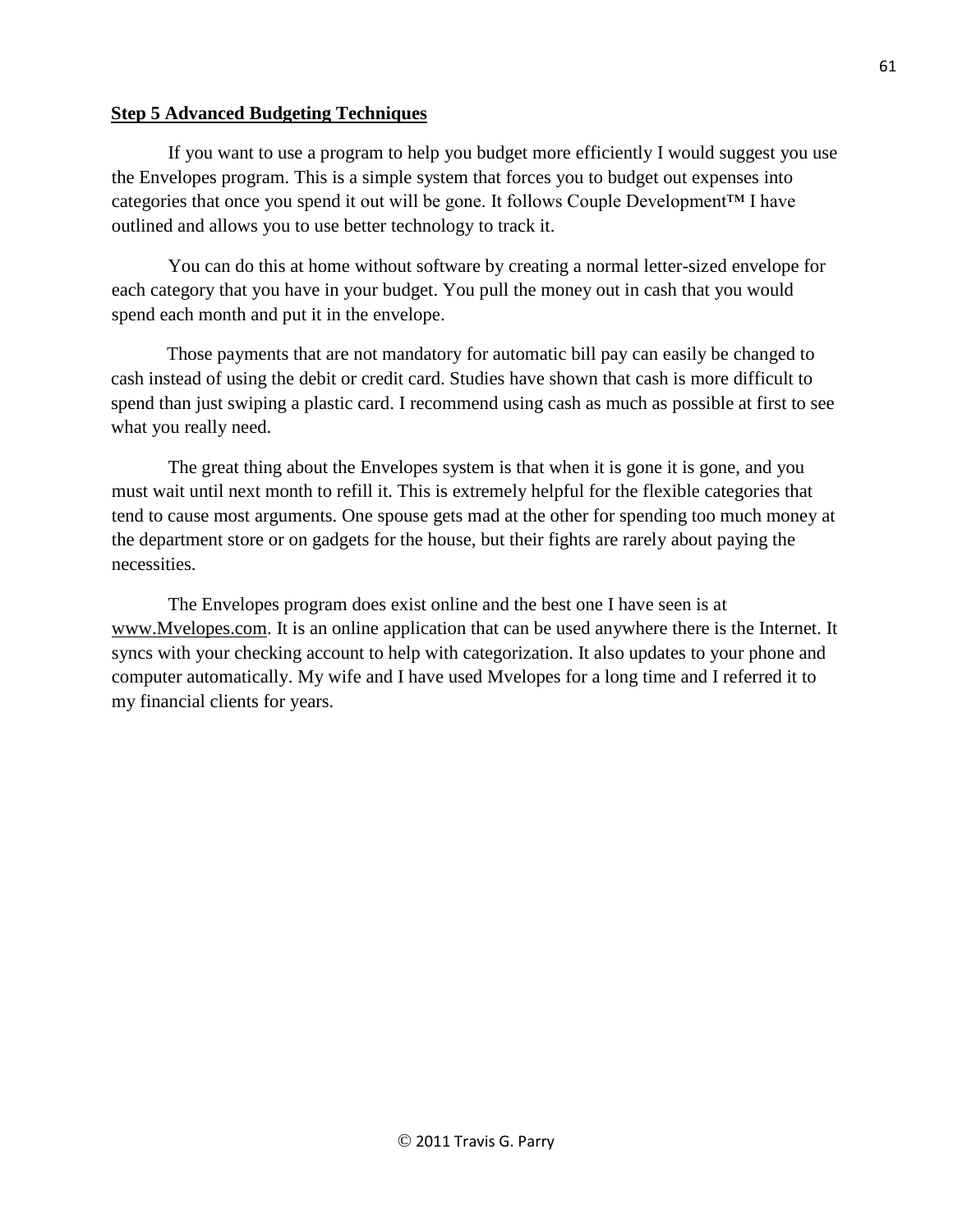**Step 5 Advanced Budgeting Techniques**

If you want to use a program to help you budget more efficiently I would suggest you use the Envelopes program. This is a simple system that forces you to budget out expenses into categories that once you spend it out will be gone. It follows Couple Development™ I have outlined and allows you to use better technology to track it.

You can do this at home without software by creating a normal letter-sized envelope for each category that you have in your budget. You pull the money out in cash that you would spend each month and put it in the envelope.

Those payments that are not mandatory for automatic bill pay can easily be changed to cash instead of using the debit or credit card. Studies have shown that cash is more difficult to spend than just swiping a plastic card. I recommend using cash as much as possible at first to see what you really need.

The great thing about the Envelopes system is that when it is gone it is gone, and you must wait until next month to refill it. This is extremely helpful for the flexible categories that tend to cause most arguments. One spouse gets mad at the other for spending too much money at the department store or on gadgets for the house, but their fights are rarely about paying the necessities.

The Envelopes program does exist online and the best one I have seen is at www.Mvelopes.com. It is an online application that can be used anywhere there is the Internet. It syncs with your checking account to help with categorization. It also updates to your phone and computer automatically. My wife and I have used Mvelopes for a long time and I referred it to my financial clients for years.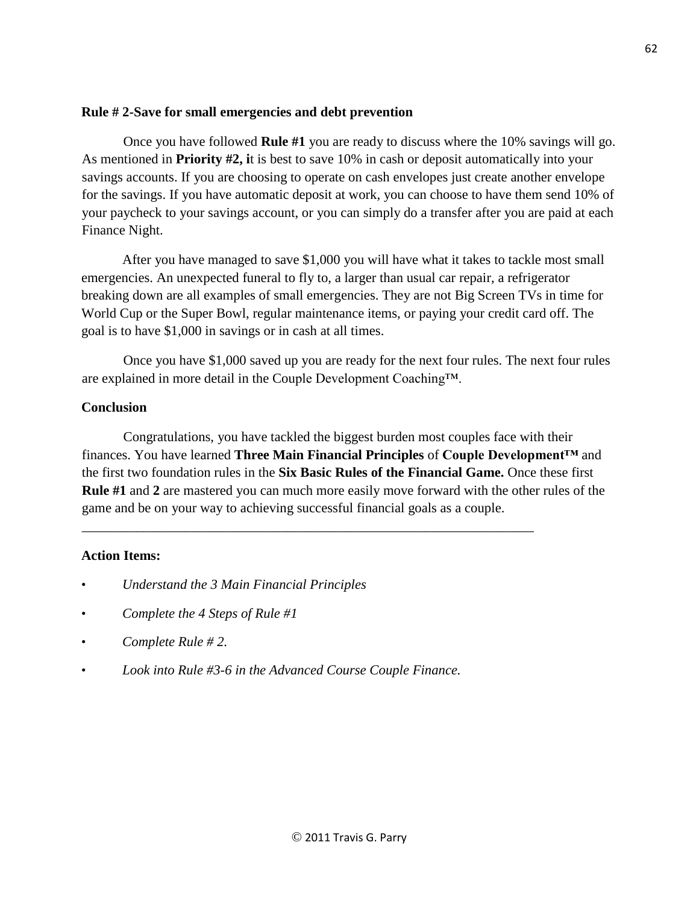**Rule # 2-Save for small emergencies and debt prevention**

Once you have followed **Rule #1** you are ready to discuss where the 10% savings will go. As mentioned in **Priority #2, i**t is best to save 10% in cash or deposit automatically into your savings accounts. If you are choosing to operate on cash envelopes just create another envelope for the savings. If you have automatic deposit at work, you can choose to have them send 10% of your paycheck to your savings account, or you can simply do a transfer after you are paid at each Finance Night.

After you have managed to save $1,000 you will have what it takes to tackle most small emergencies. An unexpected funeral to fly to, a larger than usual car repair, a refrigerator breaking down are all examples of small emergencies. They are not Big Screen TVs in time for World Cup or the Super Bowl, regular maintenance items, or paying your credit card off. The goal is to have $1,000 in savings or in cash at all times.

Once you have $1,000 saved up you are ready for the next four rules. The next four rules are explained in more detail in the Couple Development Coaching™.

**Conclusion**

Congratulations, you have tackled the biggest burden most couples face with their finances. You have learned **Three Main Financial Principles** of **Couple Development™** and the first two foundation rules in the **Six Basic Rules of the Financial Game.** Once these first **Rule #1** and **2** are mastered you can much more easily move forward with the other rules of the game and be on your way to achieving successful financial goals as a couple.

---

**Action Items:**

- *Understand the 3 Main Financial Principles*
- *Complete the 4 Steps of Rule #1*
- *Complete Rule # 2.*
- *Look into Rule #3-6 in the Advanced Course Couple Finance.*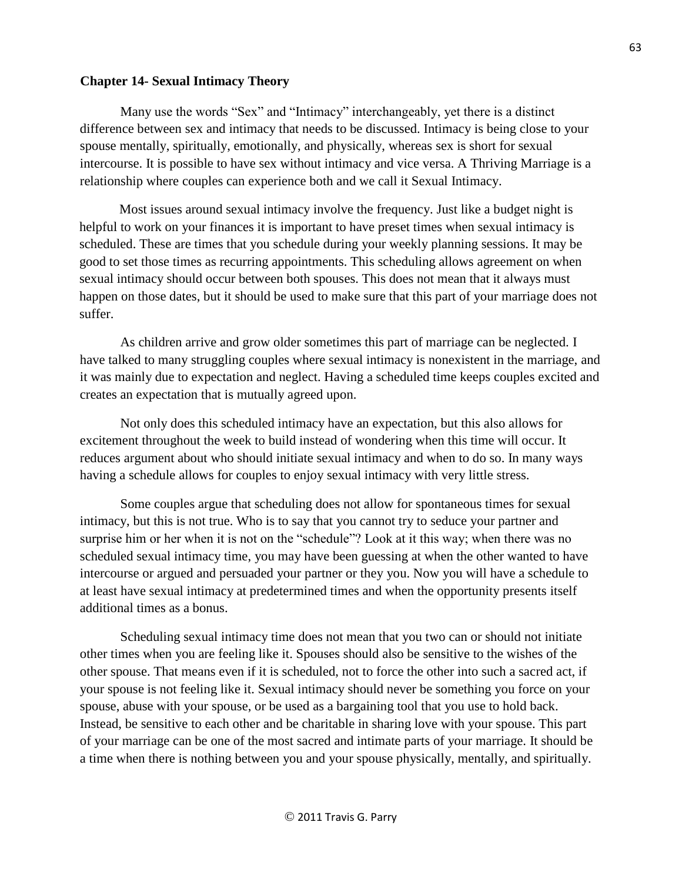## Chapter 14- Sexual Intimacy Theory

Many use the words "Sex" and "Intimacy" interchangeably, yet there is a distinct difference between sex and intimacy that needs to be discussed. Intimacy is being close to your spouse mentally, spiritually, emotionally, and physically, whereas sex is short for sexual intercourse. It is possible to have sex without intimacy and vice versa. A Thriving Marriage is a relationship where couples can experience both and we call it Sexual Intimacy.

Most issues around sexual intimacy involve the frequency. Just like a budget night is helpful to work on your finances it is important to have preset times when sexual intimacy is scheduled. These are times that you schedule during your weekly planning sessions. It may be good to set those times as recurring appointments. This scheduling allows agreement on when sexual intimacy should occur between both spouses. This does not mean that it always must happen on those dates, but it should be used to make sure that this part of your marriage does not suffer.

As children arrive and grow older sometimes this part of marriage can be neglected. I have talked to many struggling couples where sexual intimacy is nonexistent in the marriage, and it was mainly due to expectation and neglect. Having a scheduled time keeps couples excited and creates an expectation that is mutually agreed upon.

Not only does this scheduled intimacy have an expectation, but this also allows for excitement throughout the week to build instead of wondering when this time will occur. It reduces argument about who should initiate sexual intimacy and when to do so. In many ways having a schedule allows for couples to enjoy sexual intimacy with very little stress.

Some couples argue that scheduling does not allow for spontaneous times for sexual intimacy, but this is not true. Who is to say that you cannot try to seduce your partner and surprise him or her when it is not on the "schedule"? Look at it this way; when there was no scheduled sexual intimacy time, you may have been guessing at when the other wanted to have intercourse or argued and persuaded your partner or they you. Now you will have a schedule to at least have sexual intimacy at predetermined times and when the opportunity presents itself additional times as a bonus.

Scheduling sexual intimacy time does not mean that you two can or should not initiate other times when you are feeling like it. Spouses should also be sensitive to the wishes of the other spouse. That means even if it is scheduled, not to force the other into such a sacred act, if your spouse is not feeling like it. Sexual intimacy should never be something you force on your spouse, abuse with your spouse, or be used as a bargaining tool that you use to hold back. Instead, be sensitive to each other and be charitable in sharing love with your spouse. This part of your marriage can be one of the most sacred and intimate parts of your marriage. It should be a time when there is nothing between you and your spouse physically, mentally, and spiritually.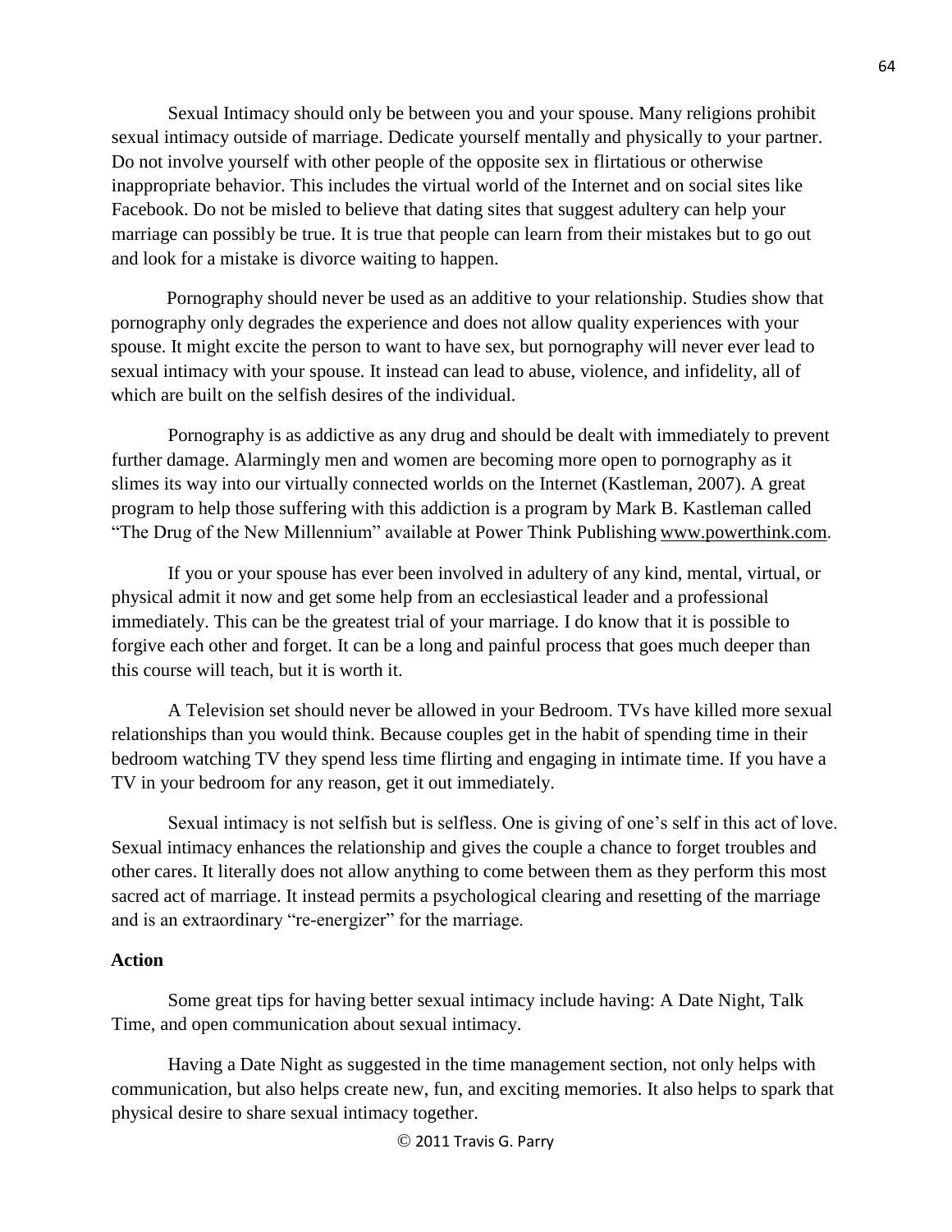Sexual Intimacy should only be between you and your spouse. Many religions prohibit sexual intimacy outside of marriage. Dedicate yourself mentally and physically to your partner. Do not involve yourself with other people of the opposite sex in flirtatious or otherwise inappropriate behavior. This includes the virtual world of the Internet and on social sites like Facebook. Do not be misled to believe that dating sites that suggest adultery can help your marriage can possibly be true. It is true that people can learn from their mistakes but to go out and look for a mistake is divorce waiting to happen.

Pornography should never be used as an additive to your relationship. Studies show that pornography only degrades the experience and does not allow quality experiences with your spouse. It might excite the person to want to have sex, but pornography will never ever lead to sexual intimacy with your spouse. It instead can lead to abuse, violence, and infidelity, all of which are built on the selfish desires of the individual.

Pornography is as addictive as any drug and should be dealt with immediately to prevent further damage. Alarmingly men and women are becoming more open to pornography as it slimes its way into our virtually connected worlds on the Internet (Kastleman, 2007). A great program to help those suffering with this addiction is a program by Mark B. Kastleman called "The Drug of the New Millennium" available at Power Think Publishing www.powerthink.com.

If you or your spouse has ever been involved in adultery of any kind, mental, virtual, or physical admit it now and get some help from an ecclesiastical leader and a professional immediately. This can be the greatest trial of your marriage. I do know that it is possible to forgive each other and forget. It can be a long and painful process that goes much deeper than this course will teach, but it is worth it.

A Television set should never be allowed in your Bedroom. TVs have killed more sexual relationships than you would think. Because couples get in the habit of spending time in their bedroom watching TV they spend less time flirting and engaging in intimate time. If you have a TV in your bedroom for any reason, get it out immediately.

Sexual intimacy is not selfish but is selfless. One is giving of one's self in this act of love. Sexual intimacy enhances the relationship and gives the couple a chance to forget troubles and other cares. It literally does not allow anything to come between them as they perform this most sacred act of marriage. It instead permits a psychological clearing and resetting of the marriage and is an extraordinary "re-energizer" for the marriage.

**Action**

Some great tips for having better sexual intimacy include having: A Date Night, Talk Time, and open communication about sexual intimacy.

Having a Date Night as suggested in the time management section, not only helps with communication, but also helps create new, fun, and exciting memories. It also helps to spark that physical desire to share sexual intimacy together.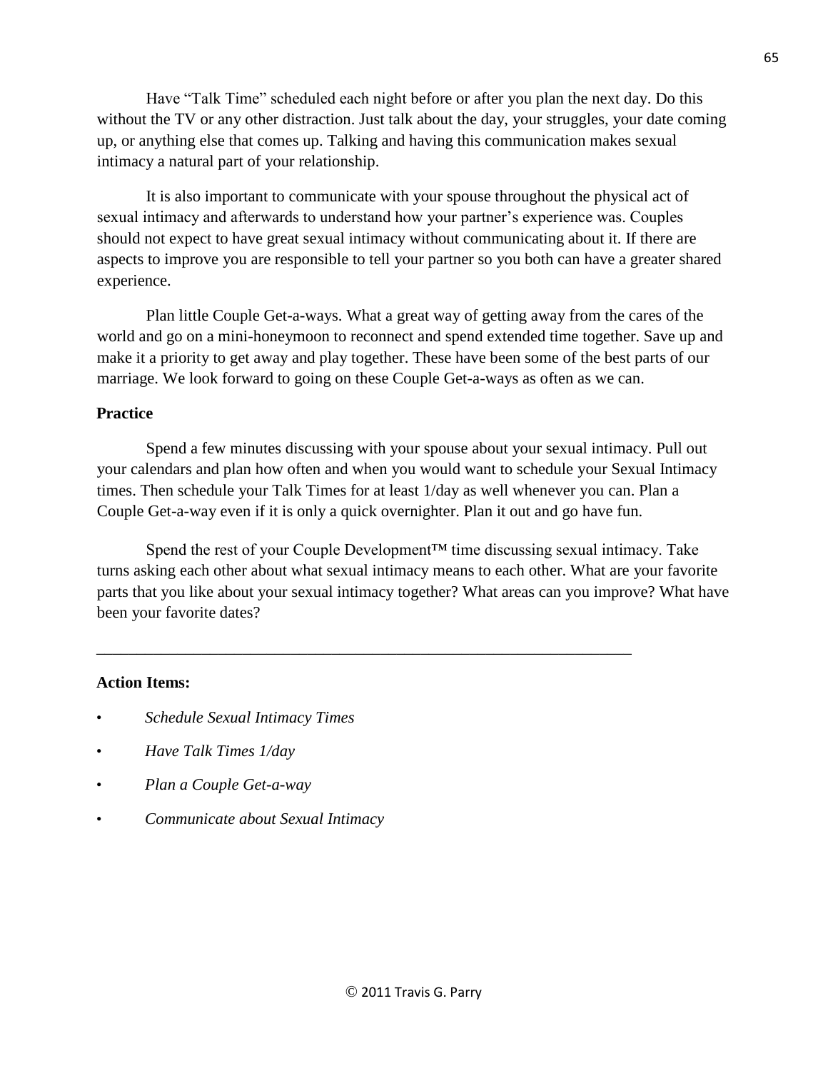Have "Talk Time" scheduled each night before or after you plan the next day. Do this without the TV or any other distraction. Just talk about the day, your struggles, your date coming up, or anything else that comes up. Talking and having this communication makes sexual intimacy a natural part of your relationship.

It is also important to communicate with your spouse throughout the physical act of sexual intimacy and afterwards to understand how your partner's experience was. Couples should not expect to have great sexual intimacy without communicating about it. If there are aspects to improve you are responsible to tell your partner so you both can have a greater shared experience.

Plan little Couple Get-a-ways. What a great way of getting away from the cares of the world and go on a mini-honeymoon to reconnect and spend extended time together. Save up and make it a priority to get away and play together. These have been some of the best parts of our marriage. We look forward to going on these Couple Get-a-ways as often as we can.

**Practice**

Spend a few minutes discussing with your spouse about your sexual intimacy. Pull out your calendars and plan how often and when you would want to schedule your Sexual Intimacy times. Then schedule your Talk Times for at least 1/day as well whenever you can. Plan a Couple Get-a-way even if it is only a quick overnighter. Plan it out and go have fun.

Spend the rest of your Couple Development™ time discussing sexual intimacy. Take turns asking each other about what sexual intimacy means to each other. What are your favorite parts that you like about your sexual intimacy together? What areas can you improve? What have been your favorite dates?

---

**Action Items:**

- *Schedule Sexual Intimacy Times*
- *Have Talk Times 1/day*
- *Plan a Couple Get-a-way*
- *Communicate about Sexual Intimacy*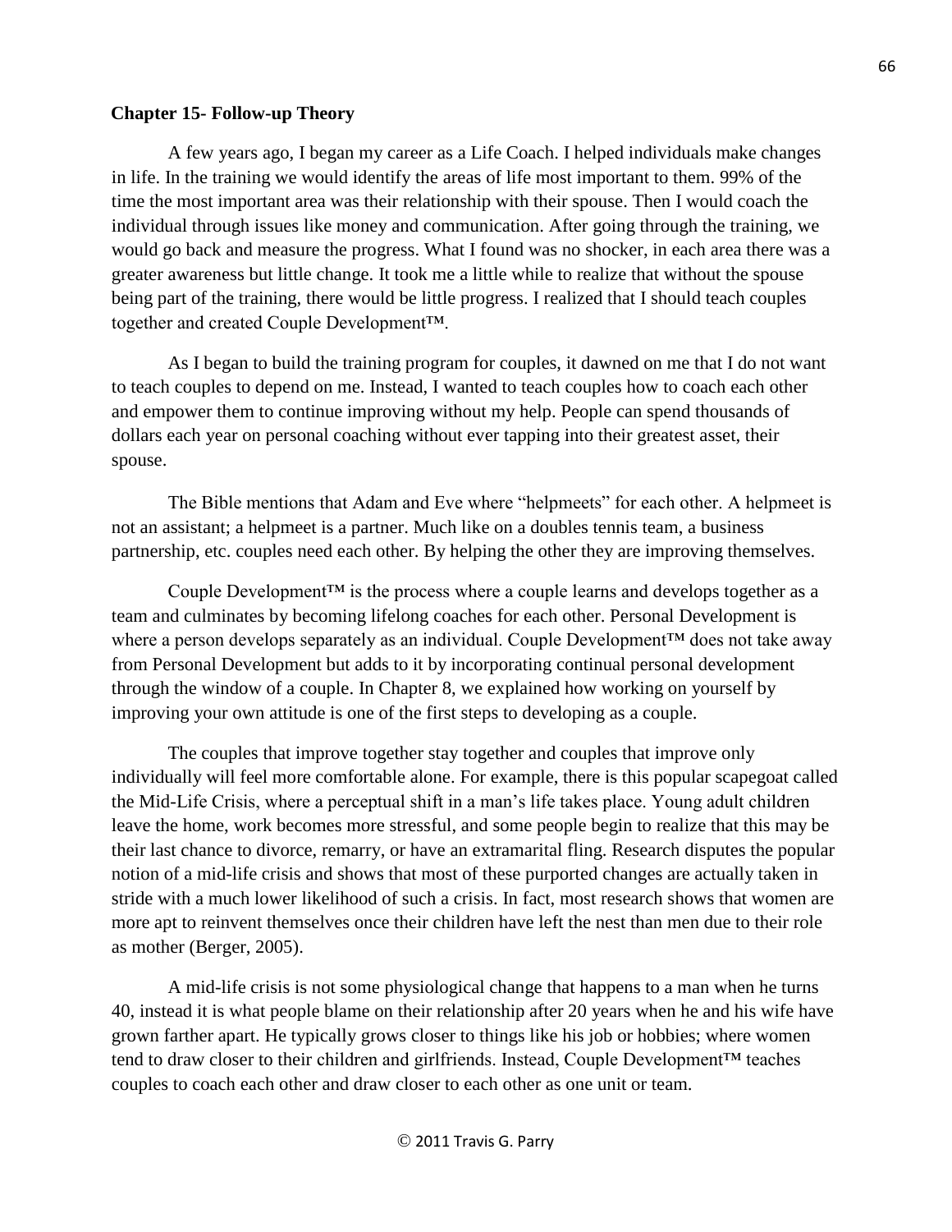**Chapter 15- Follow-up Theory**

A few years ago, I began my career as a Life Coach. I helped individuals make changes in life. In the training we would identify the areas of life most important to them. 99% of the time the most important area was their relationship with their spouse. Then I would coach the individual through issues like money and communication. After going through the training, we would go back and measure the progress. What I found was no shocker, in each area there was a greater awareness but little change. It took me a little while to realize that without the spouse being part of the training, there would be little progress. I realized that I should teach couples together and created Couple Development™.

As I began to build the training program for couples, it dawned on me that I do not want to teach couples to depend on me. Instead, I wanted to teach couples how to coach each other and empower them to continue improving without my help. People can spend thousands of dollars each year on personal coaching without ever tapping into their greatest asset, their spouse.

The Bible mentions that Adam and Eve where "helpmeets" for each other. A helpmeet is not an assistant; a helpmeet is a partner. Much like on a doubles tennis team, a business partnership, etc. couples need each other. By helping the other they are improving themselves.

Couple Development™ is the process where a couple learns and develops together as a team and culminates by becoming lifelong coaches for each other. Personal Development is where a person develops separately as an individual. Couple Development™ does not take away from Personal Development but adds to it by incorporating continual personal development through the window of a couple. In Chapter 8, we explained how working on yourself by improving your own attitude is one of the first steps to developing as a couple.

The couples that improve together stay together and couples that improve only individually will feel more comfortable alone. For example, there is this popular scapegoat called the Mid-Life Crisis, where a perceptual shift in a man's life takes place. Young adult children leave the home, work becomes more stressful, and some people begin to realize that this may be their last chance to divorce, remarry, or have an extramarital fling. Research disputes the popular notion of a mid-life crisis and shows that most of these purported changes are actually taken in stride with a much lower likelihood of such a crisis. In fact, most research shows that women are more apt to reinvent themselves once their children have left the nest than men due to their role as mother (Berger, 2005).

A mid-life crisis is not some physiological change that happens to a man when he turns 40, instead it is what people blame on their relationship after 20 years when he and his wife have grown farther apart. He typically grows closer to things like his job or hobbies; where women tend to draw closer to their children and girlfriends. Instead, Couple Development™ teaches couples to coach each other and draw closer to each other as one unit or team.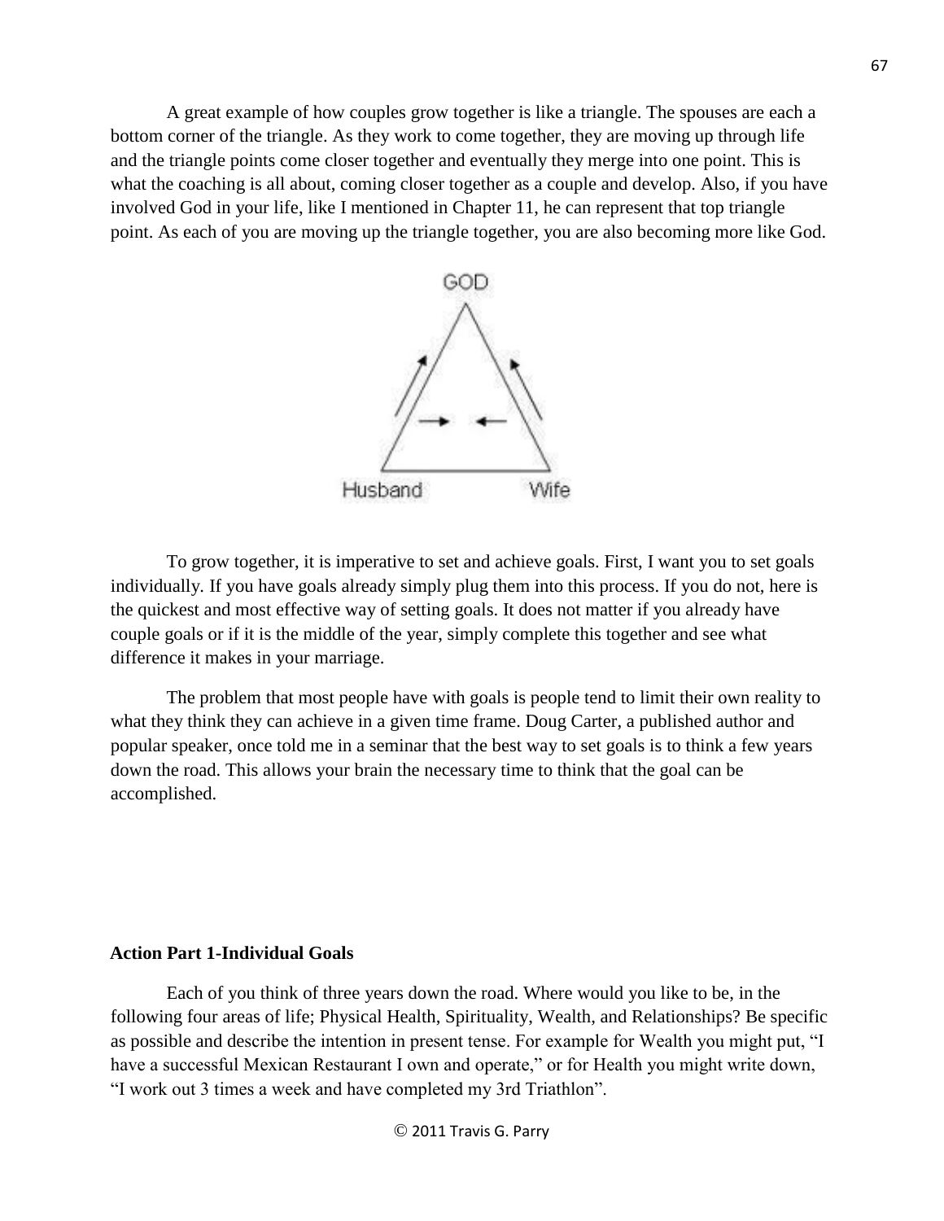A great example of how couples grow together is like a triangle. The spouses are each a bottom corner of the triangle. As they work to come together, they are moving up through life and the triangle points come closer together and eventually they merge into one point. This is what the coaching is all about, coming closer together as a couple and develop. Also, if you have involved God in your life, like I mentioned in Chapter 11, he can represent that top triangle point. As each of you are moving up the triangle together, you are also becoming more like God.

GOD

Husband Wife

To grow together, it is imperative to set and achieve goals. First, I want you to set goals individually. If you have goals already simply plug them into this process. If you do not, here is the quickest and most effective way of setting goals. It does not matter if you already have couple goals or if it is the middle of the year, simply complete this together and see what difference it makes in your marriage.

The problem that most people have with goals is people tend to limit their own reality to what they think they can achieve in a given time frame. Doug Carter, a published author and popular speaker, once told me in a seminar that the best way to set goals is to think a few years down the road. This allows your brain the necessary time to think that the goal can be accomplished.

**Action Part 1-Individual Goals**

Each of you think of three years down the road. Where would you like to be, in the following four areas of life; Physical Health, Spirituality, Wealth, and Relationships? Be specific as possible and describe the intention in present tense. For example for Wealth you might put, "I have a successful Mexican Restaurant I own and operate," or for Health you might write down, "I work out 3 times a week and have completed my 3rd Triathlon".

© 2011 Travis G. Parry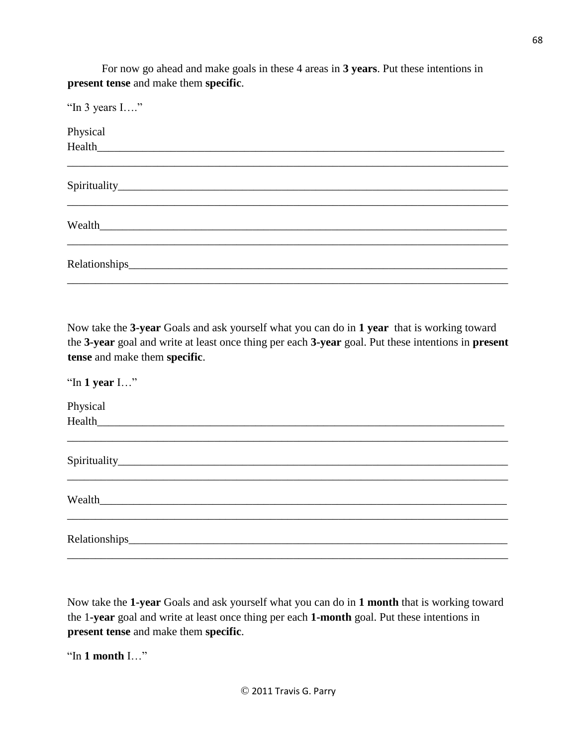For now go ahead and make goals in these 4 areas in **3 years**. Put these intentions in **present tense** and make them **specific**.

"In 3 years I…."

Physical Health\_\_\_\_\_\_\_\_\_\_\_\_\_\_\_\_\_\_\_\_\_\_\_\_\_\_\_\_\_\_\_\_\_\_\_\_\_\_\_\_\_\_\_\_\_\_\_\_\_\_\_\_\_\_\_\_\_\_\_\_\_\_\_\_\_\_\_\_\_\_
\_\_\_\_\_\_\_\_\_\_\_\_\_\_\_\_\_\_\_\_\_\_\_\_\_\_\_\_\_\_\_\_\_\_\_\_\_\_\_\_\_\_\_\_\_\_\_\_\_\_\_\_\_\_\_\_\_\_\_\_\_\_\_\_\_\_\_\_\_\_\_\_\_\_\_\_\_\_

Spirituality\_\_\_\_\_\_\_\_\_\_\_\_\_\_\_\_\_\_\_\_\_\_\_\_\_\_\_\_\_\_\_\_\_\_\_\_\_\_\_\_\_\_\_\_\_\_\_\_\_\_\_\_\_\_\_\_\_\_\_\_\_\_\_\_\_\_\_\_
\_\_\_\_\_\_\_\_\_\_\_\_\_\_\_\_\_\_\_\_\_\_\_\_\_\_\_\_\_\_\_\_\_\_\_\_\_\_\_\_\_\_\_\_\_\_\_\_\_\_\_\_\_\_\_\_\_\_\_\_\_\_\_\_\_\_\_\_\_\_\_\_\_\_\_\_\_\_

Wealth\_\_\_\_\_\_\_\_\_\_\_\_\_\_\_\_\_\_\_\_\_\_\_\_\_\_\_\_\_\_\_\_\_\_\_\_\_\_\_\_\_\_\_\_\_\_\_\_\_\_\_\_\_\_\_\_\_\_\_\_\_\_\_\_\_\_\_\_\_\_\_
\_\_\_\_\_\_\_\_\_\_\_\_\_\_\_\_\_\_\_\_\_\_\_\_\_\_\_\_\_\_\_\_\_\_\_\_\_\_\_\_\_\_\_\_\_\_\_\_\_\_\_\_\_\_\_\_\_\_\_\_\_\_\_\_\_\_\_\_\_\_\_\_\_\_\_\_\_\_

Relationships\_\_\_\_\_\_\_\_\_\_\_\_\_\_\_\_\_\_\_\_\_\_\_\_\_\_\_\_\_\_\_\_\_\_\_\_\_\_\_\_\_\_\_\_\_\_\_\_\_\_\_\_\_\_\_\_\_\_\_\_\_\_\_\_\_\_
\_\_\_\_\_\_\_\_\_\_\_\_\_\_\_\_\_\_\_\_\_\_\_\_\_\_\_\_\_\_\_\_\_\_\_\_\_\_\_\_\_\_\_\_\_\_\_\_\_\_\_\_\_\_\_\_\_\_\_\_\_\_\_\_\_\_\_\_\_\_\_\_\_\_\_\_\_\_

Now take the **3-year** Goals and ask yourself what you can do in **1 year** that is working toward the **3-year** goal and write at least once thing per each **3-year** goal. Put these intentions in **present tense** and make them **specific**.

"In **1 year** I…"

Physical Health\_\_\_\_\_\_\_\_\_\_\_\_\_\_\_\_\_\_\_\_\_\_\_\_\_\_\_\_\_\_\_\_\_\_\_\_\_\_\_\_\_\_\_\_\_\_\_\_\_\_\_\_\_\_\_\_\_\_\_\_\_\_\_\_\_\_\_\_\_\_
\_\_\_\_\_\_\_\_\_\_\_\_\_\_\_\_\_\_\_\_\_\_\_\_\_\_\_\_\_\_\_\_\_\_\_\_\_\_\_\_\_\_\_\_\_\_\_\_\_\_\_\_\_\_\_\_\_\_\_\_\_\_\_\_\_\_\_\_\_\_\_\_\_\_\_\_\_\_

Spirituality\_\_\_\_\_\_\_\_\_\_\_\_\_\_\_\_\_\_\_\_\_\_\_\_\_\_\_\_\_\_\_\_\_\_\_\_\_\_\_\_\_\_\_\_\_\_\_\_\_\_\_\_\_\_\_\_\_\_\_\_\_\_\_\_\_\_\_\_
\_\_\_\_\_\_\_\_\_\_\_\_\_\_\_\_\_\_\_\_\_\_\_\_\_\_\_\_\_\_\_\_\_\_\_\_\_\_\_\_\_\_\_\_\_\_\_\_\_\_\_\_\_\_\_\_\_\_\_\_\_\_\_\_\_\_\_\_\_\_\_\_\_\_\_\_\_\_

Wealth\_\_\_\_\_\_\_\_\_\_\_\_\_\_\_\_\_\_\_\_\_\_\_\_\_\_\_\_\_\_\_\_\_\_\_\_\_\_\_\_\_\_\_\_\_\_\_\_\_\_\_\_\_\_\_\_\_\_\_\_\_\_\_\_\_\_\_\_\_\_\_
\_\_\_\_\_\_\_\_\_\_\_\_\_\_\_\_\_\_\_\_\_\_\_\_\_\_\_\_\_\_\_\_\_\_\_\_\_\_\_\_\_\_\_\_\_\_\_\_\_\_\_\_\_\_\_\_\_\_\_\_\_\_\_\_\_\_\_\_\_\_\_\_\_\_\_\_\_\_

Relationships\_\_\_\_\_\_\_\_\_\_\_\_\_\_\_\_\_\_\_\_\_\_\_\_\_\_\_\_\_\_\_\_\_\_\_\_\_\_\_\_\_\_\_\_\_\_\_\_\_\_\_\_\_\_\_\_\_\_\_\_\_\_\_\_\_\_
\_\_\_\_\_\_\_\_\_\_\_\_\_\_\_\_\_\_\_\_\_\_\_\_\_\_\_\_\_\_\_\_\_\_\_\_\_\_\_\_\_\_\_\_\_\_\_\_\_\_\_\_\_\_\_\_\_\_\_\_\_\_\_\_\_\_\_\_\_\_\_\_\_\_\_\_\_\_

Now take the **1-year** Goals and ask yourself what you can do in **1 month** that is working toward the 1**-year** goal and write at least once thing per each **1-month** goal. Put these intentions in **present tense** and make them **specific**.

"In **1 month** I…"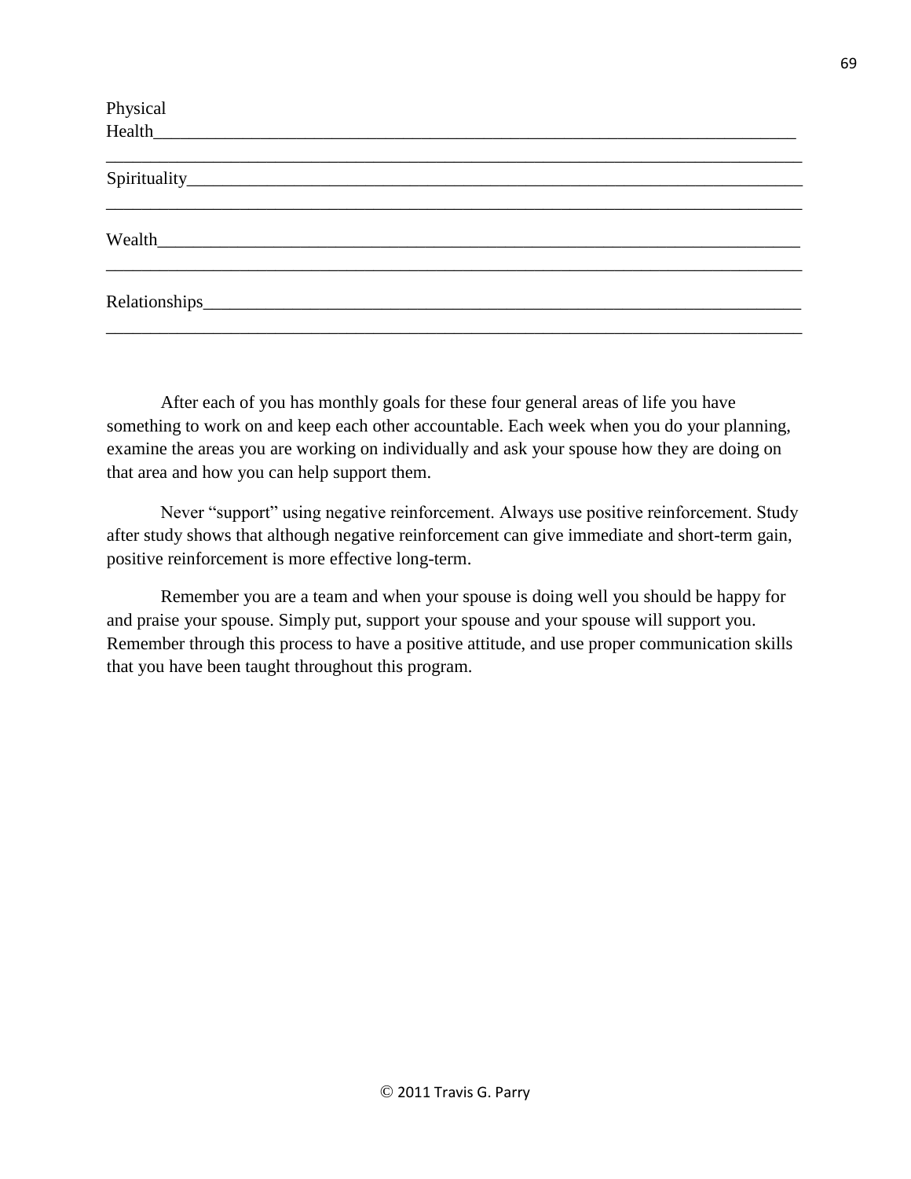Physical Health________________________________________________________________________

_____________________________________________________________________________________

Spirituality______________________________________________________________________

_____________________________________________________________________________________

Wealth__________________________________________________________________________

_____________________________________________________________________________________

Relationships_____________________________________________________________________

_____________________________________________________________________________________

After each of you has monthly goals for these four general areas of life you have something to work on and keep each other accountable. Each week when you do your planning, examine the areas you are working on individually and ask your spouse how they are doing on that area and how you can help support them.

Never "support" using negative reinforcement. Always use positive reinforcement. Study after study shows that although negative reinforcement can give immediate and short-term gain, positive reinforcement is more effective long-term.

Remember you are a team and when your spouse is doing well you should be happy for and praise your spouse. Simply put, support your spouse and your spouse will support you. Remember through this process to have a positive attitude, and use proper communication skills that you have been taught throughout this program.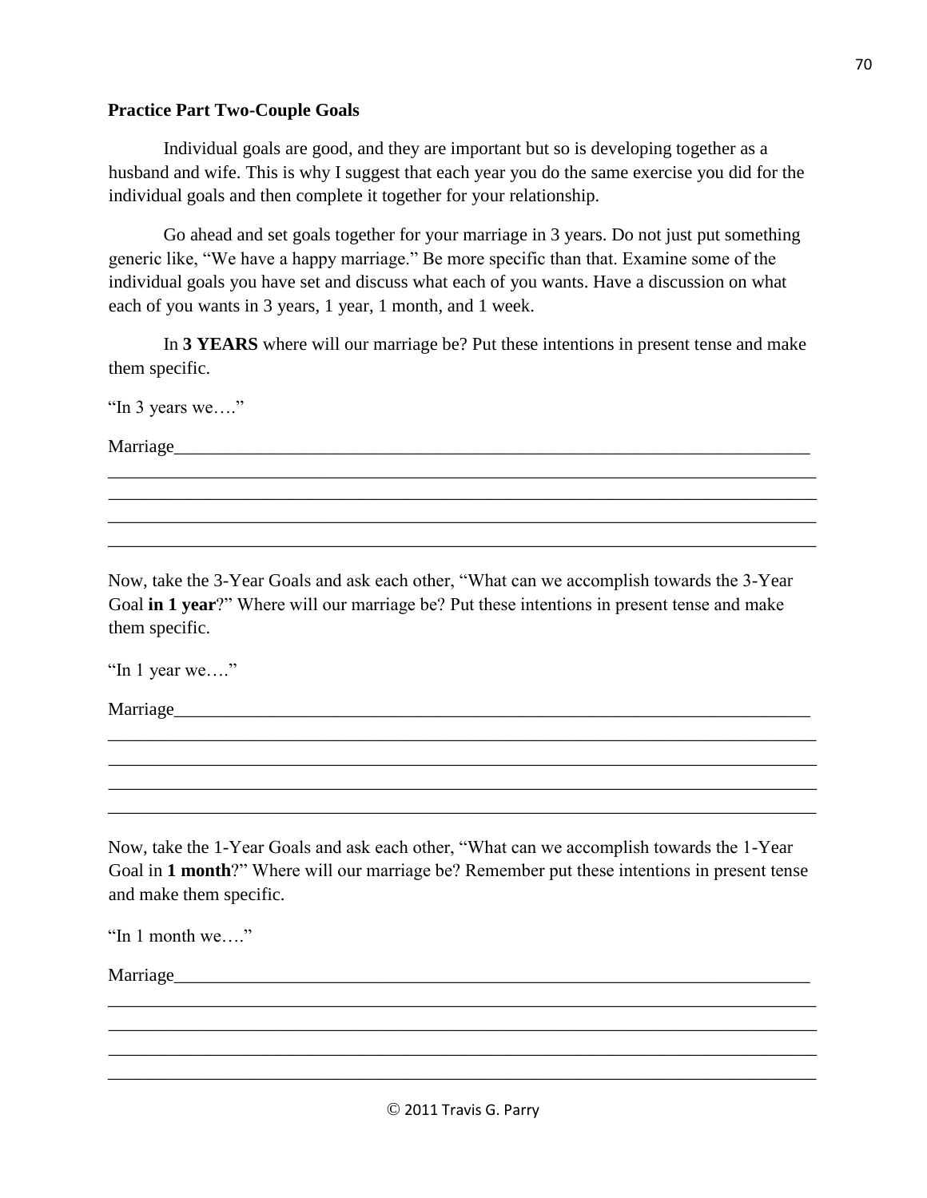**Practice Part Two-Couple Goals**

Individual goals are good, and they are important but so is developing together as a husband and wife. This is why I suggest that each year you do the same exercise you did for the individual goals and then complete it together for your relationship.

Go ahead and set goals together for your marriage in 3 years. Do not just put something generic like, "We have a happy marriage." Be more specific than that. Examine some of the individual goals you have set and discuss what each of you wants. Have a discussion on what each of you wants in 3 years, 1 year, 1 month, and 1 week.

In **3 YEARS** where will our marriage be? Put these intentions in present tense and make them specific.

"In 3 years we…."

Marriage\_\_\_\_\_\_\_\_\_\_\_\_\_\_\_\_\_\_\_\_\_\_\_\_\_\_\_\_\_\_\_\_\_\_\_\_\_\_\_\_\_\_\_\_\_\_\_\_\_\_\_\_\_\_\_\_\_\_\_\_\_\_\_\_\_\_\_\_
\_\_\_\_\_\_\_\_\_\_\_\_\_\_\_\_\_\_\_\_\_\_\_\_\_\_\_\_\_\_\_\_\_\_\_\_\_\_\_\_\_\_\_\_\_\_\_\_\_\_\_\_\_\_\_\_\_\_\_\_\_\_\_\_\_\_\_\_\_\_\_\_\_\_\_\_
\_\_\_\_\_\_\_\_\_\_\_\_\_\_\_\_\_\_\_\_\_\_\_\_\_\_\_\_\_\_\_\_\_\_\_\_\_\_\_\_\_\_\_\_\_\_\_\_\_\_\_\_\_\_\_\_\_\_\_\_\_\_\_\_\_\_\_\_\_\_\_\_\_\_\_\_
\_\_\_\_\_\_\_\_\_\_\_\_\_\_\_\_\_\_\_\_\_\_\_\_\_\_\_\_\_\_\_\_\_\_\_\_\_\_\_\_\_\_\_\_\_\_\_\_\_\_\_\_\_\_\_\_\_\_\_\_\_\_\_\_\_\_\_\_\_\_\_\_\_\_\_\_
\_\_\_\_\_\_\_\_\_\_\_\_\_\_\_\_\_\_\_\_\_\_\_\_\_\_\_\_\_\_\_\_\_\_\_\_\_\_\_\_\_\_\_\_\_\_\_\_\_\_\_\_\_\_\_\_\_\_\_\_\_\_\_\_\_\_\_\_\_\_\_\_\_\_\_\_

Now, take the 3-Year Goals and ask each other, "What can we accomplish towards the 3-Year Goal **in 1 year**?" Where will our marriage be? Put these intentions in present tense and make them specific.

"In 1 year we…."

Marriage\_\_\_\_\_\_\_\_\_\_\_\_\_\_\_\_\_\_\_\_\_\_\_\_\_\_\_\_\_\_\_\_\_\_\_\_\_\_\_\_\_\_\_\_\_\_\_\_\_\_\_\_\_\_\_\_\_\_\_\_\_\_\_\_\_\_\_\_
\_\_\_\_\_\_\_\_\_\_\_\_\_\_\_\_\_\_\_\_\_\_\_\_\_\_\_\_\_\_\_\_\_\_\_\_\_\_\_\_\_\_\_\_\_\_\_\_\_\_\_\_\_\_\_\_\_\_\_\_\_\_\_\_\_\_\_\_\_\_\_\_\_\_\_\_
\_\_\_\_\_\_\_\_\_\_\_\_\_\_\_\_\_\_\_\_\_\_\_\_\_\_\_\_\_\_\_\_\_\_\_\_\_\_\_\_\_\_\_\_\_\_\_\_\_\_\_\_\_\_\_\_\_\_\_\_\_\_\_\_\_\_\_\_\_\_\_\_\_\_\_\_
\_\_\_\_\_\_\_\_\_\_\_\_\_\_\_\_\_\_\_\_\_\_\_\_\_\_\_\_\_\_\_\_\_\_\_\_\_\_\_\_\_\_\_\_\_\_\_\_\_\_\_\_\_\_\_\_\_\_\_\_\_\_\_\_\_\_\_\_\_\_\_\_\_\_\_\_
\_\_\_\_\_\_\_\_\_\_\_\_\_\_\_\_\_\_\_\_\_\_\_\_\_\_\_\_\_\_\_\_\_\_\_\_\_\_\_\_\_\_\_\_\_\_\_\_\_\_\_\_\_\_\_\_\_\_\_\_\_\_\_\_\_\_\_\_\_\_\_\_\_\_\_\_

Now, take the 1-Year Goals and ask each other, "What can we accomplish towards the 1-Year Goal in **1 month**?" Where will our marriage be? Remember put these intentions in present tense and make them specific.

"In 1 month we…."

Marriage\_\_\_\_\_\_\_\_\_\_\_\_\_\_\_\_\_\_\_\_\_\_\_\_\_\_\_\_\_\_\_\_\_\_\_\_\_\_\_\_\_\_\_\_\_\_\_\_\_\_\_\_\_\_\_\_\_\_\_\_\_\_\_\_\_\_\_\_
\_\_\_\_\_\_\_\_\_\_\_\_\_\_\_\_\_\_\_\_\_\_\_\_\_\_\_\_\_\_\_\_\_\_\_\_\_\_\_\_\_\_\_\_\_\_\_\_\_\_\_\_\_\_\_\_\_\_\_\_\_\_\_\_\_\_\_\_\_\_\_\_\_\_\_\_
\_\_\_\_\_\_\_\_\_\_\_\_\_\_\_\_\_\_\_\_\_\_\_\_\_\_\_\_\_\_\_\_\_\_\_\_\_\_\_\_\_\_\_\_\_\_\_\_\_\_\_\_\_\_\_\_\_\_\_\_\_\_\_\_\_\_\_\_\_\_\_\_\_\_\_\_
\_\_\_\_\_\_\_\_\_\_\_\_\_\_\_\_\_\_\_\_\_\_\_\_\_\_\_\_\_\_\_\_\_\_\_\_\_\_\_\_\_\_\_\_\_\_\_\_\_\_\_\_\_\_\_\_\_\_\_\_\_\_\_\_\_\_\_\_\_\_\_\_\_\_\_\_
\_\_\_\_\_\_\_\_\_\_\_\_\_\_\_\_\_\_\_\_\_\_\_\_\_\_\_\_\_\_\_\_\_\_\_\_\_\_\_\_\_\_\_\_\_\_\_\_\_\_\_\_\_\_\_\_\_\_\_\_\_\_\_\_\_\_\_\_\_\_\_\_\_\_\_\_

© 2011 Travis G. Parry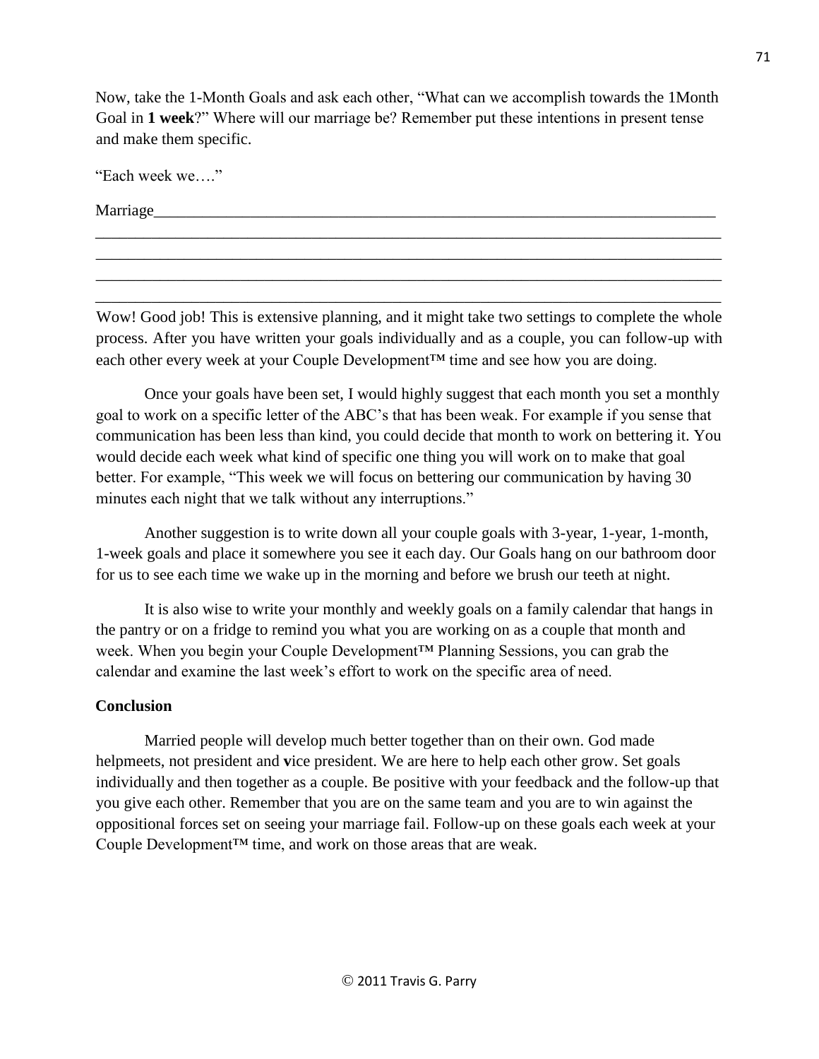Now, take the 1-Month Goals and ask each other, "What can we accomplish towards the 1Month Goal in **1 week**?" Where will our marriage be? Remember put these intentions in present tense and make them specific.

"Each week we…."

Marriage___________________________________________________________________________
______________________________________________________________________________________
______________________________________________________________________________________
______________________________________________________________________________________
______________________________________________________________________________________

Wow! Good job! This is extensive planning, and it might take two settings to complete the whole process. After you have written your goals individually and as a couple, you can follow-up with each other every week at your Couple Development™ time and see how you are doing.

Once your goals have been set, I would highly suggest that each month you set a monthly goal to work on a specific letter of the ABC's that has been weak. For example if you sense that communication has been less than kind, you could decide that month to work on bettering it. You would decide each week what kind of specific one thing you will work on to make that goal better. For example, "This week we will focus on bettering our communication by having 30 minutes each night that we talk without any interruptions."

Another suggestion is to write down all your couple goals with 3-year, 1-year, 1-month, 1-week goals and place it somewhere you see it each day. Our Goals hang on our bathroom door for us to see each time we wake up in the morning and before we brush our teeth at night.

It is also wise to write your monthly and weekly goals on a family calendar that hangs in the pantry or on a fridge to remind you what you are working on as a couple that month and week. When you begin your Couple Development™ Planning Sessions, you can grab the calendar and examine the last week's effort to work on the specific area of need.

**Conclusion**

Married people will develop much better together than on their own. God made helpmeets, not president and **v**ice president. We are here to help each other grow. Set goals individually and then together as a couple. Be positive with your feedback and the follow-up that you give each other. Remember that you are on the same team and you are to win against the oppositional forces set on seeing your marriage fail. Follow-up on these goals each week at your Couple Development™ time, and work on those areas that are weak.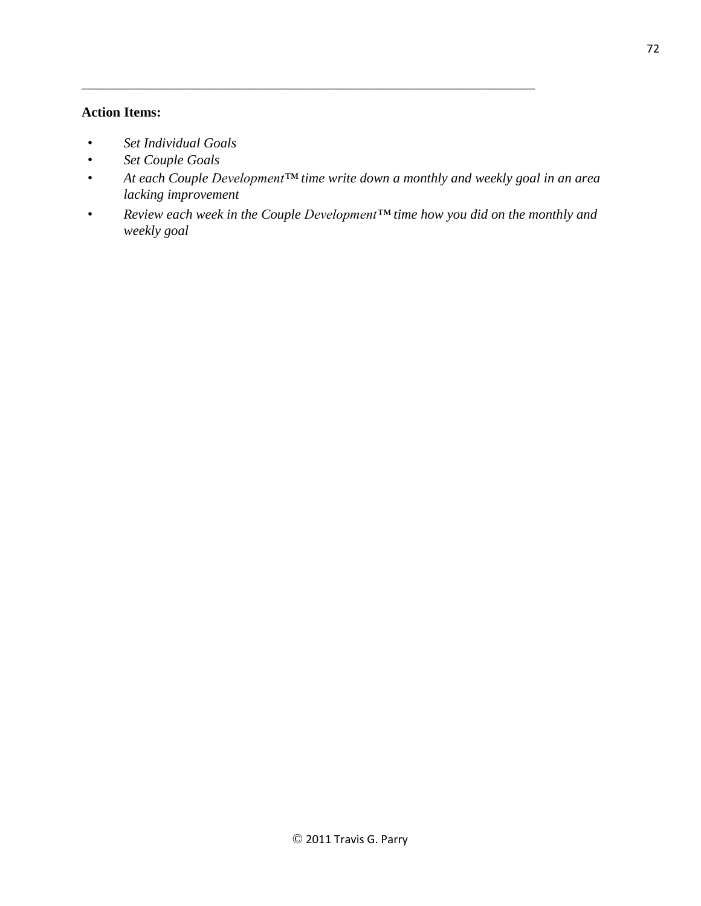---

**Action Items:**

- *Set Individual Goals*
- *Set Couple Goals*
- *At each Couple Development™ time write down a monthly and weekly goal in an area lacking improvement*
- *Review each week in the Couple Development™ time how you did on the monthly and weekly goal*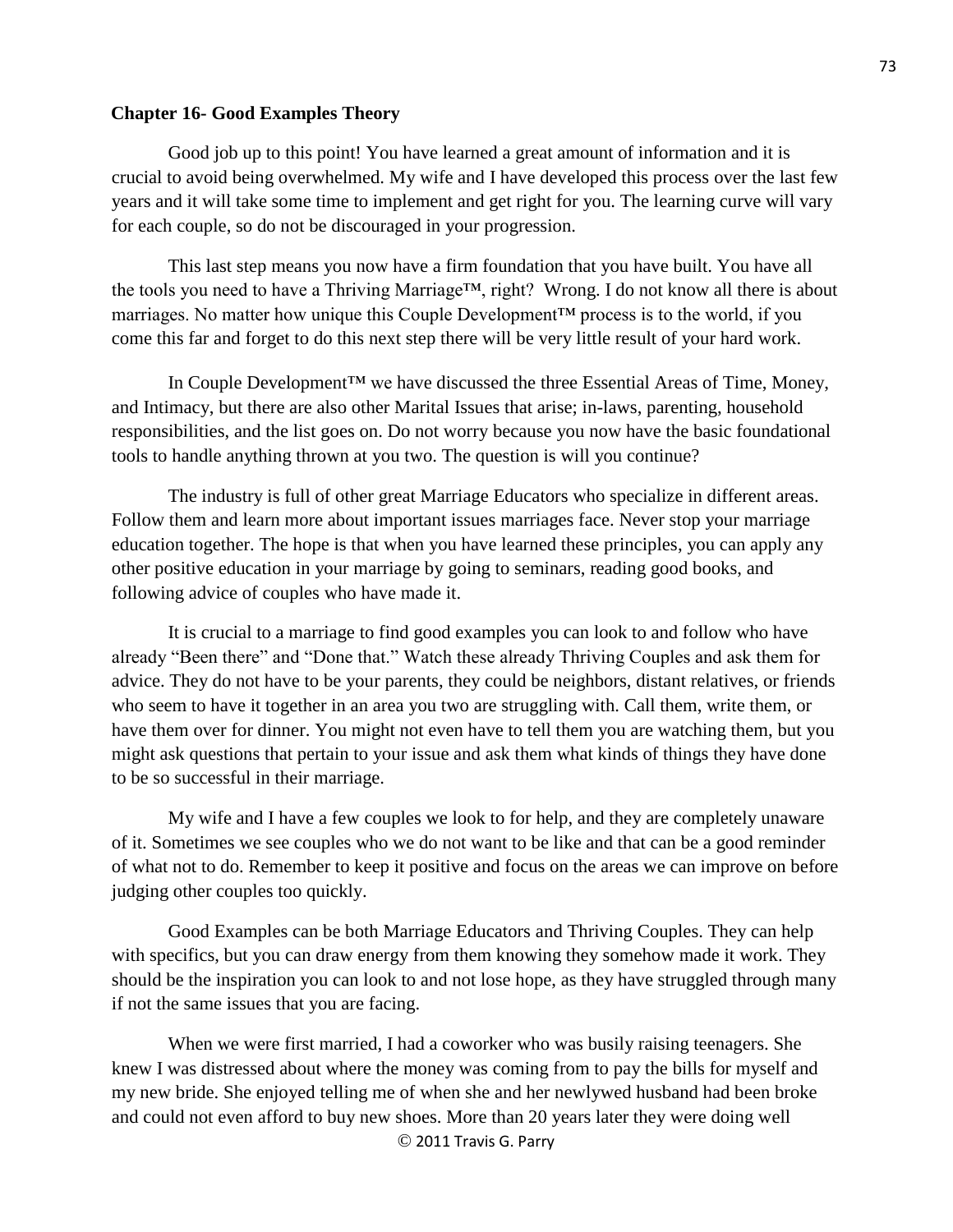## Chapter 16- Good Examples Theory

Good job up to this point! You have learned a great amount of information and it is crucial to avoid being overwhelmed. My wife and I have developed this process over the last few years and it will take some time to implement and get right for you. The learning curve will vary for each couple, so do not be discouraged in your progression.

This last step means you now have a firm foundation that you have built. You have all the tools you need to have a Thriving Marriage™, right? Wrong. I do not know all there is about marriages. No matter how unique this Couple Development™ process is to the world, if you come this far and forget to do this next step there will be very little result of your hard work.

In Couple Development™ we have discussed the three Essential Areas of Time, Money, and Intimacy, but there are also other Marital Issues that arise; in-laws, parenting, household responsibilities, and the list goes on. Do not worry because you now have the basic foundational tools to handle anything thrown at you two. The question is will you continue?

The industry is full of other great Marriage Educators who specialize in different areas. Follow them and learn more about important issues marriages face. Never stop your marriage education together. The hope is that when you have learned these principles, you can apply any other positive education in your marriage by going to seminars, reading good books, and following advice of couples who have made it.

It is crucial to a marriage to find good examples you can look to and follow who have already "Been there" and "Done that." Watch these already Thriving Couples and ask them for advice. They do not have to be your parents, they could be neighbors, distant relatives, or friends who seem to have it together in an area you two are struggling with. Call them, write them, or have them over for dinner. You might not even have to tell them you are watching them, but you might ask questions that pertain to your issue and ask them what kinds of things they have done to be so successful in their marriage.

My wife and I have a few couples we look to for help, and they are completely unaware of it. Sometimes we see couples who we do not want to be like and that can be a good reminder of what not to do. Remember to keep it positive and focus on the areas we can improve on before judging other couples too quickly.

Good Examples can be both Marriage Educators and Thriving Couples. They can help with specifics, but you can draw energy from them knowing they somehow made it work. They should be the inspiration you can look to and not lose hope, as they have struggled through many if not the same issues that you are facing.

When we were first married, I had a coworker who was busily raising teenagers. She knew I was distressed about where the money was coming from to pay the bills for myself and my new bride. She enjoyed telling me of when she and her newlywed husband had been broke and could not even afford to buy new shoes. More than 20 years later they were doing well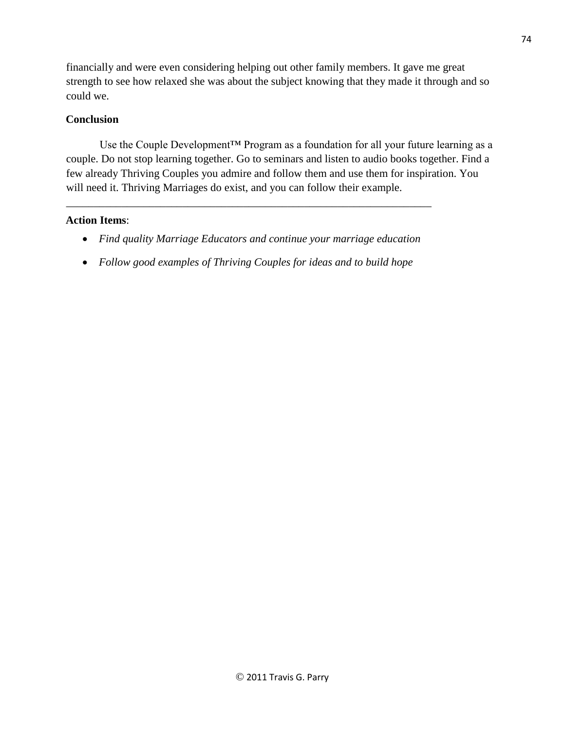financially and were even considering helping out other family members. It gave me great strength to see how relaxed she was about the subject knowing that they made it through and so could we.

**Conclusion**

Use the Couple Development™ Program as a foundation for all your future learning as a couple. Do not stop learning together. Go to seminars and listen to audio books together. Find a few already Thriving Couples you admire and follow them and use them for inspiration. You will need it. Thriving Marriages do exist, and you can follow their example.

---

**Action Items**:

- *Find quality Marriage Educators and continue your marriage education*
- *Follow good examples of Thriving Couples for ideas and to build hope*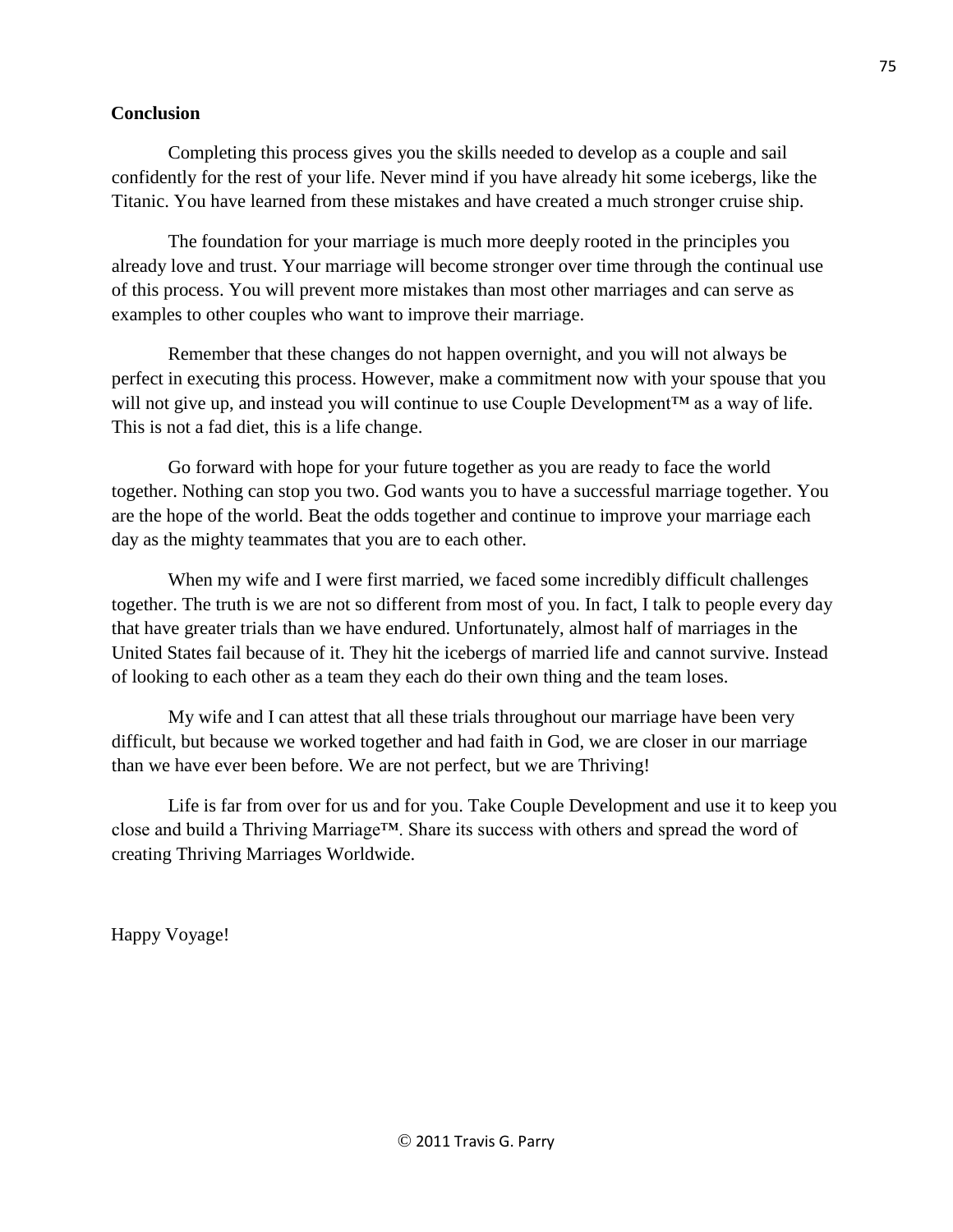**Conclusion**

Completing this process gives you the skills needed to develop as a couple and sail confidently for the rest of your life. Never mind if you have already hit some icebergs, like the Titanic. You have learned from these mistakes and have created a much stronger cruise ship.

The foundation for your marriage is much more deeply rooted in the principles you already love and trust. Your marriage will become stronger over time through the continual use of this process. You will prevent more mistakes than most other marriages and can serve as examples to other couples who want to improve their marriage.

Remember that these changes do not happen overnight, and you will not always be perfect in executing this process. However, make a commitment now with your spouse that you will not give up, and instead you will continue to use Couple Development™ as a way of life. This is not a fad diet, this is a life change.

Go forward with hope for your future together as you are ready to face the world together. Nothing can stop you two. God wants you to have a successful marriage together. You are the hope of the world. Beat the odds together and continue to improve your marriage each day as the mighty teammates that you are to each other.

When my wife and I were first married, we faced some incredibly difficult challenges together. The truth is we are not so different from most of you. In fact, I talk to people every day that have greater trials than we have endured. Unfortunately, almost half of marriages in the United States fail because of it. They hit the icebergs of married life and cannot survive. Instead of looking to each other as a team they each do their own thing and the team loses.

My wife and I can attest that all these trials throughout our marriage have been very difficult, but because we worked together and had faith in God, we are closer in our marriage than we have ever been before. We are not perfect, but we are Thriving!

Life is far from over for us and for you. Take Couple Development and use it to keep you close and build a Thriving Marriage™. Share its success with others and spread the word of creating Thriving Marriages Worldwide.

Happy Voyage!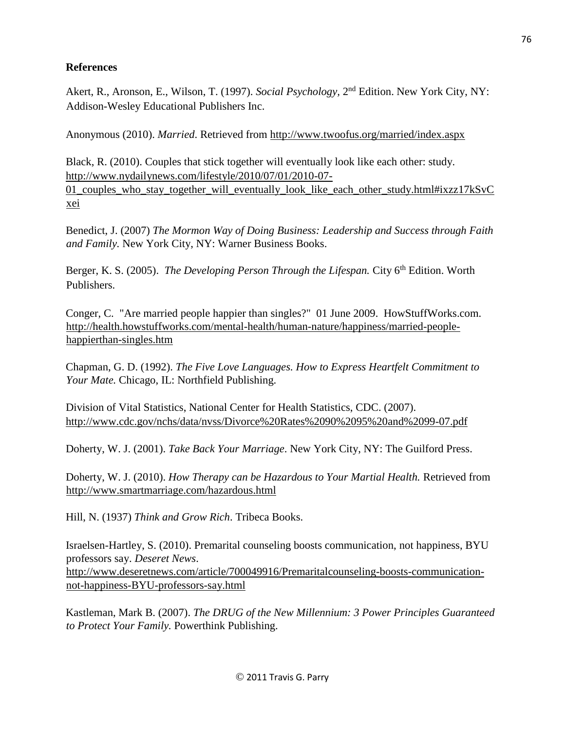**References**

Akert, R., Aronson, E., Wilson, T. (1997). *Social Psychology*, 2nd Edition. New York City, NY: Addison-Wesley Educational Publishers Inc.

Anonymous (2010). *Married*. Retrieved from http://www.twoofus.org/married/index.aspx

Black, R. (2010). Couples that stick together will eventually look like each other: study. http://www.nydailynews.com/lifestyle/2010/07/01/2010-07-01_couples_who_stay_together_will_eventually_look_like_each_other_study.html#ixzz17kSvCxei

Benedict, J. (2007) *The Mormon Way of Doing Business: Leadership and Success through Faith and Family.* New York City, NY: Warner Business Books.

Berger, K. S. (2005). *The Developing Person Through the Lifespan.* City 6th Edition. Worth Publishers.

Conger, C. "Are married people happier than singles?" 01 June 2009. HowStuffWorks.com. http://health.howstuffworks.com/mental-health/human-nature/happiness/married-people-happierthan-singles.htm

Chapman, G. D. (1992). *The Five Love Languages. How to Express Heartfelt Commitment to Your Mate.* Chicago, IL: Northfield Publishing.

Division of Vital Statistics, National Center for Health Statistics, CDC. (2007). http://www.cdc.gov/nchs/data/nvss/Divorce%20Rates%2090%2095%20and%2099-07.pdf

Doherty, W. J. (2001). *Take Back Your Marriage*. New York City, NY: The Guilford Press.

Doherty, W. J. (2010). *How Therapy can be Hazardous to Your Martial Health.* Retrieved from http://www.smartmarriage.com/hazardous.html

Hill, N. (1937) *Think and Grow Rich*. Tribeca Books.

Israelsen-Hartley, S. (2010). Premarital counseling boosts communication, not happiness, BYU professors say. *Deseret News*. http://www.deseretnews.com/article/700049916/Premaritalcounseling-boosts-communication-not-happiness-BYU-professors-say.html

Kastleman, Mark B. (2007). *The DRUG of the New Millennium: 3 Power Principles Guaranteed to Protect Your Family.* Powerthink Publishing.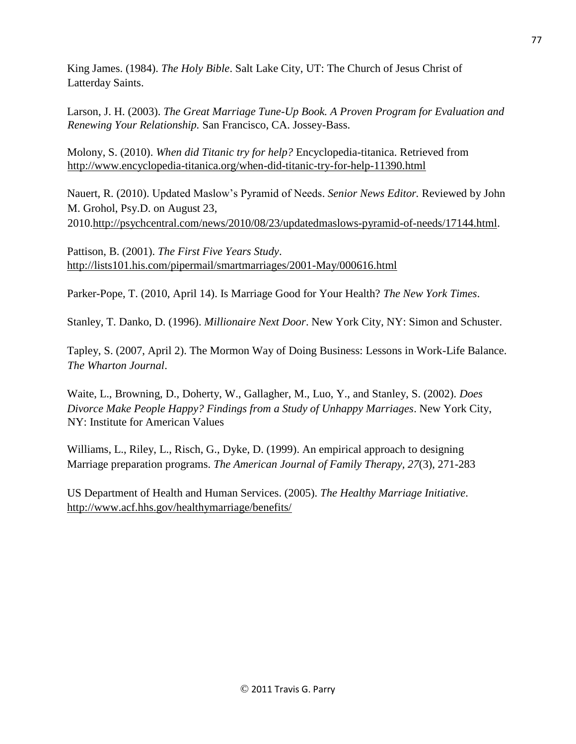King James. (1984). *The Holy Bible*. Salt Lake City, UT: The Church of Jesus Christ of Latterday Saints.

Larson, J. H. (2003). *The Great Marriage Tune-Up Book. A Proven Program for Evaluation and Renewing Your Relationship.* San Francisco, CA. Jossey-Bass.

Molony, S. (2010). *When did Titanic try for help?* Encyclopedia-titanica. Retrieved from http://www.encyclopedia-titanica.org/when-did-titanic-try-for-help-11390.html

Nauert, R. (2010). Updated Maslow's Pyramid of Needs. *Senior News Editor.* Reviewed by John M. Grohol, Psy.D. on August 23, 2010.http://psychcentral.com/news/2010/08/23/updatedmaslows-pyramid-of-needs/17144.html.

Pattison, B. (2001). *The First Five Years Study*. http://lists101.his.com/pipermail/smartmarriages/2001-May/000616.html

Parker-Pope, T. (2010, April 14). Is Marriage Good for Your Health? *The New York Times*.

Stanley, T. Danko, D. (1996). *Millionaire Next Door*. New York City, NY: Simon and Schuster.

Tapley, S. (2007, April 2). The Mormon Way of Doing Business: Lessons in Work-Life Balance. *The Wharton Journal*.

Waite, L., Browning, D., Doherty, W., Gallagher, M., Luo, Y., and Stanley, S. (2002). *Does Divorce Make People Happy? Findings from a Study of Unhappy Marriages*. New York City, NY: Institute for American Values

Williams, L., Riley, L., Risch, G., Dyke, D. (1999). An empirical approach to designing Marriage preparation programs. *The American Journal of Family Therapy*, *27*(3), 271-283

US Department of Health and Human Services. (2005). *The Healthy Marriage Initiative*. http://www.acf.hhs.gov/healthymarriage/benefits/

© 2011 Travis G. Parry